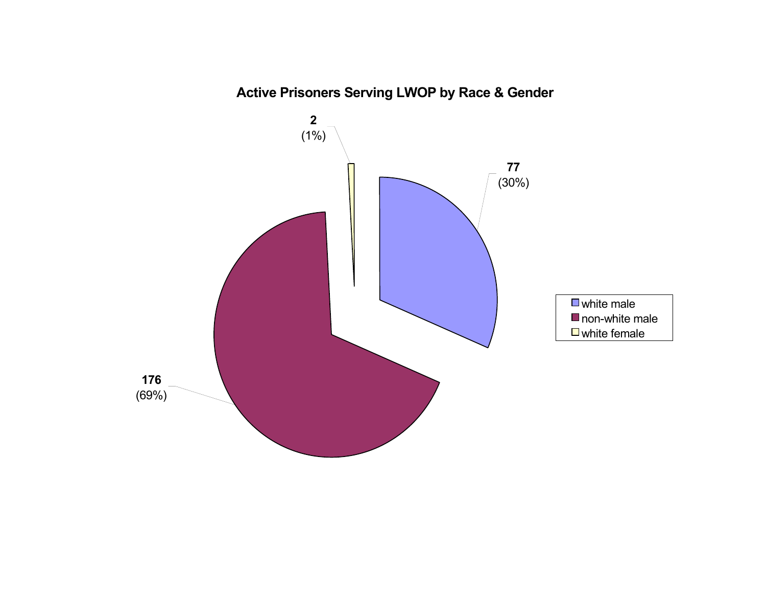**Active Prisoners Serving LWOP by Race & Gender**

| Category | Count | Percent |
|---|---|---|
| white male | 77 | (30%) |
| non-white male | 176 | (69%) |
| white female | 2 | (1%) |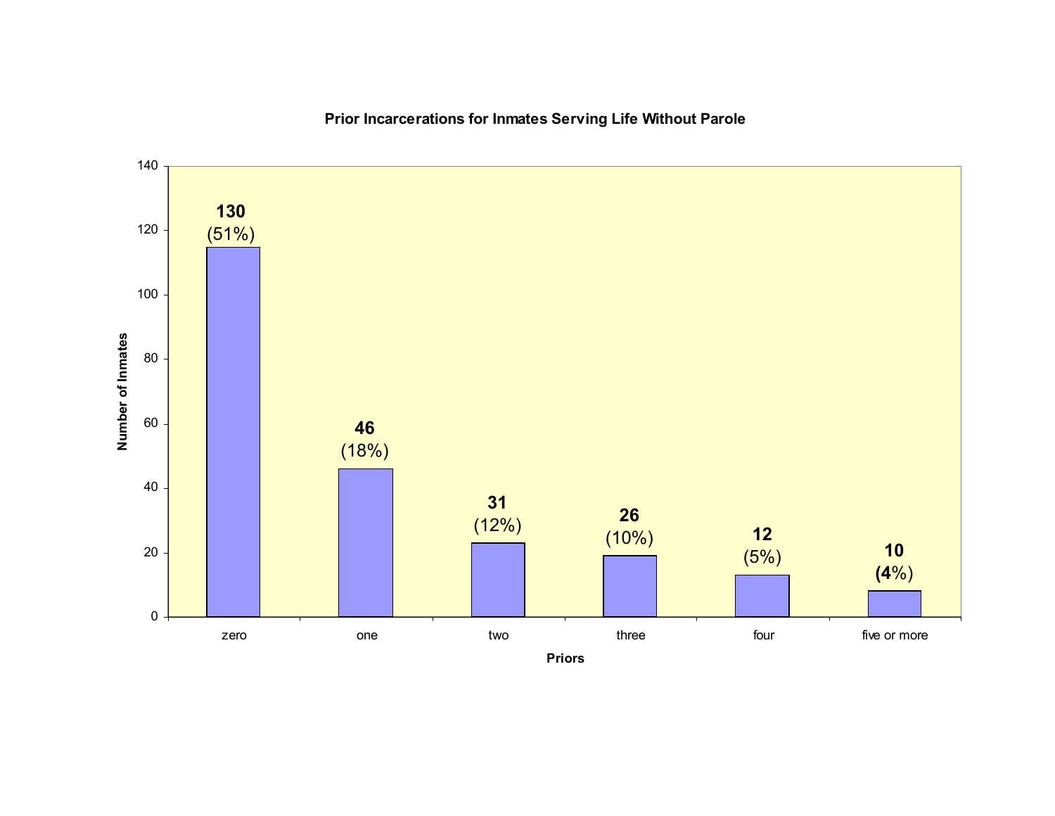**Prior Incarcerations for Inmates Serving Life Without Parole**

| Priors | Number of Inmates |
|---|---|
| zero | 130 (51%) |
| one | 46 (18%) |
| two | 31 (12%) |
| three | 26 (10%) |
| four | 12 (5%) |
| five or more | 10 (4%) |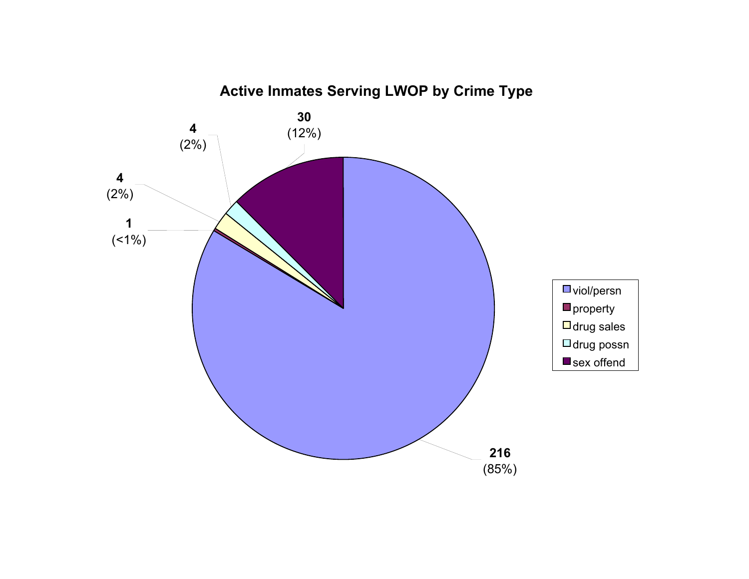## Active Inmates Serving LWOP by Crime Type

| Crime Type | Count | Percent |
| --- | --- | --- |
| viol/persn | 216 | (85%) |
| property | 1 | (<1%) |
| drug sales | 4 | (2%) |
| drug possn | 4 | (2%) |
| sex offend | 30 | (12%) |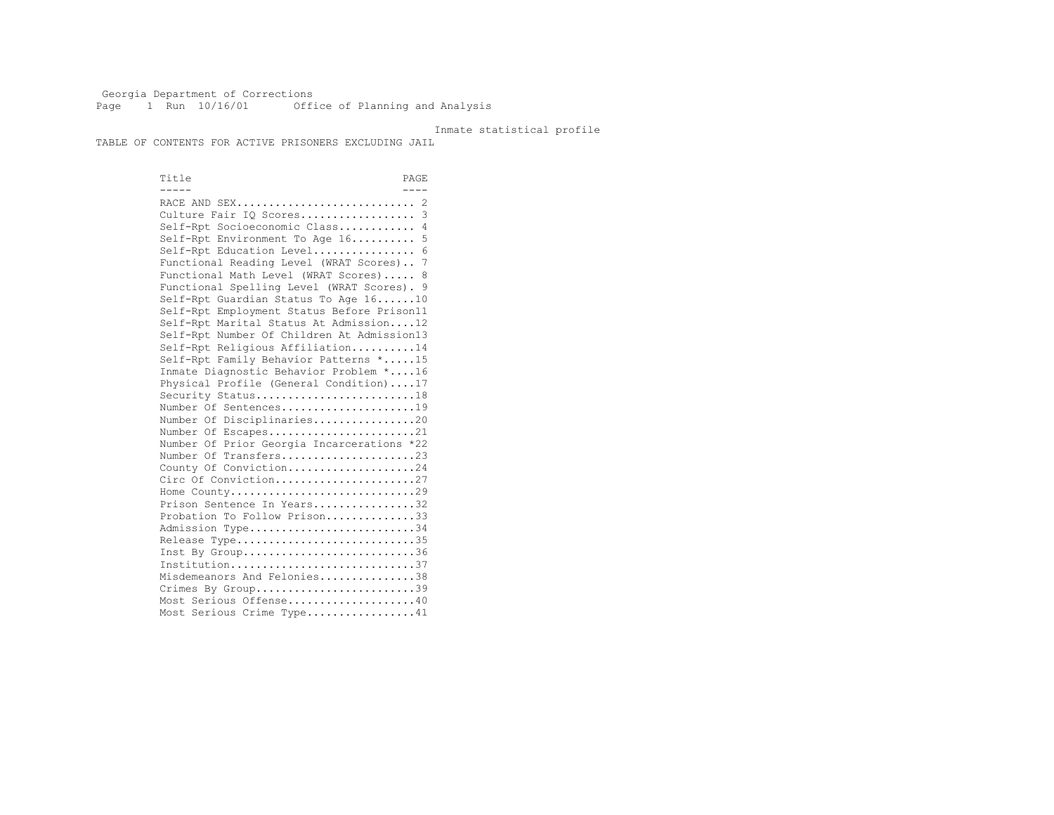Georgia Department of Corrections
Page 1 Run 10/16/01 Office of Planning and Analysis

Inmate statistical profile

TABLE OF CONTENTS FOR ACTIVE PRISONERS EXCLUDING JAIL

| Title | PAGE |
| --- | --- |
| RACE AND SEX | 2 |
| Culture Fair IQ Scores | 3 |
| Self-Rpt Socioeconomic Class | 4 |
| Self-Rpt Environment To Age 16 | 5 |
| Self-Rpt Education Level | 6 |
| Functional Reading Level (WRAT Scores) | 7 |
| Functional Math Level (WRAT Scores) | 8 |
| Functional Spelling Level (WRAT Scores) | 9 |
| Self-Rpt Guardian Status To Age 16 | 10 |
| Self-Rpt Employment Status Before Prison | 11 |
| Self-Rpt Marital Status At Admission | 12 |
| Self-Rpt Number Of Children At Admission | 13 |
| Self-Rpt Religious Affiliation | 14 |
| Self-Rpt Family Behavior Patterns * | 15 |
| Inmate Diagnostic Behavior Problem * | 16 |
| Physical Profile (General Condition) | 17 |
| Security Status | 18 |
| Number Of Sentences | 19 |
| Number Of Disciplinaries | 20 |
| Number Of Escapes | 21 |
| Number Of Prior Georgia Incarcerations * | 22 |
| Number Of Transfers | 23 |
| County Of Conviction | 24 |
| Circ Of Conviction | 27 |
| Home County | 29 |
| Prison Sentence In Years | 32 |
| Probation To Follow Prison | 33 |
| Admission Type | 34 |
| Release Type | 35 |
| Inst By Group | 36 |
| Institution | 37 |
| Misdemeanors And Felonies | 38 |
| Crimes By Group | 39 |
| Most Serious Offense | 40 |
| Most Serious Crime Type | 41 |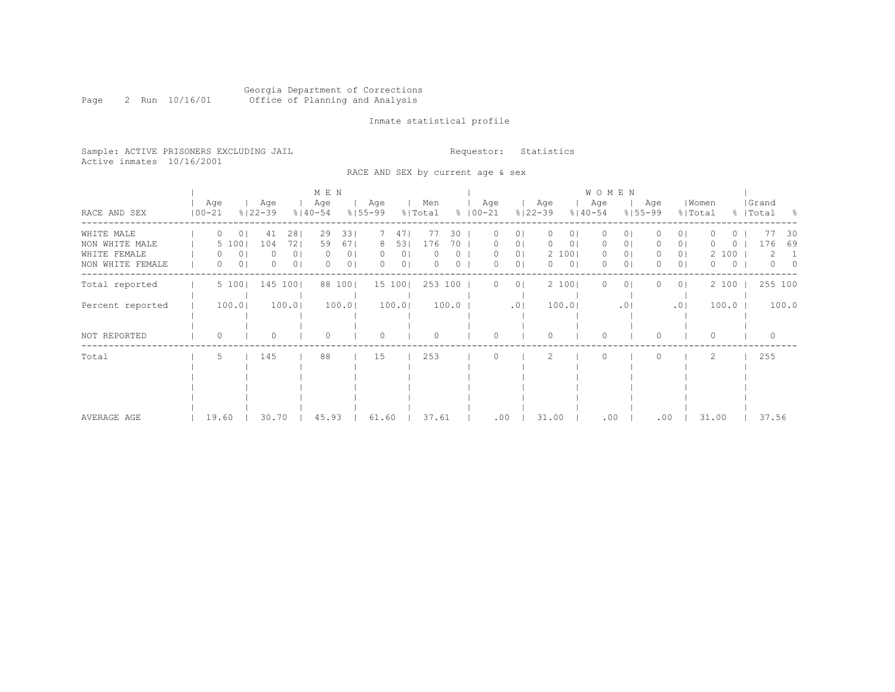Georgia Department of Corrections
Office of Planning and Analysis

Inmate statistical profile

Sample: ACTIVE PRISONERS EXCLUDING JAIL

Requestor: Statistics

Active inmates 10/16/2001

RACE AND SEX by current age & sex

| RACE AND SEX | MEN Age 00-21 | % | Age 22-39 | % | Age 40-54 | % | Age 55-99 | % | Men Total | % | WOMEN Age 00-21 | % | Age 22-39 | % | Age 40-54 | % | Age 55-99 | % | Women Total | % | Grand Total | % |
|---|---|---|---|---|---|---|---|---|---|---|---|---|---|---|---|---|---|---|---|---|---|---|
| WHITE MALE | 0 | 0 | 41 | 28 | 29 | 33 | 7 | 47 | 77 | 30 | 0 | 0 | 0 | 0 | 0 | 0 | 0 | 0 | 0 | 0 | 77 | 30 |
| NON WHITE MALE | 5 | 100 | 104 | 72 | 59 | 67 | 8 | 53 | 176 | 70 | 0 | 0 | 0 | 0 | 0 | 0 | 0 | 0 | 0 | 0 | 176 | 69 |
| WHITE FEMALE | 0 | 0 | 0 | 0 | 0 | 0 | 0 | 0 | 0 | 0 | 0 | 0 | 2 | 100 | 0 | 0 | 0 | 0 | 2 | 100 | 2 | 1 |
| NON WHITE FEMALE | 0 | 0 | 0 | 0 | 0 | 0 | 0 | 0 | 0 | 0 | 0 | 0 | 0 | 0 | 0 | 0 | 0 | 0 | 0 | 0 | 0 | 0 |
| Total reported | 5 | 100 | 145 | 100 | 88 | 100 | 15 | 100 | 253 | 100 | 0 | 0 | 2 | 100 | 0 | 0 | 0 | 0 | 2 | 100 | 255 | 100 |
| Percent reported | 100.0 | | 100.0 | | 100.0 | | 100.0 | | 100.0 | | .0 | | 100.0 | | .0 | | .0 | | 100.0 | | 100.0 | |
| NOT REPORTED | 0 | | 0 | | 0 | | 0 | | 0 | | 0 | | 0 | | 0 | | 0 | | 0 | | 0 | |
| Total | 5 | | 145 | | 88 | | 15 | | 253 | | 0 | | 2 | | 0 | | 0 | | 2 | | 255 | |
| AVERAGE AGE | 19.60 | | 30.70 | | 45.93 | | 61.60 | | 37.61 | | .00 | | 31.00 | | .00 | | .00 | | 31.00 | | 37.56 | |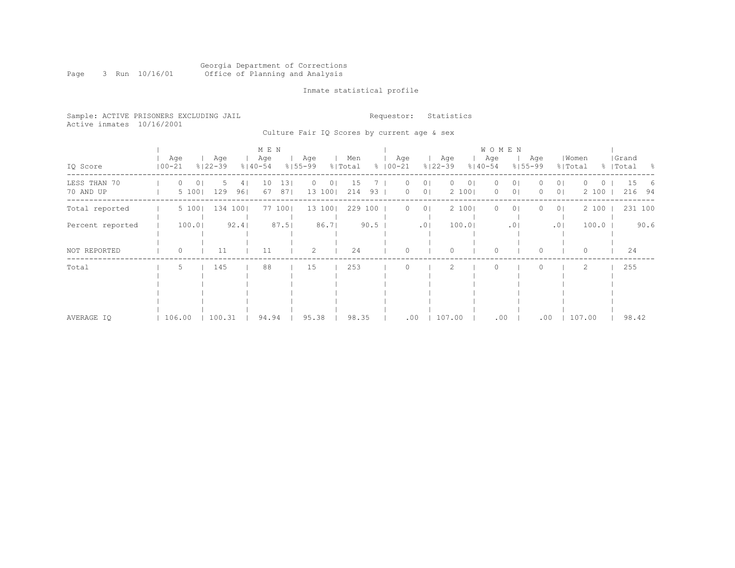Georgia Department of Corrections
Office of Planning and Analysis

Inmate statistical profile

Sample: ACTIVE PRISONERS EXCLUDING JAIL
Active inmates 10/16/2001

Requestor: Statistics

Culture Fair IQ Scores by current age & sex

| IQ Score | MEN Age 00-21 | % | Age 22-39 | % | Age 40-54 | % | Age 55-99 | % | Men Total | % | WOMEN Age 00-21 | % | Age 22-39 | % | Age 40-54 | % | Age 55-99 | % | Women Total | % | Grand Total | % |
|---|---|---|---|---|---|---|---|---|---|---|---|---|---|---|---|---|---|---|---|---|---|---|
| LESS THAN 70 | 0 | 0 | 5 | 4 | 10 | 13 | 0 | 0 | 15 | 7 | 0 | 0 | 0 | 0 | 0 | 0 | 0 | 0 | 0 | 0 | 15 | 6 |
| 70 AND UP | 5 | 100 | 129 | 96 | 67 | 87 | 13 | 100 | 214 | 93 | 0 | 0 | 2 | 100 | 0 | 0 | 0 | 0 | 2 | 100 | 216 | 94 |
| Total reported | 5 | 100 | 134 | 100 | 77 | 100 | 13 | 100 | 229 | 100 | 0 | 0 | 2 | 100 | 0 | 0 | 0 | 0 | 2 | 100 | 231 | 100 |
| Percent reported | 100.0 | | 92.4 | | 87.5 | | 86.7 | | 90.5 | | .0 | | 100.0 | | .0 | | .0 | | 100.0 | | 90.6 | |
| NOT REPORTED | 0 | | 11 | | 11 | | 2 | | 24 | | 0 | | 0 | | 0 | | 0 | | 0 | | 24 | |
| Total | 5 | | 145 | | 88 | | 15 | | 253 | | 0 | | 2 | | 0 | | 0 | | 2 | | 255 | |
| AVERAGE IQ | 106.00 | | 100.31 | | 94.94 | | 95.38 | | 98.35 | | .00 | | 107.00 | | .00 | | .00 | | 107.00 | | 98.42 | |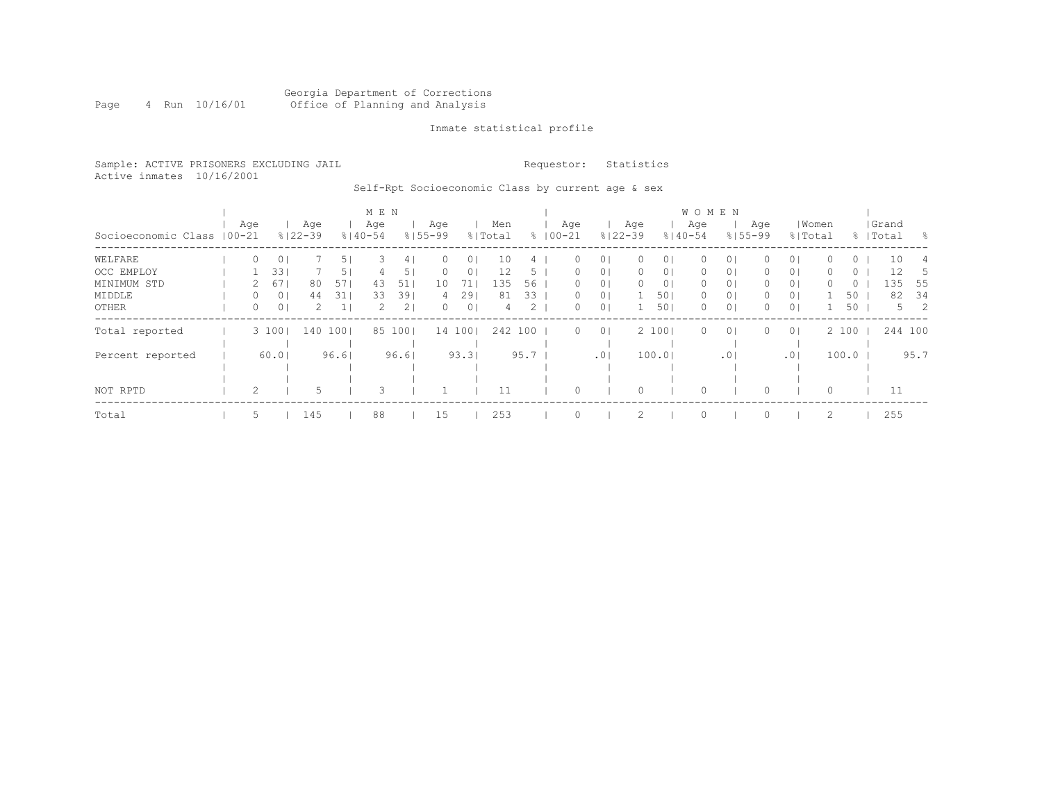Georgia Department of Corrections
Office of Planning and Analysis

Inmate statistical profile

Sample: ACTIVE PRISONERS EXCLUDING JAIL

Requestor: Statistics

Active inmates 10/16/2001

Self-Rpt Socioeconomic Class by current age & sex

| | MEN | | | | | | | | | | WOMEN | | | | | | | | | | | |
|---|---|---|---|---|---|---|---|---|---|---|---|---|---|---|---|---|---|---|---|---|---|---|
| Socioeconomic Class | Age 00-21 | % | Age 22-39 | % | Age 40-54 | % | Age 55-99 | % | Men Total | % | Age 00-21 | % | Age 22-39 | % | Age 40-54 | % | Age 55-99 | % | Women Total | % | Grand Total | % |
| WELFARE | 0 | 0 | 7 | 5 | 3 | 4 | 0 | 0 | 10 | 4 | 0 | 0 | 0 | 0 | 0 | 0 | 0 | 0 | 0 | 0 | 10 | 4 |
| OCC EMPLOY | 1 | 33 | 7 | 5 | 4 | 5 | 0 | 0 | 12 | 5 | 0 | 0 | 0 | 0 | 0 | 0 | 0 | 0 | 0 | 0 | 12 | 5 |
| MINIMUM STD | 2 | 67 | 80 | 57 | 43 | 51 | 10 | 71 | 135 | 56 | 0 | 0 | 0 | 0 | 0 | 0 | 0 | 0 | 0 | 0 | 135 | 55 |
| MIDDLE | 0 | 0 | 44 | 31 | 33 | 39 | 4 | 29 | 81 | 33 | 0 | 0 | 1 | 50 | 0 | 0 | 0 | 0 | 1 | 50 | 82 | 34 |
| OTHER | 0 | 0 | 2 | 1 | 2 | 2 | 0 | 0 | 4 | 2 | 0 | 0 | 1 | 50 | 0 | 0 | 0 | 0 | 1 | 50 | 5 | 2 |
| Total reported | 3 | 100 | 140 | 100 | 85 | 100 | 14 | 100 | 242 | 100 | 0 | 0 | 2 | 100 | 0 | 0 | 0 | 0 | 2 | 100 | 244 | 100 |
| Percent reported | | 60.0 | | 96.6 | | 96.6 | | 93.3 | | 95.7 | | .0 | | 100.0 | | .0 | | .0 | | 100.0 | | 95.7 |
| NOT RPTD | 2 | | 5 | | 3 | | 1 | | 11 | | 0 | | 0 | | 0 | | 0 | | 0 | | 11 | |
| Total | 5 | | 145 | | 88 | | 15 | | 253 | | 0 | | 2 | | 0 | | 0 | | 2 | | 255 | |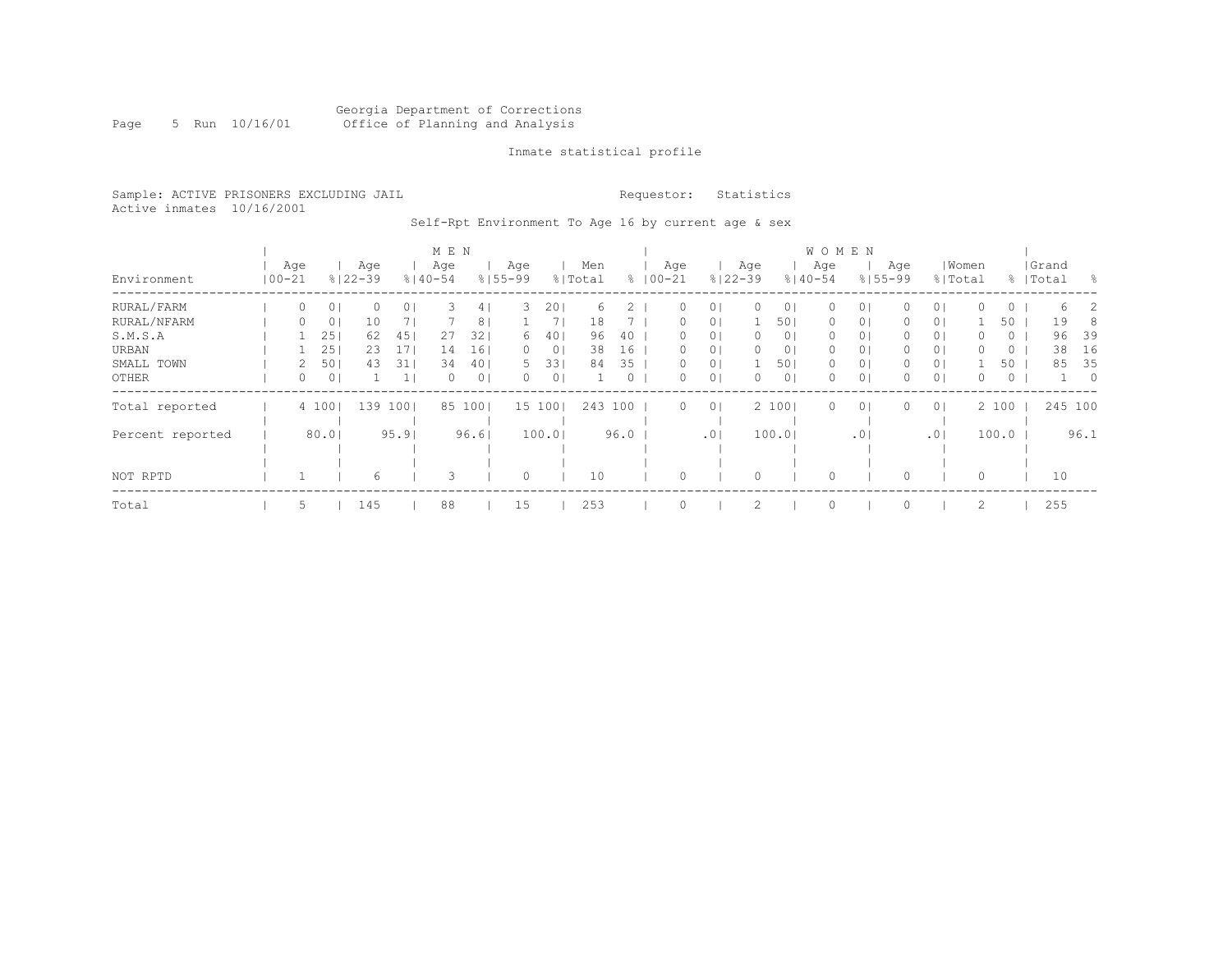Georgia Department of Corrections
Office of Planning and Analysis

Inmate statistical profile

Sample: ACTIVE PRISONERS EXCLUDING JAIL
Active inmates 10/16/2001

Requestor: Statistics

Self-Rpt Environment To Age 16 by current age & sex

| | MEN | | | | | | | | | | WOMEN | | | | | | | | | | | |
|---|---|---|---|---|---|---|---|---|---|---|---|---|---|---|---|---|---|---|---|---|---|---|
| Environment | Age 00-21 | % | Age 22-39 | % | Age 40-54 | % | Age 55-99 | % | Men Total | % | Age 00-21 | % | Age 22-39 | % | Age 40-54 | % | Age 55-99 | % | Women Total | % | Grand Total | % |
| RURAL/FARM | 0 | 0 | 0 | 0 | 3 | 4 | 3 | 20 | 6 | 2 | 0 | 0 | 0 | 0 | 0 | 0 | 0 | 0 | 0 | 0 | 6 | 2 |
| RURAL/NFARM | 0 | 0 | 10 | 7 | 7 | 8 | 1 | 7 | 18 | 7 | 0 | 0 | 1 | 50 | 0 | 0 | 0 | 0 | 1 | 50 | 19 | 8 |
| S.M.S.A | 1 | 25 | 62 | 45 | 27 | 32 | 6 | 40 | 96 | 40 | 0 | 0 | 0 | 0 | 0 | 0 | 0 | 0 | 0 | 0 | 96 | 39 |
| URBAN | 1 | 25 | 23 | 17 | 14 | 16 | 0 | 0 | 38 | 16 | 0 | 0 | 0 | 0 | 0 | 0 | 0 | 0 | 0 | 0 | 38 | 16 |
| SMALL TOWN | 2 | 50 | 43 | 31 | 34 | 40 | 5 | 33 | 84 | 35 | 0 | 0 | 1 | 50 | 0 | 0 | 0 | 0 | 1 | 50 | 85 | 35 |
| OTHER | 0 | 0 | 1 | 1 | 0 | 0 | 0 | 0 | 1 | 0 | 0 | 0 | 0 | 0 | 0 | 0 | 0 | 0 | 0 | 0 | 1 | 0 |
| Total reported | 4 | 100 | 139 | 100 | 85 | 100 | 15 | 100 | 243 | 100 | 0 | 0 | 2 | 100 | 0 | 0 | 0 | 0 | 2 | 100 | 245 | 100 |
| Percent reported | | 80.0 | | 95.9 | | 96.6 | | 100.0 | | 96.0 | | .0 | | 100.0 | | .0 | | .0 | | 100.0 | | 96.1 |
| NOT RPTD | 1 | | 6 | | 3 | | 0 | | 10 | | 0 | | 0 | | 0 | | 0 | | 0 | | 10 | |
| Total | 5 | | 145 | | 88 | | 15 | | 253 | | 0 | | 2 | | 0 | | 0 | | 2 | | 255 | |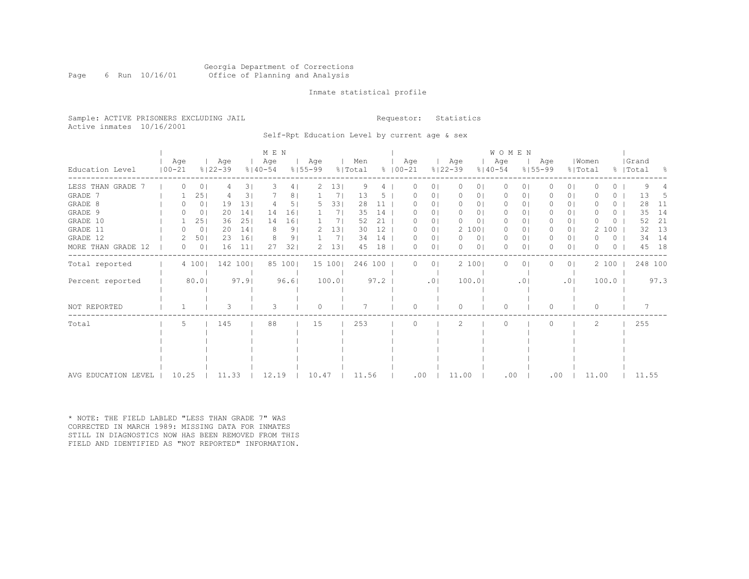Georgia Department of Corrections
Office of Planning and Analysis

Inmate statistical profile

Sample: ACTIVE PRISONERS EXCLUDING JAIL

Requestor: Statistics

Active inmates 10/16/2001

Self-Rpt Education Level by current age & sex

| Education Level | MEN Age 00-21 | % | Age 22-39 | % | Age 40-54 | % | Age 55-99 | % | Men Total | % | WOMEN Age 00-21 | % | Age 22-39 | % | Age 40-54 | % | Age 55-99 | % | Women Total | % | Grand Total | % |
|---|---|---|---|---|---|---|---|---|---|---|---|---|---|---|---|---|---|---|---|---|---|---|
| LESS THAN GRADE 7 | 0 | 0 | 4 | 3 | 3 | 4 | 2 | 13 | 9 | 4 | 0 | 0 | 0 | 0 | 0 | 0 | 0 | 0 | 0 | 0 | 9 | 4 |
| GRADE 7 | 1 | 25 | 4 | 3 | 7 | 8 | 1 | 7 | 13 | 5 | 0 | 0 | 0 | 0 | 0 | 0 | 0 | 0 | 0 | 0 | 13 | 5 |
| GRADE 8 | 0 | 0 | 19 | 13 | 4 | 5 | 5 | 33 | 28 | 11 | 0 | 0 | 0 | 0 | 0 | 0 | 0 | 0 | 0 | 0 | 28 | 11 |
| GRADE 9 | 0 | 0 | 20 | 14 | 14 | 16 | 1 | 7 | 35 | 14 | 0 | 0 | 0 | 0 | 0 | 0 | 0 | 0 | 0 | 0 | 35 | 14 |
| GRADE 10 | 1 | 25 | 36 | 25 | 14 | 16 | 1 | 7 | 52 | 21 | 0 | 0 | 0 | 0 | 0 | 0 | 0 | 0 | 0 | 0 | 52 | 21 |
| GRADE 11 | 0 | 0 | 20 | 14 | 8 | 9 | 2 | 13 | 30 | 12 | 0 | 0 | 2 | 100 | 0 | 0 | 0 | 0 | 2 | 100 | 32 | 13 |
| GRADE 12 | 2 | 50 | 23 | 16 | 8 | 9 | 1 | 7 | 34 | 14 | 0 | 0 | 0 | 0 | 0 | 0 | 0 | 0 | 0 | 0 | 34 | 14 |
| MORE THAN GRADE 12 | 0 | 0 | 16 | 11 | 27 | 32 | 2 | 13 | 45 | 18 | 0 | 0 | 0 | 0 | 0 | 0 | 0 | 0 | 0 | 0 | 45 | 18 |
| Total reported | 4 | 100 | 142 | 100 | 85 | 100 | 15 | 100 | 246 | 100 | 0 | 0 | 2 | 100 | 0 | 0 | 0 | 0 | 2 | 100 | 248 | 100 |
| Percent reported | 80.0 | | 97.9 | | 96.6 | | 100.0 | | 97.2 | | .0 | | 100.0 | | .0 | | .0 | | 100.0 | | 97.3 | |
| NOT REPORTED | 1 | | 3 | | 3 | | 0 | | 7 | | 0 | | 0 | | 0 | | 0 | | 0 | | 7 | |
| Total | 5 | | 145 | | 88 | | 15 | | 253 | | 0 | | 2 | | 0 | | 0 | | 2 | | 255 | |
| AVG EDUCATION LEVEL | 10.25 | | 11.33 | | 12.19 | | 10.47 | | 11.56 | | .00 | | 11.00 | | .00 | | .00 | | 11.00 | | 11.55 | |

* NOTE: THE FIELD LABLED "LESS THAN GRADE 7" WAS CORRECTED IN MARCH 1989: MISSING DATA FOR INMATES STILL IN DIAGNOSTICS NOW HAS BEEN REMOVED FROM THIS FIELD AND IDENTIFIED AS "NOT REPORTED" INFORMATION.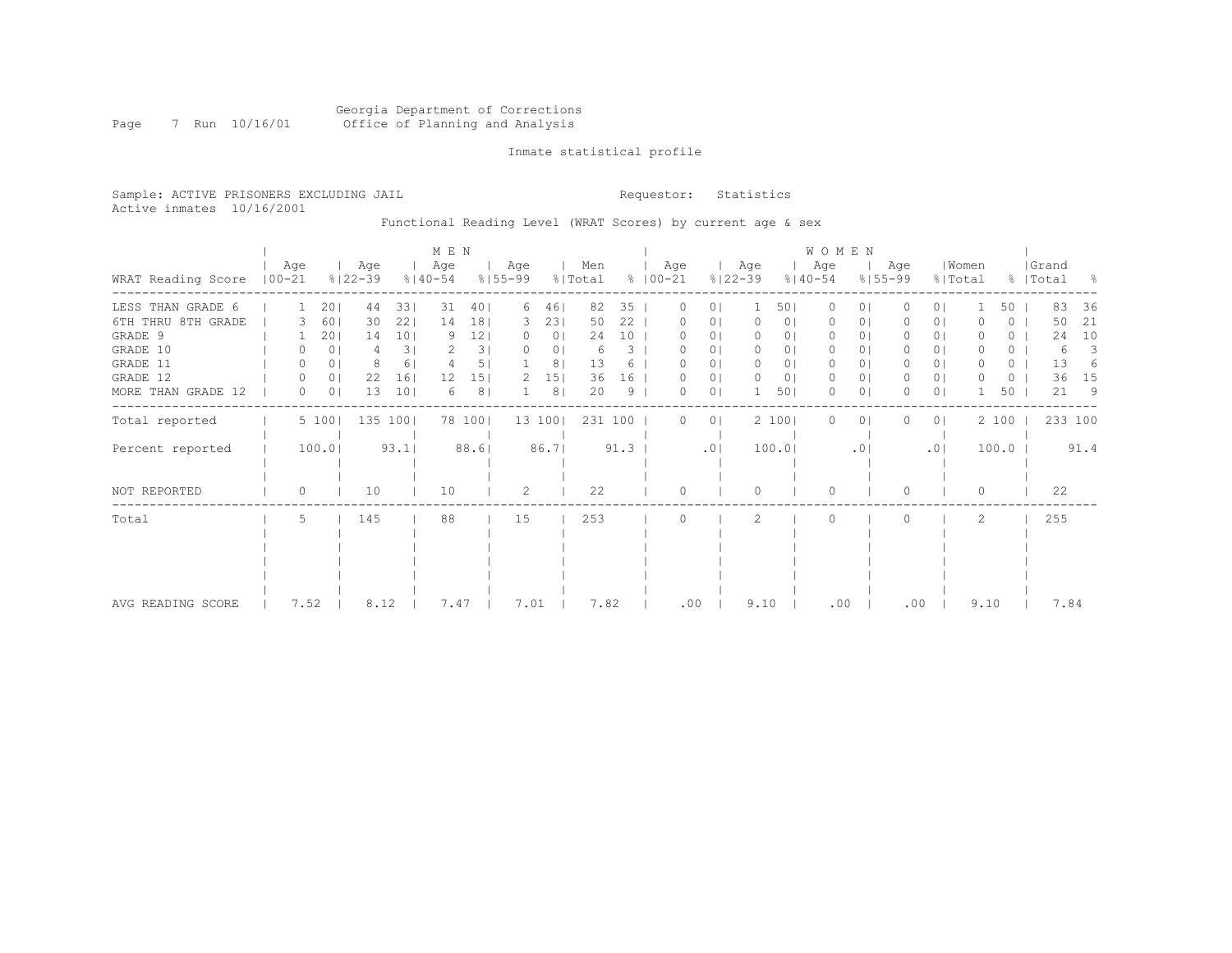Georgia Department of Corrections
Office of Planning and Analysis

Inmate statistical profile

Sample: ACTIVE PRISONERS EXCLUDING JAIL
Active inmates 10/16/2001

Requestor: Statistics

Functional Reading Level (WRAT Scores) by current age & sex

| WRAT Reading Score | MEN Age 00-21 | % | Age 22-39 | % | Age 40-54 | % | Age 55-99 | % | Men Total | % | WOMEN Age 00-21 | % | Age 22-39 | % | Age 40-54 | % | Age 55-99 | % | Women Total | % | Grand Total | % |
|---|---|---|---|---|---|---|---|---|---|---|---|---|---|---|---|---|---|---|---|---|---|---|
| LESS THAN GRADE 6 | 1 | 20 | 44 | 33 | 31 | 40 | 6 | 46 | 82 | 35 | 0 | 0 | 1 | 50 | 0 | 0 | 0 | 0 | 1 | 50 | 83 | 36 |
| 6TH THRU 8TH GRADE | 3 | 60 | 30 | 22 | 14 | 18 | 3 | 23 | 50 | 22 | 0 | 0 | 0 | 0 | 0 | 0 | 0 | 0 | 0 | 0 | 50 | 21 |
| GRADE 9 | 1 | 20 | 14 | 10 | 9 | 12 | 0 | 0 | 24 | 10 | 0 | 0 | 0 | 0 | 0 | 0 | 0 | 0 | 0 | 0 | 24 | 10 |
| GRADE 10 | 0 | 0 | 4 | 3 | 2 | 3 | 0 | 0 | 6 | 3 | 0 | 0 | 0 | 0 | 0 | 0 | 0 | 0 | 0 | 0 | 6 | 3 |
| GRADE 11 | 0 | 0 | 8 | 6 | 4 | 5 | 1 | 8 | 13 | 6 | 0 | 0 | 0 | 0 | 0 | 0 | 0 | 0 | 0 | 0 | 13 | 6 |
| GRADE 12 | 0 | 0 | 22 | 16 | 12 | 15 | 2 | 15 | 36 | 16 | 0 | 0 | 0 | 0 | 0 | 0 | 0 | 0 | 0 | 0 | 36 | 15 |
| MORE THAN GRADE 12 | 0 | 0 | 13 | 10 | 6 | 8 | 1 | 8 | 20 | 9 | 0 | 0 | 1 | 50 | 0 | 0 | 0 | 0 | 1 | 50 | 21 | 9 |
| Total reported | 5 | 100 | 135 | 100 | 78 | 100 | 13 | 100 | 231 | 100 | 0 | 0 | 2 | 100 | 0 | 0 | 0 | 0 | 2 | 100 | 233 | 100 |
| Percent reported | 100.0 | | 93.1 | | 88.6 | | 86.7 | | 91.3 | | .0 | | 100.0 | | .0 | | .0 | | 100.0 | | 91.4 | |
| NOT REPORTED | 0 | | 10 | | 10 | | 2 | | 22 | | 0 | | 0 | | 0 | | 0 | | 0 | | 22 | |
| Total | 5 | | 145 | | 88 | | 15 | | 253 | | 0 | | 2 | | 0 | | 0 | | 2 | | 255 | |
| AVG READING SCORE | 7.52 | | 8.12 | | 7.47 | | 7.01 | | 7.82 | | .00 | | 9.10 | | .00 | | .00 | | 9.10 | | 7.84 | |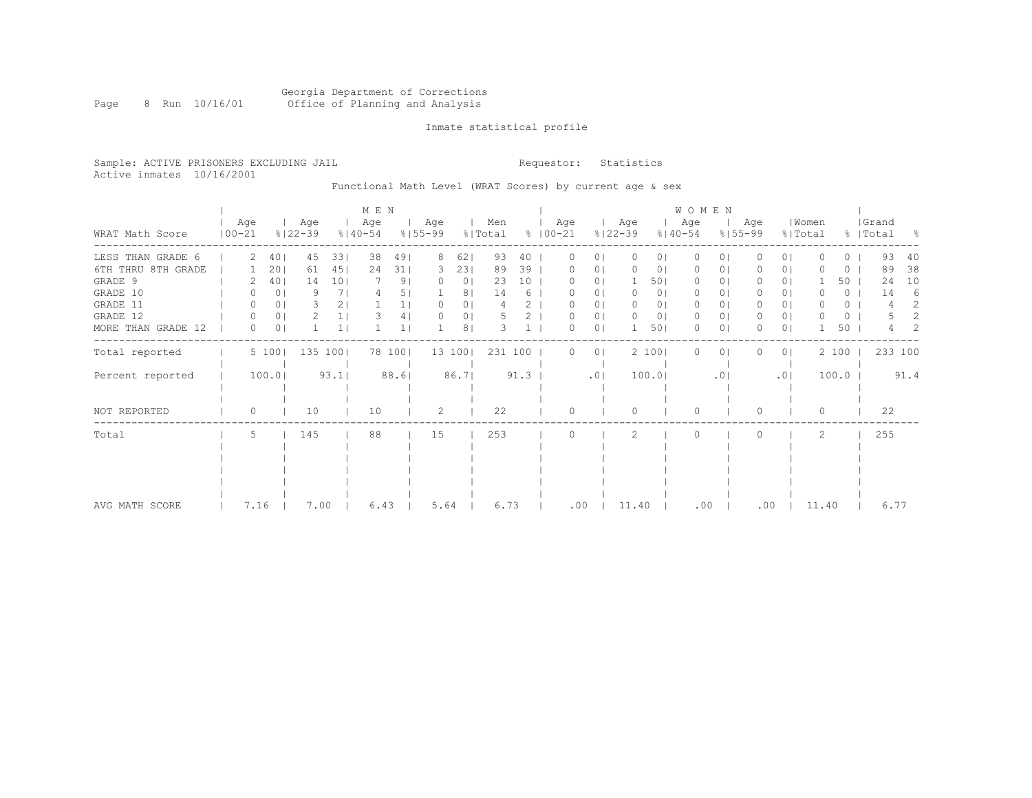Georgia Department of Corrections
Office of Planning and Analysis

Inmate statistical profile

Sample: ACTIVE PRISONERS EXCLUDING JAIL

Requestor: Statistics

Active inmates 10/16/2001

Functional Math Level (WRAT Scores) by current age & sex

| WRAT Math Score | MEN Age 00-21 | % | Age 22-39 | % | Age 40-54 | % | Age 55-99 | % | Men Total | % | WOMEN Age 00-21 | % | Age 22-39 | % | Age 40-54 | % | Age 55-99 | % | Women Total | % | Grand Total | % |
|---|---|---|---|---|---|---|---|---|---|---|---|---|---|---|---|---|---|---|---|---|---|---|
| LESS THAN GRADE 6 | 2 | 40 | 45 | 33 | 38 | 49 | 8 | 62 | 93 | 40 | 0 | 0 | 0 | 0 | 0 | 0 | 0 | 0 | 0 | 0 | 93 | 40 |
| 6TH THRU 8TH GRADE | 1 | 20 | 61 | 45 | 24 | 31 | 3 | 23 | 89 | 39 | 0 | 0 | 0 | 0 | 0 | 0 | 0 | 0 | 0 | 0 | 89 | 38 |
| GRADE 9 | 2 | 40 | 14 | 10 | 7 | 9 | 0 | 0 | 23 | 10 | 0 | 0 | 1 | 50 | 0 | 0 | 0 | 0 | 1 | 50 | 24 | 10 |
| GRADE 10 | 0 | 0 | 9 | 7 | 4 | 5 | 1 | 8 | 14 | 6 | 0 | 0 | 0 | 0 | 0 | 0 | 0 | 0 | 0 | 0 | 14 | 6 |
| GRADE 11 | 0 | 0 | 3 | 2 | 1 | 1 | 0 | 0 | 4 | 2 | 0 | 0 | 0 | 0 | 0 | 0 | 0 | 0 | 0 | 0 | 4 | 2 |
| GRADE 12 | 0 | 0 | 2 | 1 | 3 | 4 | 0 | 0 | 5 | 2 | 0 | 0 | 0 | 0 | 0 | 0 | 0 | 0 | 0 | 0 | 5 | 2 |
| MORE THAN GRADE 12 | 0 | 0 | 1 | 1 | 1 | 1 | 1 | 8 | 3 | 1 | 0 | 0 | 1 | 50 | 0 | 0 | 0 | 0 | 1 | 50 | 4 | 2 |
| Total reported | 5 | 100 | 135 | 100 | 78 | 100 | 13 | 100 | 231 | 100 | 0 | 0 | 2 | 100 | 0 | 0 | 0 | 0 | 2 | 100 | 233 | 100 |
| Percent reported | 100.0 | | 93.1 | | 88.6 | | 86.7 | | 91.3 | | .0 | | 100.0 | | .0 | | .0 | | 100.0 | | 91.4 | |
| NOT REPORTED | 0 | | 10 | | 10 | | 2 | | 22 | | 0 | | 0 | | 0 | | 0 | | 0 | | 22 | |
| Total | 5 | | 145 | | 88 | | 15 | | 253 | | 0 | | 2 | | 0 | | 0 | | 2 | | 255 | |
| AVG MATH SCORE | 7.16 | | 7.00 | | 6.43 | | 5.64 | | 6.73 | | .00 | | 11.40 | | .00 | | .00 | | 11.40 | | 6.77 | |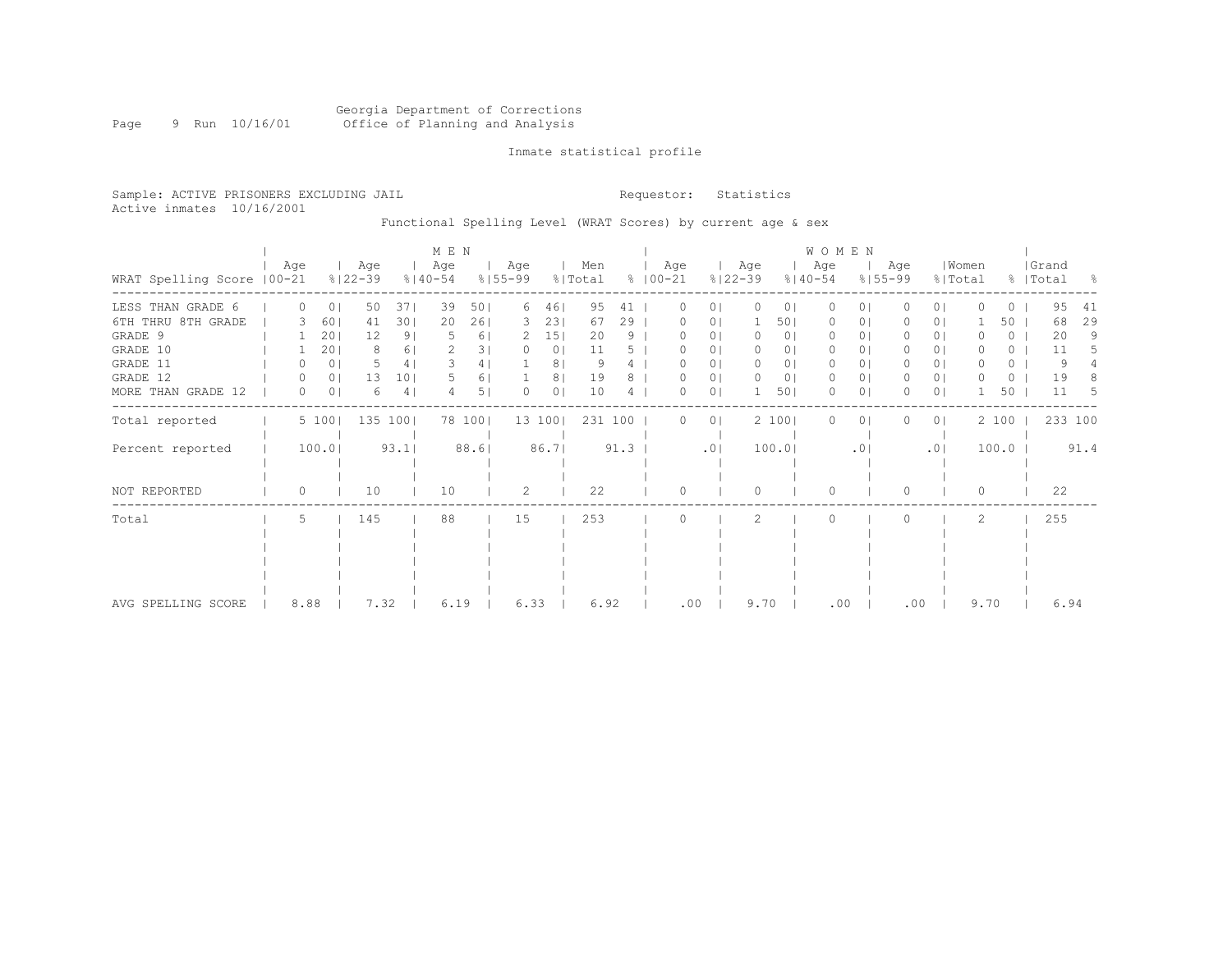Georgia Department of Corrections
Office of Planning and Analysis

Inmate statistical profile

Sample: ACTIVE PRISONERS EXCLUDING JAIL

Requestor: Statistics

Active inmates 10/16/2001

Functional Spelling Level (WRAT Scores) by current age & sex

| WRAT Spelling Score | MEN Age 00-21 | % | Age 22-39 | % | Age 40-54 | % | Age 55-99 | % | Men Total | % | WOMEN Age 00-21 | % | Age 22-39 | % | Age 40-54 | % | Age 55-99 | % | Women Total | % | Grand Total | % |
|---|---|---|---|---|---|---|---|---|---|---|---|---|---|---|---|---|---|---|---|---|---|---|
| LESS THAN GRADE 6 | 0 | 0 | 50 | 37 | 39 | 50 | 6 | 46 | 95 | 41 | 0 | 0 | 0 | 0 | 0 | 0 | 0 | 0 | 0 | 0 | 95 | 41 |
| 6TH THRU 8TH GRADE | 3 | 60 | 41 | 30 | 20 | 26 | 3 | 23 | 67 | 29 | 0 | 0 | 1 | 50 | 0 | 0 | 0 | 0 | 1 | 50 | 68 | 29 |
| GRADE 9 | 1 | 20 | 12 | 9 | 5 | 6 | 2 | 15 | 20 | 9 | 0 | 0 | 0 | 0 | 0 | 0 | 0 | 0 | 0 | 0 | 20 | 9 |
| GRADE 10 | 1 | 20 | 8 | 6 | 2 | 3 | 0 | 0 | 11 | 5 | 0 | 0 | 0 | 0 | 0 | 0 | 0 | 0 | 0 | 0 | 11 | 5 |
| GRADE 11 | 0 | 0 | 5 | 4 | 3 | 4 | 1 | 8 | 9 | 4 | 0 | 0 | 0 | 0 | 0 | 0 | 0 | 0 | 0 | 0 | 9 | 4 |
| GRADE 12 | 0 | 0 | 13 | 10 | 5 | 6 | 1 | 8 | 19 | 8 | 0 | 0 | 0 | 0 | 0 | 0 | 0 | 0 | 0 | 0 | 19 | 8 |
| MORE THAN GRADE 12 | 0 | 0 | 6 | 4 | 4 | 5 | 0 | 0 | 10 | 4 | 0 | 0 | 1 | 50 | 0 | 0 | 0 | 0 | 1 | 50 | 11 | 5 |
| Total reported | 5 | 100 | 135 | 100 | 78 | 100 | 13 | 100 | 231 | 100 | 0 | 0 | 2 | 100 | 0 | 0 | 0 | 0 | 2 | 100 | 233 | 100 |
| Percent reported | 100.0 | | 93.1 | | 88.6 | | 86.7 | | 91.3 | | .0 | | 100.0 | | .0 | | .0 | | 100.0 | | 91.4 | |
| NOT REPORTED | 0 | | 10 | | 10 | | 2 | | 22 | | 0 | | 0 | | 0 | | 0 | | 0 | | 22 | |
| Total | 5 | | 145 | | 88 | | 15 | | 253 | | 0 | | 2 | | 0 | | 0 | | 2 | | 255 | |
| AVG SPELLING SCORE | 8.88 | | 7.32 | | 6.19 | | 6.33 | | 6.92 | | .00 | | 9.70 | | .00 | | .00 | | 9.70 | | 6.94 | |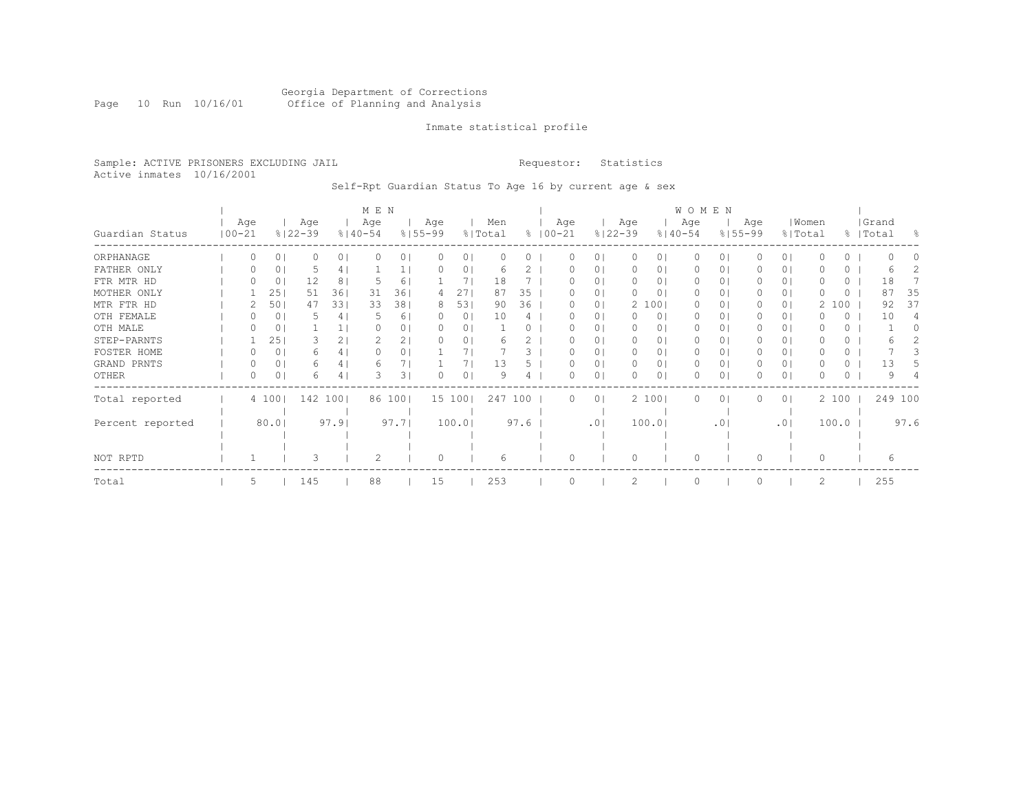Georgia Department of Corrections
Office of Planning and Analysis

Page 10 Run 10/16/01

Inmate statistical profile

Sample: ACTIVE PRISONERS EXCLUDING JAIL

Active inmates 10/16/2001

Requestor: Statistics

Self-Rpt Guardian Status To Age 16 by current age & sex

| Guardian Status | MEN Age 00-21 | % | Age 22-39 | % | Age 40-54 | % | Age 55-99 | % | Men Total | % | WOMEN Age 00-21 | % | Age 22-39 | % | Age 40-54 | % | Age 55-99 | % | Women Total | % | Grand Total | % |
|---|---|---|---|---|---|---|---|---|---|---|---|---|---|---|---|---|---|---|---|---|---|---|
| ORPHANAGE | 0 | 0 | 0 | 0 | 0 | 0 | 0 | 0 | 0 | 0 | 0 | 0 | 0 | 0 | 0 | 0 | 0 | 0 | 0 | 0 | 0 | 0 |
| FATHER ONLY | 0 | 0 | 5 | 4 | 1 | 1 | 0 | 0 | 6 | 2 | 0 | 0 | 0 | 0 | 0 | 0 | 0 | 0 | 0 | 0 | 6 | 2 |
| FTR MTR HD | 0 | 0 | 12 | 8 | 5 | 6 | 1 | 7 | 18 | 7 | 0 | 0 | 0 | 0 | 0 | 0 | 0 | 0 | 0 | 0 | 18 | 7 |
| MOTHER ONLY | 1 | 25 | 51 | 36 | 31 | 36 | 4 | 27 | 87 | 35 | 0 | 0 | 0 | 0 | 0 | 0 | 0 | 0 | 0 | 0 | 87 | 35 |
| MTR FTR HD | 2 | 50 | 47 | 33 | 33 | 38 | 8 | 53 | 90 | 36 | 0 | 0 | 2 | 100 | 0 | 0 | 0 | 0 | 2 | 100 | 92 | 37 |
| OTH FEMALE | 0 | 0 | 5 | 4 | 5 | 6 | 0 | 0 | 10 | 4 | 0 | 0 | 0 | 0 | 0 | 0 | 0 | 0 | 0 | 0 | 10 | 4 |
| OTH MALE | 0 | 0 | 1 | 1 | 0 | 0 | 0 | 0 | 1 | 0 | 0 | 0 | 0 | 0 | 0 | 0 | 0 | 0 | 0 | 0 | 1 | 0 |
| STEP-PARNTS | 1 | 25 | 3 | 2 | 2 | 2 | 0 | 0 | 6 | 2 | 0 | 0 | 0 | 0 | 0 | 0 | 0 | 0 | 0 | 0 | 6 | 2 |
| FOSTER HOME | 0 | 0 | 6 | 4 | 0 | 0 | 1 | 7 | 7 | 3 | 0 | 0 | 0 | 0 | 0 | 0 | 0 | 0 | 0 | 0 | 7 | 3 |
| GRAND PRNTS | 0 | 0 | 6 | 4 | 6 | 7 | 1 | 7 | 13 | 5 | 0 | 0 | 0 | 0 | 0 | 0 | 0 | 0 | 0 | 0 | 13 | 5 |
| OTHER | 0 | 0 | 6 | 4 | 3 | 3 | 0 | 0 | 9 | 4 | 0 | 0 | 0 | 0 | 0 | 0 | 0 | 0 | 0 | 0 | 9 | 4 |
| Total reported | 4 | 100 | 142 | 100 | 86 | 100 | 15 | 100 | 247 | 100 | 0 | 0 | 2 | 100 | 0 | 0 | 0 | 0 | 2 | 100 | 249 | 100 |
| Percent reported | | 80.0 | | 97.9 | | 97.7 | | 100.0 | | 97.6 | | .0 | | 100.0 | | .0 | | .0 | | 100.0 | | 97.6 |
| NOT RPTD | 1 | | 3 | | 2 | | 0 | | 6 | | 0 | | 0 | | 0 | | 0 | | 0 | | 6 | |
| Total | 5 | | 145 | | 88 | | 15 | | 253 | | 0 | | 2 | | 0 | | 0 | | 2 | | 255 | |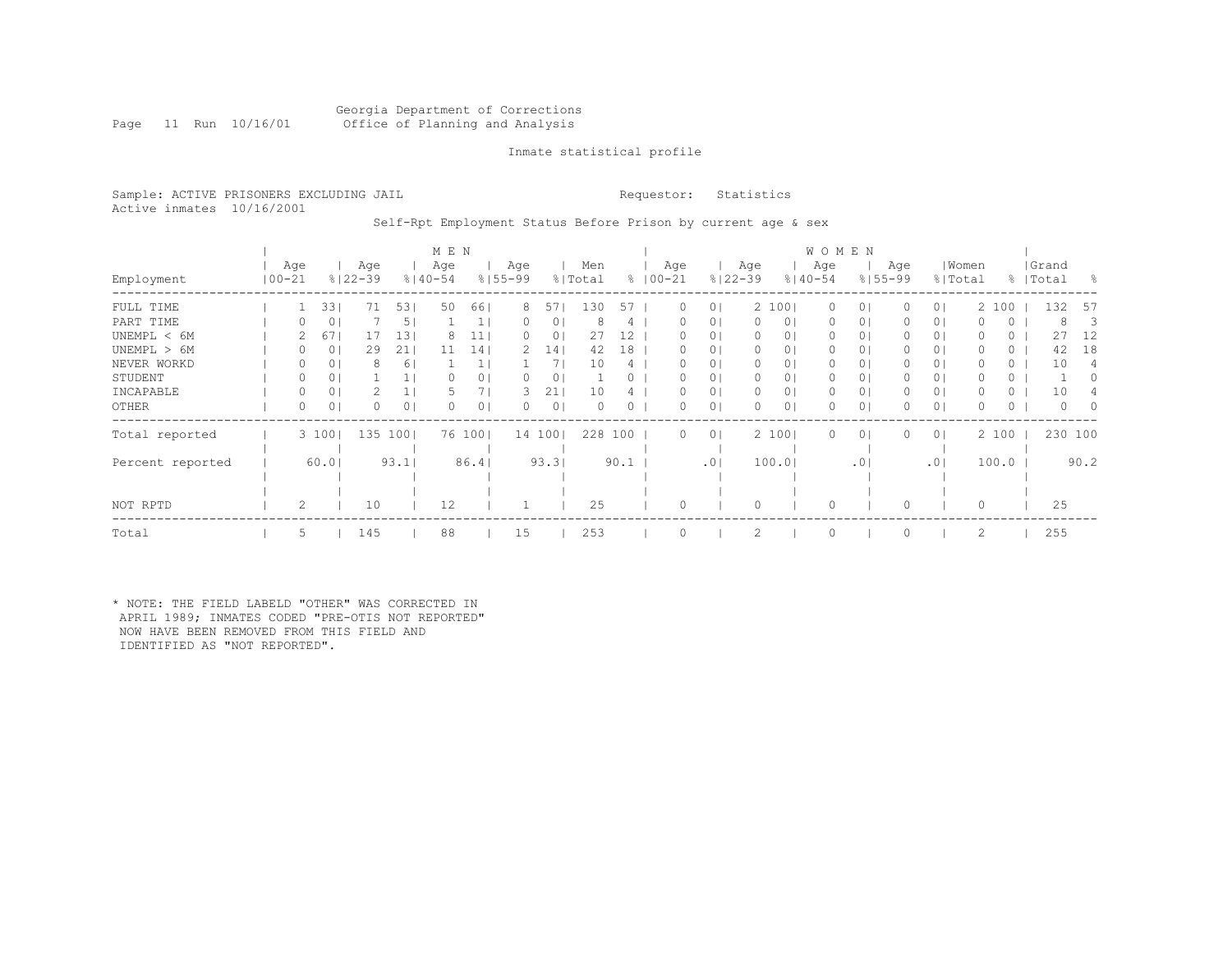Georgia Department of Corrections
Office of Planning and Analysis

Inmate statistical profile

Sample: ACTIVE PRISONERS EXCLUDING JAIL    Requestor: Statistics
Active inmates 10/16/2001

Self-Rpt Employment Status Before Prison by current age & sex

| | MEN | | | | | | | | | | WOMEN | | | | | | | | | | Grand | |
|---|---|---|---|---|---|---|---|---|---|---|---|---|---|---|---|---|---|---|---|---|---|---|
| Employment | Age 00-21 | % | Age 22-39 | % | Age 40-54 | % | Age 55-99 | % | Men Total | % | Age 00-21 | % | Age 22-39 | % | Age 40-54 | % | Age 55-99 | % | Women Total | % | Total | % |
| FULL TIME | 1 | 33 | 71 | 53 | 50 | 66 | 8 | 57 | 130 | 57 | 0 | 0 | 2 | 100 | 0 | 0 | 0 | 0 | 2 | 100 | 132 | 57 |
| PART TIME | 0 | 0 | 7 | 5 | 1 | 1 | 0 | 0 | 8 | 4 | 0 | 0 | 0 | 0 | 0 | 0 | 0 | 0 | 0 | 0 | 8 | 3 |
| UNEMPL < 6M | 2 | 67 | 17 | 13 | 8 | 11 | 0 | 0 | 27 | 12 | 0 | 0 | 0 | 0 | 0 | 0 | 0 | 0 | 0 | 0 | 27 | 12 |
| UNEMPL > 6M | 0 | 0 | 29 | 21 | 11 | 14 | 2 | 14 | 42 | 18 | 0 | 0 | 0 | 0 | 0 | 0 | 0 | 0 | 0 | 0 | 42 | 18 |
| NEVER WORKD | 0 | 0 | 8 | 6 | 1 | 1 | 1 | 7 | 10 | 4 | 0 | 0 | 0 | 0 | 0 | 0 | 0 | 0 | 0 | 0 | 10 | 4 |
| STUDENT | 0 | 0 | 1 | 1 | 0 | 0 | 0 | 0 | 1 | 0 | 0 | 0 | 0 | 0 | 0 | 0 | 0 | 0 | 0 | 0 | 1 | 0 |
| INCAPABLE | 0 | 0 | 2 | 1 | 5 | 7 | 3 | 21 | 10 | 4 | 0 | 0 | 0 | 0 | 0 | 0 | 0 | 0 | 0 | 0 | 10 | 4 |
| OTHER | 0 | 0 | 0 | 0 | 0 | 0 | 0 | 0 | 0 | 0 | 0 | 0 | 0 | 0 | 0 | 0 | 0 | 0 | 0 | 0 | 0 | 0 |
| Total reported | 3 | 100 | 135 | 100 | 76 | 100 | 14 | 100 | 228 | 100 | 0 | 0 | 2 | 100 | 0 | 0 | 0 | 0 | 2 | 100 | 230 | 100 |
| Percent reported | | 60.0 | | 93.1 | | 86.4 | | 93.3 | | 90.1 | | .0 | | 100.0 | | .0 | | .0 | | 100.0 | | 90.2 |
| NOT RPTD | 2 | | 10 | | 12 | | 1 | | 25 | | 0 | | 0 | | 0 | | 0 | | 0 | | 25 | |
| Total | 5 | | 145 | | 88 | | 15 | | 253 | | 0 | | 2 | | 0 | | 0 | | 2 | | 255 | |

* NOTE: THE FIELD LABELD "OTHER" WAS CORRECTED IN APRIL 1989; INMATES CODED "PRE-OTIS NOT REPORTED" NOW HAVE BEEN REMOVED FROM THIS FIELD AND IDENTIFIED AS "NOT REPORTED".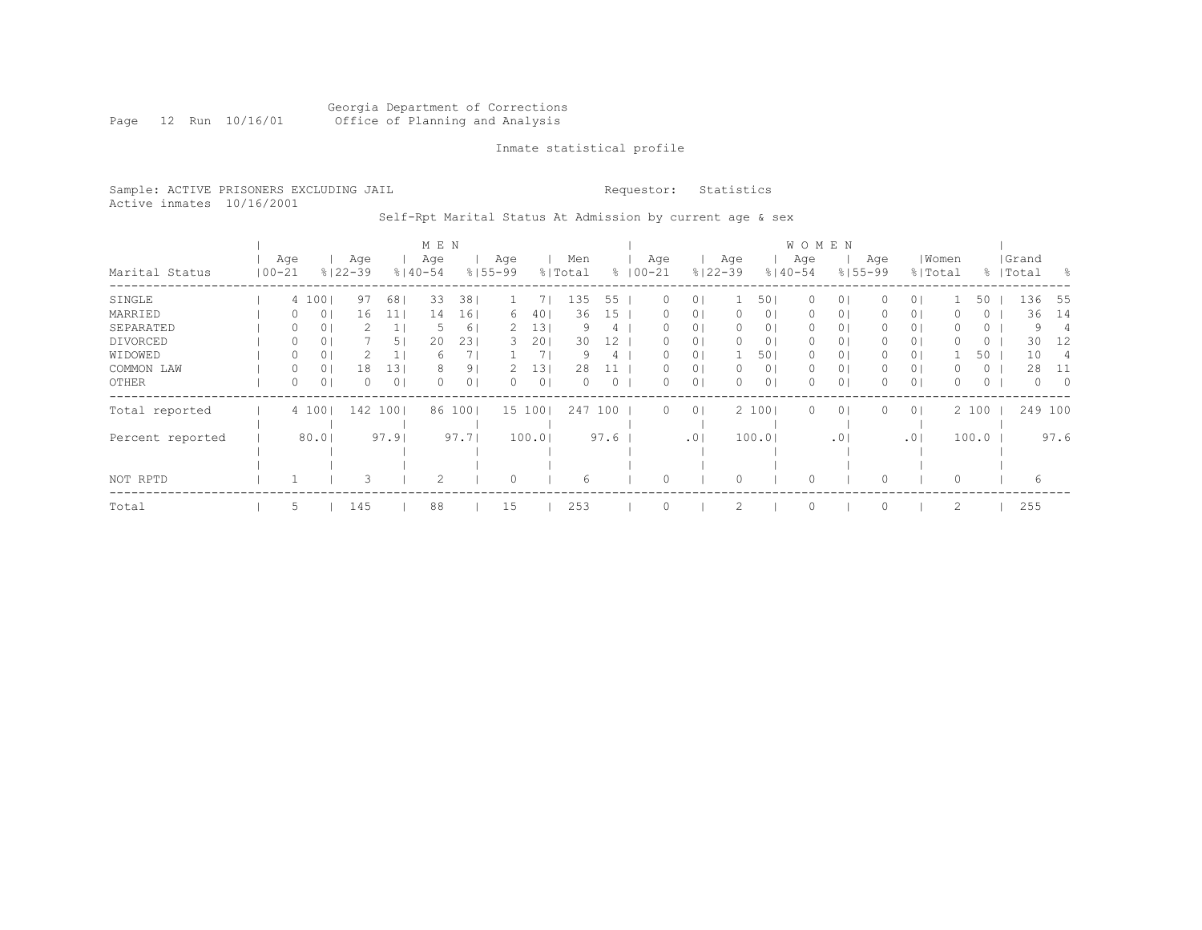Georgia Department of Corrections
Office of Planning and Analysis

Inmate statistical profile

Sample: ACTIVE PRISONERS EXCLUDING JAIL

Requestor: Statistics

Active inmates 10/16/2001

Self-Rpt Marital Status At Admission by current age & sex

| Marital Status | MEN Age 00-21 | % | Age 22-39 | % | Age 40-54 | % | Age 55-99 | % | Men Total | % | WOMEN Age 00-21 | % | Age 22-39 | % | Age 40-54 | % | Age 55-99 | % | Women Total | % | Grand Total | % |
|---|---|---|---|---|---|---|---|---|---|---|---|---|---|---|---|---|---|---|---|---|---|---|
| SINGLE | 4 | 100 | 97 | 68 | 33 | 38 | 1 | 7 | 135 | 55 | 0 | 0 | 1 | 50 | 0 | 0 | 0 | 0 | 1 | 50 | 136 | 55 |
| MARRIED | 0 | 0 | 16 | 11 | 14 | 16 | 6 | 40 | 36 | 15 | 0 | 0 | 0 | 0 | 0 | 0 | 0 | 0 | 0 | 0 | 36 | 14 |
| SEPARATED | 0 | 0 | 2 | 1 | 5 | 6 | 2 | 13 | 9 | 4 | 0 | 0 | 0 | 0 | 0 | 0 | 0 | 0 | 0 | 0 | 9 | 4 |
| DIVORCED | 0 | 0 | 7 | 5 | 20 | 23 | 3 | 20 | 30 | 12 | 0 | 0 | 0 | 0 | 0 | 0 | 0 | 0 | 0 | 0 | 30 | 12 |
| WIDOWED | 0 | 0 | 2 | 1 | 6 | 7 | 1 | 7 | 9 | 4 | 0 | 0 | 1 | 50 | 0 | 0 | 0 | 0 | 1 | 50 | 10 | 4 |
| COMMON LAW | 0 | 0 | 18 | 13 | 8 | 9 | 2 | 13 | 28 | 11 | 0 | 0 | 0 | 0 | 0 | 0 | 0 | 0 | 0 | 0 | 28 | 11 |
| OTHER | 0 | 0 | 0 | 0 | 0 | 0 | 0 | 0 | 0 | 0 | 0 | 0 | 0 | 0 | 0 | 0 | 0 | 0 | 0 | 0 | 0 | 0 |
| Total reported | 4 | 100 | 142 | 100 | 86 | 100 | 15 | 100 | 247 | 100 | 0 | 0 | 2 | 100 | 0 | 0 | 0 | 0 | 2 | 100 | 249 | 100 |
| Percent reported | | 80.0 | | 97.9 | | 97.7 | | 100.0 | | 97.6 | | .0 | | 100.0 | | .0 | | .0 | | 100.0 | | 97.6 |
| NOT RPTD | 1 | | 3 | | 2 | | 0 | | 6 | | 0 | | 0 | | 0 | | 0 | | 0 | | 6 | |
| Total | 5 | | 145 | | 88 | | 15 | | 253 | | 0 | | 2 | | 0 | | 0 | | 2 | | 255 | |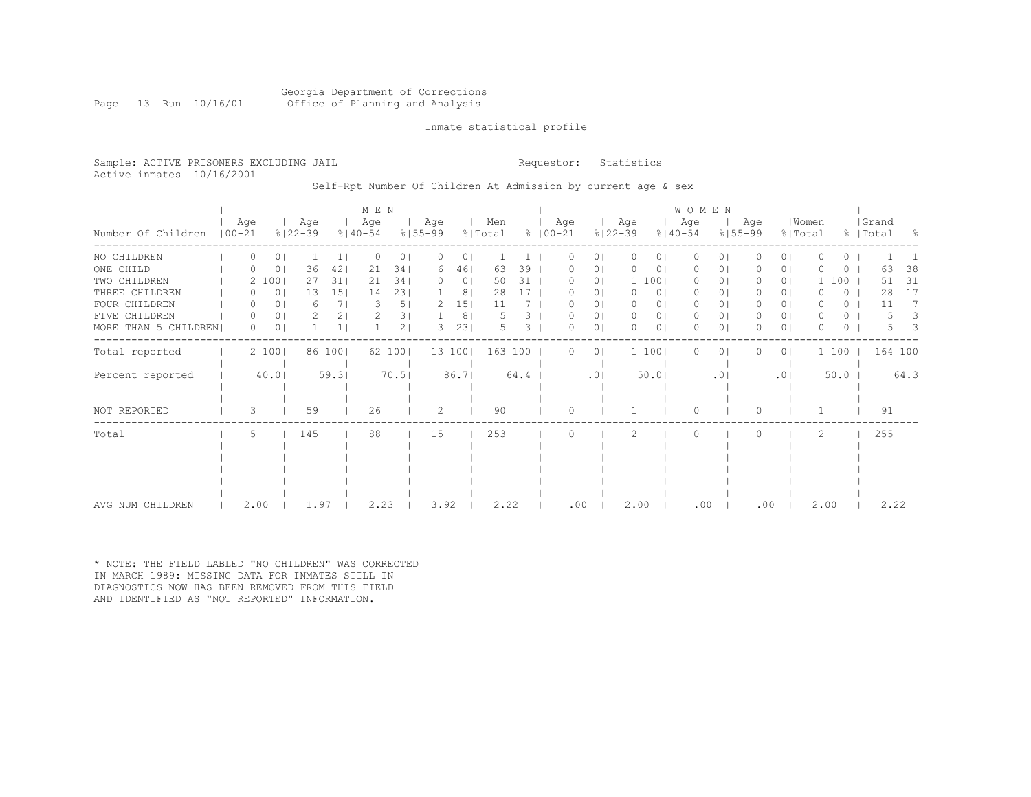Georgia Department of Corrections
Office of Planning and Analysis

Inmate statistical profile

Sample: ACTIVE PRISONERS EXCLUDING JAIL

Requestor: Statistics

Active inmates 10/16/2001

Self-Rpt Number Of Children At Admission by current age & sex

| Number Of Children | MEN Age 00-21 | % | Age 22-39 | % | Age 40-54 | % | Age 55-99 | % | Men Total | % | WOMEN Age 00-21 | % | Age 22-39 | % | Age 40-54 | % | Age 55-99 | % | Women Total | % | Grand Total | % |
|---|---|---|---|---|---|---|---|---|---|---|---|---|---|---|---|---|---|---|---|---|---|---|
| NO CHILDREN | 0 | 0 | 1 | 1 | 0 | 0 | 0 | 0 | 1 | 1 | 0 | 0 | 0 | 0 | 0 | 0 | 0 | 0 | 0 | 0 | 1 | 1 |
| ONE CHILD | 0 | 0 | 36 | 42 | 21 | 34 | 6 | 46 | 63 | 39 | 0 | 0 | 0 | 0 | 0 | 0 | 0 | 0 | 0 | 0 | 63 | 38 |
| TWO CHILDREN | 2 | 100 | 27 | 31 | 21 | 34 | 0 | 0 | 50 | 31 | 0 | 0 | 1 | 100 | 0 | 0 | 0 | 0 | 1 | 100 | 51 | 31 |
| THREE CHILDREN | 0 | 0 | 13 | 15 | 14 | 23 | 1 | 8 | 28 | 17 | 0 | 0 | 0 | 0 | 0 | 0 | 0 | 0 | 0 | 0 | 28 | 17 |
| FOUR CHILDREN | 0 | 0 | 6 | 7 | 3 | 5 | 2 | 15 | 11 | 7 | 0 | 0 | 0 | 0 | 0 | 0 | 0 | 0 | 0 | 0 | 11 | 7 |
| FIVE CHILDREN | 0 | 0 | 2 | 2 | 2 | 3 | 1 | 8 | 5 | 3 | 0 | 0 | 0 | 0 | 0 | 0 | 0 | 0 | 0 | 0 | 5 | 3 |
| MORE THAN 5 CHILDREN | 0 | 0 | 1 | 1 | 1 | 2 | 3 | 23 | 5 | 3 | 0 | 0 | 0 | 0 | 0 | 0 | 0 | 0 | 0 | 0 | 5 | 3 |
| Total reported | 2 | 100 | 86 | 100 | 62 | 100 | 13 | 100 | 163 | 100 | 0 | 0 | 1 | 100 | 0 | 0 | 0 | 0 | 1 | 100 | 164 | 100 |
| Percent reported | | 40.0 | | 59.3 | | 70.5 | | 86.7 | | 64.4 | | .0 | | 50.0 | | .0 | | .0 | | 50.0 | | 64.3 |
| NOT REPORTED | 3 | | 59 | | 26 | | 2 | | 90 | | 0 | | 1 | | 0 | | 0 | | 1 | | 91 | |
| Total | 5 | | 145 | | 88 | | 15 | | 253 | | 0 | | 2 | | 0 | | 0 | | 2 | | 255 | |
| AVG NUM CHILDREN | 2.00 | | 1.97 | | 2.23 | | 3.92 | | 2.22 | | .00 | | 2.00 | | .00 | | .00 | | 2.00 | | 2.22 | |

* NOTE: THE FIELD LABLED "NO CHILDREN" WAS CORRECTED IN MARCH 1989: MISSING DATA FOR INMATES STILL IN DIAGNOSTICS NOW HAS BEEN REMOVED FROM THIS FIELD AND IDENTIFIED AS "NOT REPORTED" INFORMATION.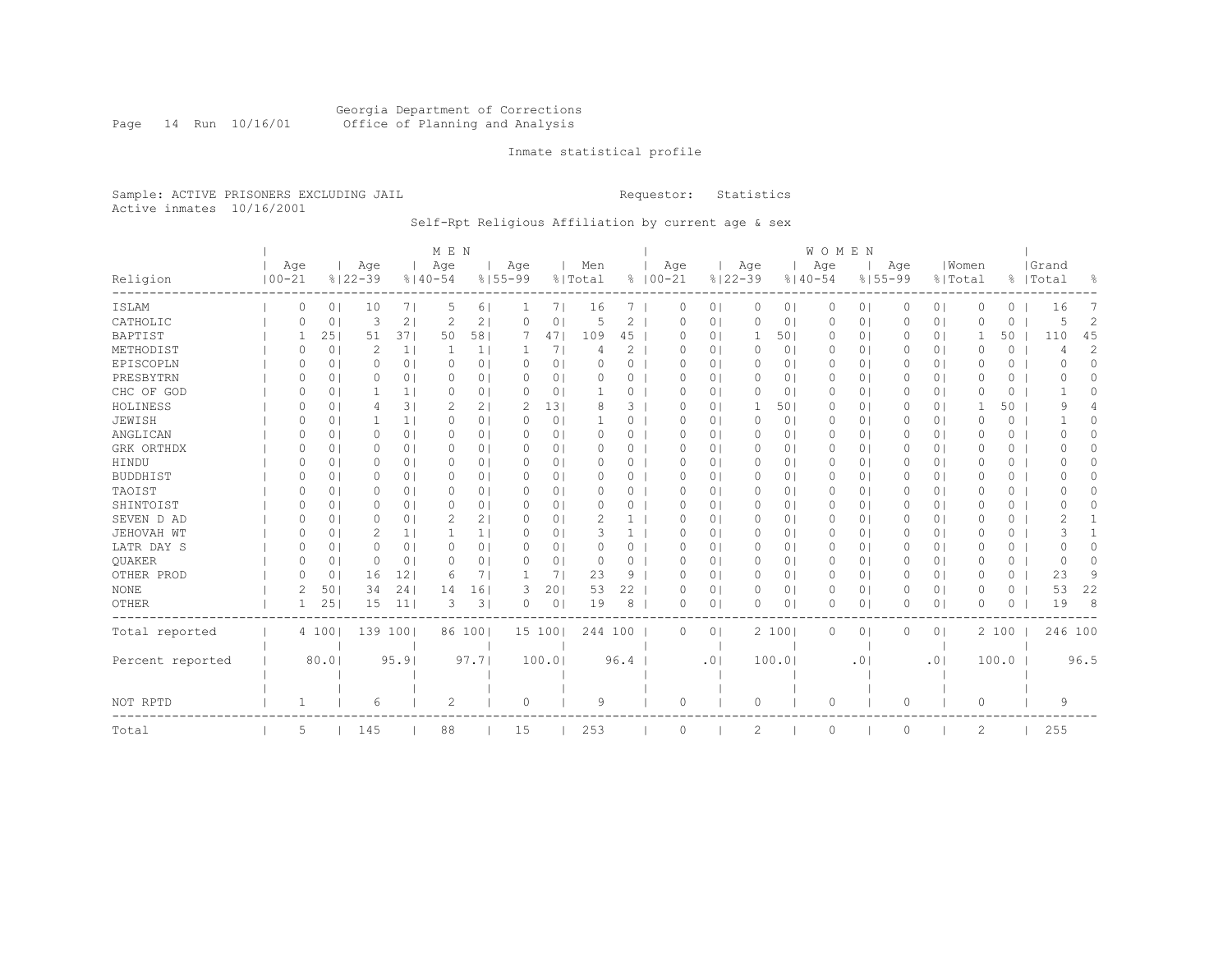Georgia Department of Corrections
Office of Planning and Analysis

Inmate statistical profile

Sample: ACTIVE PRISONERS EXCLUDING JAIL

Requestor: Statistics

Active inmates 10/16/2001

Self-Rpt Religious Affiliation by current age & sex

| Religion | MEN Age 00-21 | % | Age 22-39 | % | Age 40-54 | % | Age 55-99 | % | Men Total | % | WOMEN Age 00-21 | % | Age 22-39 | % | Age 40-54 | % | Age 55-99 | % | Women Total | % | Grand Total | % |
|---|---|---|---|---|---|---|---|---|---|---|---|---|---|---|---|---|---|---|---|---|---|---|
| ISLAM | 0 | 0 | 10 | 7 | 5 | 6 | 1 | 7 | 16 | 7 | 0 | 0 | 0 | 0 | 0 | 0 | 0 | 0 | 0 | 0 | 16 | 7 |
| CATHOLIC | 0 | 0 | 3 | 2 | 2 | 2 | 0 | 0 | 5 | 2 | 0 | 0 | 0 | 0 | 0 | 0 | 0 | 0 | 0 | 0 | 5 | 2 |
| BAPTIST | 1 | 25 | 51 | 37 | 50 | 58 | 7 | 47 | 109 | 45 | 0 | 0 | 1 | 50 | 0 | 0 | 0 | 0 | 1 | 50 | 110 | 45 |
| METHODIST | 0 | 0 | 2 | 1 | 1 | 1 | 1 | 7 | 4 | 2 | 0 | 0 | 0 | 0 | 0 | 0 | 0 | 0 | 0 | 0 | 4 | 2 |
| EPISCOPLN | 0 | 0 | 0 | 0 | 0 | 0 | 0 | 0 | 0 | 0 | 0 | 0 | 0 | 0 | 0 | 0 | 0 | 0 | 0 | 0 | 0 | 0 |
| PRESBYTRN | 0 | 0 | 0 | 0 | 0 | 0 | 0 | 0 | 0 | 0 | 0 | 0 | 0 | 0 | 0 | 0 | 0 | 0 | 0 | 0 | 0 | 0 |
| CHC OF GOD | 0 | 0 | 1 | 1 | 0 | 0 | 0 | 0 | 1 | 0 | 0 | 0 | 0 | 0 | 0 | 0 | 0 | 0 | 0 | 0 | 1 | 0 |
| HOLINESS | 0 | 0 | 4 | 3 | 2 | 2 | 2 | 13 | 8 | 3 | 0 | 0 | 1 | 50 | 0 | 0 | 0 | 0 | 1 | 50 | 9 | 4 |
| JEWISH | 0 | 0 | 1 | 1 | 0 | 0 | 0 | 0 | 1 | 0 | 0 | 0 | 0 | 0 | 0 | 0 | 0 | 0 | 0 | 0 | 1 | 0 |
| ANGLICAN | 0 | 0 | 0 | 0 | 0 | 0 | 0 | 0 | 0 | 0 | 0 | 0 | 0 | 0 | 0 | 0 | 0 | 0 | 0 | 0 | 0 | 0 |
| GRK ORTHDX | 0 | 0 | 0 | 0 | 0 | 0 | 0 | 0 | 0 | 0 | 0 | 0 | 0 | 0 | 0 | 0 | 0 | 0 | 0 | 0 | 0 | 0 |
| HINDU | 0 | 0 | 0 | 0 | 0 | 0 | 0 | 0 | 0 | 0 | 0 | 0 | 0 | 0 | 0 | 0 | 0 | 0 | 0 | 0 | 0 | 0 |
| BUDDHIST | 0 | 0 | 0 | 0 | 0 | 0 | 0 | 0 | 0 | 0 | 0 | 0 | 0 | 0 | 0 | 0 | 0 | 0 | 0 | 0 | 0 | 0 |
| TAOIST | 0 | 0 | 0 | 0 | 0 | 0 | 0 | 0 | 0 | 0 | 0 | 0 | 0 | 0 | 0 | 0 | 0 | 0 | 0 | 0 | 0 | 0 |
| SHINTOIST | 0 | 0 | 0 | 0 | 0 | 0 | 0 | 0 | 0 | 0 | 0 | 0 | 0 | 0 | 0 | 0 | 0 | 0 | 0 | 0 | 0 | 0 |
| SEVEN D AD | 0 | 0 | 0 | 0 | 2 | 2 | 0 | 0 | 2 | 1 | 0 | 0 | 0 | 0 | 0 | 0 | 0 | 0 | 0 | 0 | 2 | 1 |
| JEHOVAH WT | 0 | 0 | 2 | 1 | 1 | 1 | 0 | 0 | 3 | 1 | 0 | 0 | 0 | 0 | 0 | 0 | 0 | 0 | 0 | 0 | 3 | 1 |
| LATR DAY S | 0 | 0 | 0 | 0 | 0 | 0 | 0 | 0 | 0 | 0 | 0 | 0 | 0 | 0 | 0 | 0 | 0 | 0 | 0 | 0 | 0 | 0 |
| QUAKER | 0 | 0 | 0 | 0 | 0 | 0 | 0 | 0 | 0 | 0 | 0 | 0 | 0 | 0 | 0 | 0 | 0 | 0 | 0 | 0 | 0 | 0 |
| OTHER PROD | 0 | 0 | 16 | 12 | 6 | 7 | 1 | 7 | 23 | 9 | 0 | 0 | 0 | 0 | 0 | 0 | 0 | 0 | 0 | 0 | 23 | 9 |
| NONE | 2 | 50 | 34 | 24 | 14 | 16 | 3 | 20 | 53 | 22 | 0 | 0 | 0 | 0 | 0 | 0 | 0 | 0 | 0 | 0 | 53 | 22 |
| OTHER | 1 | 25 | 15 | 11 | 3 | 3 | 0 | 0 | 19 | 8 | 0 | 0 | 0 | 0 | 0 | 0 | 0 | 0 | 0 | 0 | 19 | 8 |
| Total reported | 4 | 100 | 139 | 100 | 86 | 100 | 15 | 100 | 244 | 100 | 0 | 0 | 2 | 100 | 0 | 0 | 0 | 0 | 2 | 100 | 246 | 100 |
| Percent reported | | 80.0 | | 95.9 | | 97.7 | | 100.0 | | 96.4 | | .0 | | 100.0 | | .0 | | .0 | | 100.0 | | 96.5 |
| NOT RPTD | 1 | | 6 | | 2 | | 0 | | 9 | | 0 | | 0 | | 0 | | 0 | | 0 | | 9 | |
| Total | 5 | | 145 | | 88 | | 15 | | 253 | | 0 | | 2 | | 0 | | 0 | | 2 | | 255 | |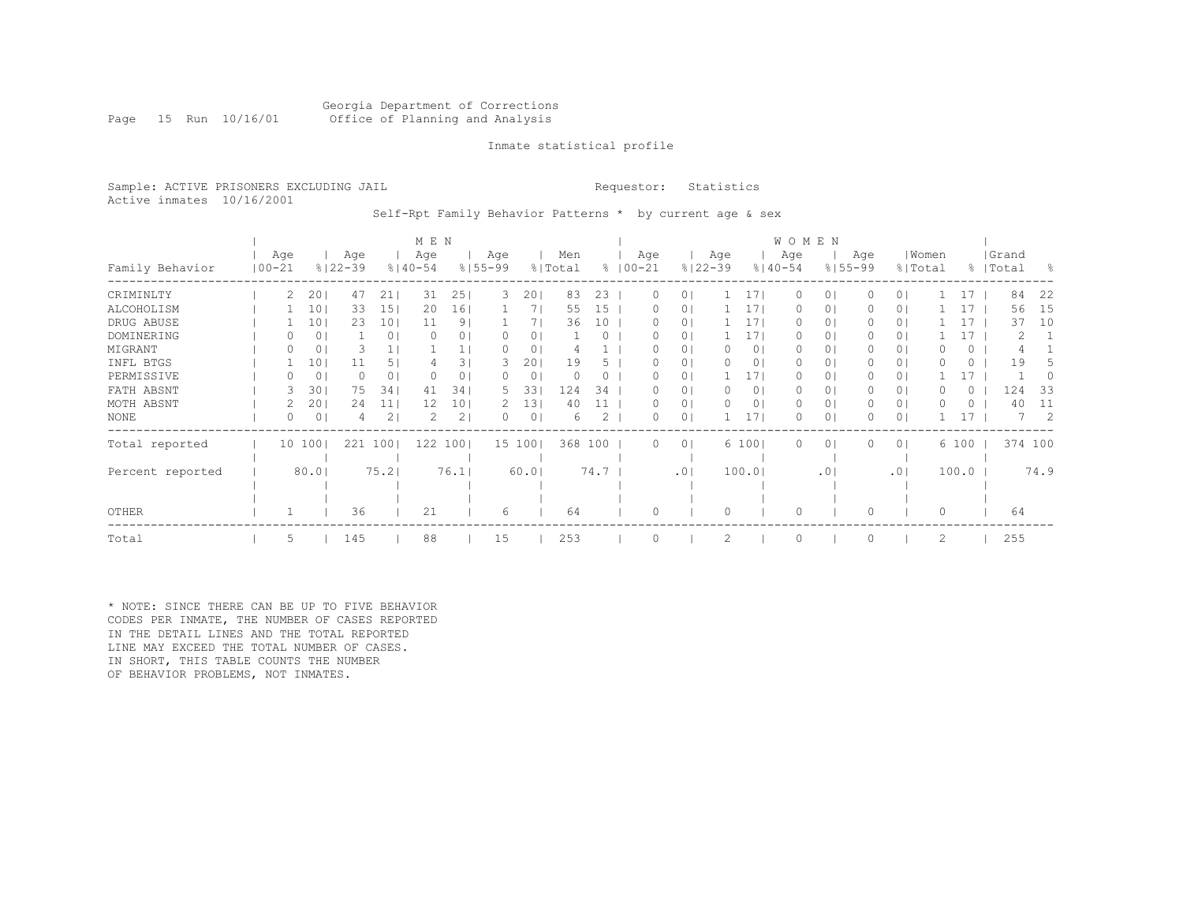Georgia Department of Corrections
Office of Planning and Analysis

Inmate statistical profile

Sample: ACTIVE PRISONERS EXCLUDING JAIL  Requestor: Statistics
Active inmates 10/16/2001

Self-Rpt Family Behavior Patterns * by current age & sex

| Family Behavior | MEN Age 00-21 | % | Age 22-39 | % | Age 40-54 | % | Age 55-99 | % | Men Total | % | WOMEN Age 00-21 | % | Age 22-39 | % | Age 40-54 | % | Age 55-99 | % | Women Total | % | Grand Total | % |
|---|---|---|---|---|---|---|---|---|---|---|---|---|---|---|---|---|---|---|---|---|---|---|
| CRIMINLTY | 2 | 20 | 47 | 21 | 31 | 25 | 3 | 20 | 83 | 23 | 0 | 0 | 1 | 17 | 0 | 0 | 0 | 0 | 1 | 17 | 84 | 22 |
| ALCOHOLISM | 1 | 10 | 33 | 15 | 20 | 16 | 1 | 7 | 55 | 15 | 0 | 0 | 1 | 17 | 0 | 0 | 0 | 0 | 1 | 17 | 56 | 15 |
| DRUG ABUSE | 1 | 10 | 23 | 10 | 11 | 9 | 1 | 7 | 36 | 10 | 0 | 0 | 1 | 17 | 0 | 0 | 0 | 0 | 1 | 17 | 37 | 10 |
| DOMINERING | 0 | 0 | 1 | 0 | 0 | 0 | 0 | 0 | 1 | 0 | 0 | 0 | 1 | 17 | 0 | 0 | 0 | 0 | 1 | 17 | 2 | 1 |
| MIGRANT | 0 | 0 | 3 | 1 | 1 | 1 | 0 | 0 | 4 | 1 | 0 | 0 | 0 | 0 | 0 | 0 | 0 | 0 | 0 | 0 | 4 | 1 |
| INFL BTGS | 1 | 10 | 11 | 5 | 4 | 3 | 3 | 20 | 19 | 5 | 0 | 0 | 0 | 0 | 0 | 0 | 0 | 0 | 0 | 0 | 19 | 5 |
| PERMISSIVE | 0 | 0 | 0 | 0 | 0 | 0 | 0 | 0 | 0 | 0 | 0 | 0 | 1 | 17 | 0 | 0 | 0 | 0 | 1 | 17 | 1 | 0 |
| FATH ABSNT | 3 | 30 | 75 | 34 | 41 | 34 | 5 | 33 | 124 | 34 | 0 | 0 | 0 | 0 | 0 | 0 | 0 | 0 | 0 | 0 | 124 | 33 |
| MOTH ABSNT | 2 | 20 | 24 | 11 | 12 | 10 | 2 | 13 | 40 | 11 | 0 | 0 | 0 | 0 | 0 | 0 | 0 | 0 | 0 | 0 | 40 | 11 |
| NONE | 0 | 0 | 4 | 2 | 2 | 2 | 0 | 0 | 6 | 2 | 0 | 0 | 1 | 17 | 0 | 0 | 0 | 0 | 1 | 17 | 7 | 2 |
| Total reported | 10 | 100 | 221 | 100 | 122 | 100 | 15 | 100 | 368 | 100 | 0 | 0 | 6 | 100 | 0 | 0 | 0 | 0 | 6 | 100 | 374 | 100 |
| Percent reported | | 80.0 | | 75.2 | | 76.1 | | 60.0 | | 74.7 | | .0 | | 100.0 | | .0 | | .0 | | 100.0 | | 74.9 |
| OTHER | 1 | | 36 | | 21 | | 6 | | 64 | | 0 | | 0 | | 0 | | 0 | | 0 | | 64 | |
| Total | 5 | | 145 | | 88 | | 15 | | 253 | | 0 | | 2 | | 0 | | 0 | | 2 | | 255 | |

* NOTE: SINCE THERE CAN BE UP TO FIVE BEHAVIOR CODES PER INMATE, THE NUMBER OF CASES REPORTED IN THE DETAIL LINES AND THE TOTAL REPORTED LINE MAY EXCEED THE TOTAL NUMBER OF CASES. IN SHORT, THIS TABLE COUNTS THE NUMBER OF BEHAVIOR PROBLEMS, NOT INMATES.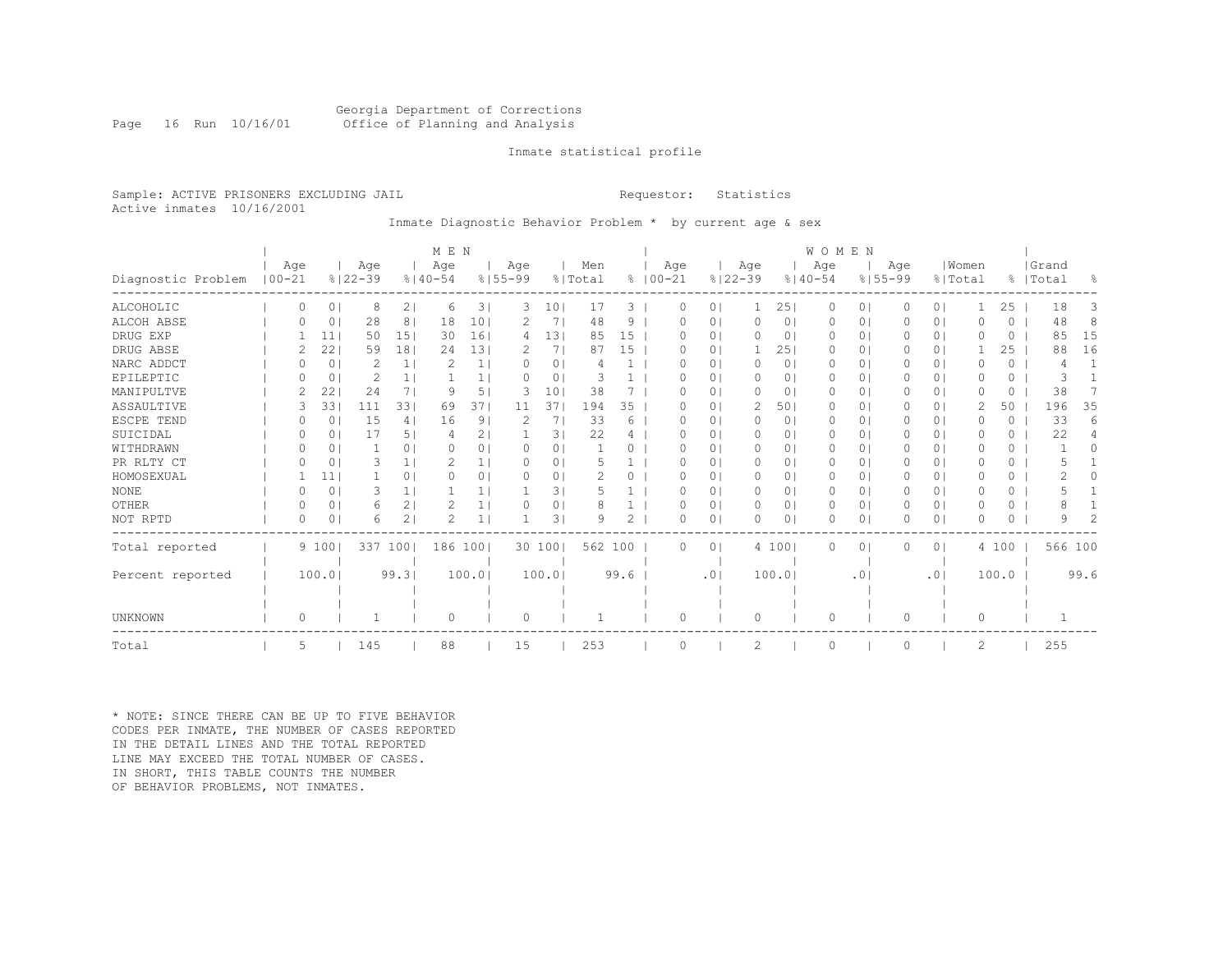Georgia Department of Corrections
Office of Planning and Analysis

Inmate statistical profile

Sample: ACTIVE PRISONERS EXCLUDING JAIL    Requestor: Statistics
Active inmates 10/16/2001

Inmate Diagnostic Behavior Problem * by current age & sex

| Diagnostic Problem | MEN Age 00-21 | % | Age 22-39 | % | Age 40-54 | % | Age 55-99 | % | Men Total | % | WOMEN Age 00-21 | % | Age 22-39 | % | Age 40-54 | % | Age 55-99 | % | Women Total | % | Grand Total | % |
|---|---|---|---|---|---|---|---|---|---|---|---|---|---|---|---|---|---|---|---|---|---|---|
| ALCOHOLIC | 0 | 0 | 8 | 2 | 6 | 3 | 3 | 10 | 17 | 3 | 0 | 0 | 1 | 25 | 0 | 0 | 0 | 0 | 1 | 25 | 18 | 3 |
| ALCOH ABSE | 0 | 0 | 28 | 8 | 18 | 10 | 2 | 7 | 48 | 9 | 0 | 0 | 0 | 0 | 0 | 0 | 0 | 0 | 0 | 0 | 48 | 8 |
| DRUG EXP | 1 | 11 | 50 | 15 | 30 | 16 | 4 | 13 | 85 | 15 | 0 | 0 | 0 | 0 | 0 | 0 | 0 | 0 | 0 | 0 | 85 | 15 |
| DRUG ABSE | 2 | 22 | 59 | 18 | 24 | 13 | 2 | 7 | 87 | 15 | 0 | 0 | 1 | 25 | 0 | 0 | 0 | 0 | 1 | 25 | 88 | 16 |
| NARC ADDCT | 0 | 0 | 2 | 1 | 2 | 1 | 0 | 0 | 4 | 1 | 0 | 0 | 0 | 0 | 0 | 0 | 0 | 0 | 0 | 0 | 4 | 1 |
| EPILEPTIC | 0 | 0 | 2 | 1 | 1 | 1 | 0 | 0 | 3 | 1 | 0 | 0 | 0 | 0 | 0 | 0 | 0 | 0 | 0 | 0 | 3 | 1 |
| MANIPULTVE | 2 | 22 | 24 | 7 | 9 | 5 | 3 | 10 | 38 | 7 | 0 | 0 | 0 | 0 | 0 | 0 | 0 | 0 | 0 | 0 | 38 | 7 |
| ASSAULTIVE | 3 | 33 | 111 | 33 | 69 | 37 | 11 | 37 | 194 | 35 | 0 | 0 | 2 | 50 | 0 | 0 | 0 | 0 | 2 | 50 | 196 | 35 |
| ESCPE TEND | 0 | 0 | 15 | 4 | 16 | 9 | 2 | 7 | 33 | 6 | 0 | 0 | 0 | 0 | 0 | 0 | 0 | 0 | 0 | 0 | 33 | 6 |
| SUICIDAL | 0 | 0 | 17 | 5 | 4 | 2 | 1 | 3 | 22 | 4 | 0 | 0 | 0 | 0 | 0 | 0 | 0 | 0 | 0 | 0 | 22 | 4 |
| WITHDRAWN | 0 | 0 | 1 | 0 | 0 | 0 | 0 | 0 | 1 | 0 | 0 | 0 | 0 | 0 | 0 | 0 | 0 | 0 | 0 | 0 | 1 | 0 |
| PR RLTY CT | 0 | 0 | 3 | 1 | 2 | 1 | 0 | 0 | 5 | 1 | 0 | 0 | 0 | 0 | 0 | 0 | 0 | 0 | 0 | 0 | 5 | 1 |
| HOMOSEXUAL | 1 | 11 | 1 | 0 | 0 | 0 | 0 | 0 | 2 | 0 | 0 | 0 | 0 | 0 | 0 | 0 | 0 | 0 | 0 | 0 | 2 | 0 |
| NONE | 0 | 0 | 3 | 1 | 1 | 1 | 1 | 3 | 5 | 1 | 0 | 0 | 0 | 0 | 0 | 0 | 0 | 0 | 0 | 0 | 5 | 1 |
| OTHER | 0 | 0 | 6 | 2 | 2 | 1 | 0 | 0 | 8 | 1 | 0 | 0 | 0 | 0 | 0 | 0 | 0 | 0 | 0 | 0 | 8 | 1 |
| NOT RPTD | 0 | 0 | 6 | 2 | 2 | 1 | 1 | 3 | 9 | 2 | 0 | 0 | 0 | 0 | 0 | 0 | 0 | 0 | 0 | 0 | 9 | 2 |
| Total reported | 9 | 100 | 337 | 100 | 186 | 100 | 30 | 100 | 562 | 100 | 0 | 0 | 4 | 100 | 0 | 0 | 0 | 0 | 4 | 100 | 566 | 100 |
| Percent reported | | 100.0 | | 99.3 | | 100.0 | | 100.0 | | 99.6 | | .0 | | 100.0 | | .0 | | .0 | | 100.0 | | 99.6 |
| UNKNOWN | 0 | | 1 | | 0 | | 0 | | 1 | | 0 | | 0 | | 0 | | 0 | | 0 | | 1 | |
| Total | 5 | | 145 | | 88 | | 15 | | 253 | | 0 | | 2 | | 0 | | 0 | | 2 | | 255 | |

* NOTE: SINCE THERE CAN BE UP TO FIVE BEHAVIOR CODES PER INMATE, THE NUMBER OF CASES REPORTED IN THE DETAIL LINES AND THE TOTAL REPORTED LINE MAY EXCEED THE TOTAL NUMBER OF CASES. IN SHORT, THIS TABLE COUNTS THE NUMBER OF BEHAVIOR PROBLEMS, NOT INMATES.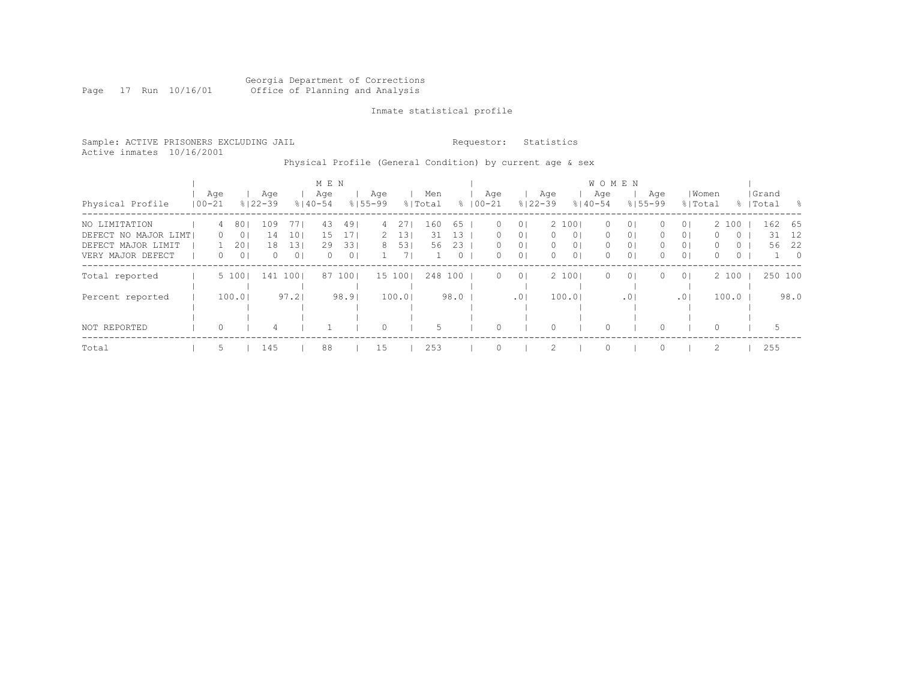Georgia Department of Corrections
Office of Planning and Analysis

Inmate statistical profile

Sample: ACTIVE PRISONERS EXCLUDING JAIL
Active inmates 10/16/2001

Requestor: Statistics

Physical Profile (General Condition) by current age & sex

| Physical Profile | MEN Age 00-21 | % | Age 22-39 | % | Age 40-54 | % | Age 55-99 | % | Men Total | % | WOMEN Age 00-21 | % | Age 22-39 | % | Age 40-54 | % | Age 55-99 | % | Women Total | % | Grand Total | % |
|---|---|---|---|---|---|---|---|---|---|---|---|---|---|---|---|---|---|---|---|---|---|---|
| NO LIMITATION | 4 | 80 | 109 | 77 | 43 | 49 | 4 | 27 | 160 | 65 | 0 | 0 | 2 | 100 | 0 | 0 | 0 | 0 | 2 | 100 | 162 | 65 |
| DEFECT NO MAJOR LIMT | 0 | 0 | 14 | 10 | 15 | 17 | 2 | 13 | 31 | 13 | 0 | 0 | 0 | 0 | 0 | 0 | 0 | 0 | 0 | 0 | 31 | 12 |
| DEFECT MAJOR LIMIT | 1 | 20 | 18 | 13 | 29 | 33 | 8 | 53 | 56 | 23 | 0 | 0 | 0 | 0 | 0 | 0 | 0 | 0 | 0 | 0 | 56 | 22 |
| VERY MAJOR DEFECT | 0 | 0 | 0 | 0 | 0 | 0 | 1 | 7 | 1 | 0 | 0 | 0 | 0 | 0 | 0 | 0 | 0 | 0 | 0 | 0 | 1 | 0 |
| Total reported | 5 | 100 | 141 | 100 | 87 | 100 | 15 | 100 | 248 | 100 | 0 | 0 | 2 | 100 | 0 | 0 | 0 | 0 | 2 | 100 | 250 | 100 |
| Percent reported | | 100.0 | | 97.2 | | 98.9 | | 100.0 | | 98.0 | | .0 | | 100.0 | | .0 | | .0 | | 100.0 | | 98.0 |
| NOT REPORTED | 0 | | 4 | | 1 | | 0 | | 5 | | 0 | | 0 | | 0 | | 0 | | 0 | | 5 | |
| Total | 5 | | 145 | | 88 | | 15 | | 253 | | 0 | | 2 | | 0 | | 0 | | 2 | | 255 | |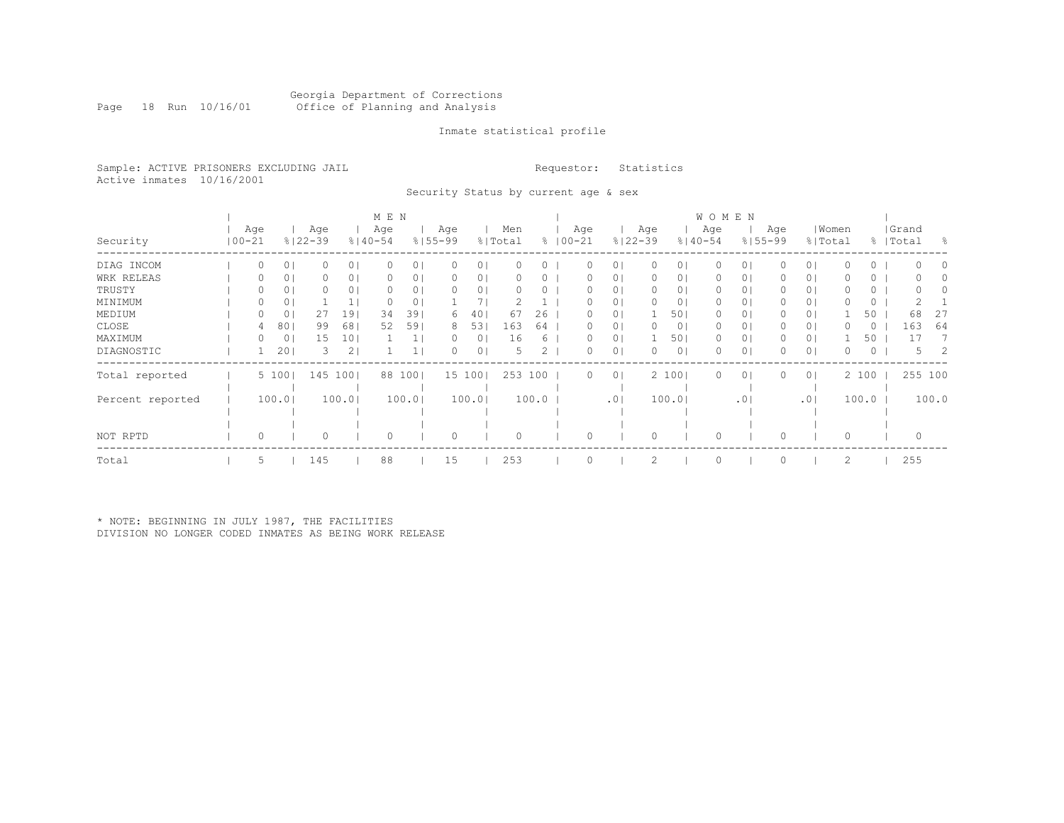Georgia Department of Corrections
Office of Planning and Analysis

Inmate statistical profile

Sample: ACTIVE PRISONERS EXCLUDING JAIL
Active inmates 10/16/2001

Requestor: Statistics

Security Status by current age & sex

| Security | MEN Age 00-21 | % | Age 22-39 | % | Age 40-54 | % | Age 55-99 | % | Men Total | % | WOMEN Age 00-21 | % | Age 22-39 | % | Age 40-54 | % | Age 55-99 | % | Women Total | % | Grand Total | % |
|---|---|---|---|---|---|---|---|---|---|---|---|---|---|---|---|---|---|---|---|---|---|---|
| DIAG INCOM | 0 | 0 | 0 | 0 | 0 | 0 | 0 | 0 | 0 | 0 | 0 | 0 | 0 | 0 | 0 | 0 | 0 | 0 | 0 | 0 | 0 | 0 |
| WRK RELEAS | 0 | 0 | 0 | 0 | 0 | 0 | 0 | 0 | 0 | 0 | 0 | 0 | 0 | 0 | 0 | 0 | 0 | 0 | 0 | 0 | 0 | 0 |
| TRUSTY | 0 | 0 | 0 | 0 | 0 | 0 | 0 | 0 | 0 | 0 | 0 | 0 | 0 | 0 | 0 | 0 | 0 | 0 | 0 | 0 | 0 | 0 |
| MINIMUM | 0 | 0 | 1 | 1 | 0 | 0 | 1 | 7 | 2 | 1 | 0 | 0 | 0 | 0 | 0 | 0 | 0 | 0 | 0 | 0 | 2 | 1 |
| MEDIUM | 0 | 0 | 27 | 19 | 34 | 39 | 6 | 40 | 67 | 26 | 0 | 0 | 1 | 50 | 0 | 0 | 0 | 0 | 1 | 50 | 68 | 27 |
| CLOSE | 4 | 80 | 99 | 68 | 52 | 59 | 8 | 53 | 163 | 64 | 0 | 0 | 0 | 0 | 0 | 0 | 0 | 0 | 0 | 0 | 163 | 64 |
| MAXIMUM | 0 | 0 | 15 | 10 | 1 | 1 | 0 | 0 | 16 | 6 | 0 | 0 | 1 | 50 | 0 | 0 | 0 | 0 | 1 | 50 | 17 | 7 |
| DIAGNOSTIC | 1 | 20 | 3 | 2 | 1 | 1 | 0 | 0 | 5 | 2 | 0 | 0 | 0 | 0 | 0 | 0 | 0 | 0 | 0 | 0 | 5 | 2 |
| Total reported | 5 | 100 | 145 | 100 | 88 | 100 | 15 | 100 | 253 | 100 | 0 | 0 | 2 | 100 | 0 | 0 | 0 | 0 | 2 | 100 | 255 | 100 |
| Percent reported | | 100.0 | | 100.0 | | 100.0 | | 100.0 | | 100.0 | | .0 | | 100.0 | | .0 | | .0 | | 100.0 | | 100.0 |
| NOT RPTD | 0 | | 0 | | 0 | | 0 | | 0 | | 0 | | 0 | | 0 | | 0 | | 0 | | 0 | |
| Total | 5 | | 145 | | 88 | | 15 | | 253 | | 0 | | 2 | | 0 | | 0 | | 2 | | 255 | |

* NOTE: BEGINNING IN JULY 1987, THE FACILITIES DIVISION NO LONGER CODED INMATES AS BEING WORK RELEASE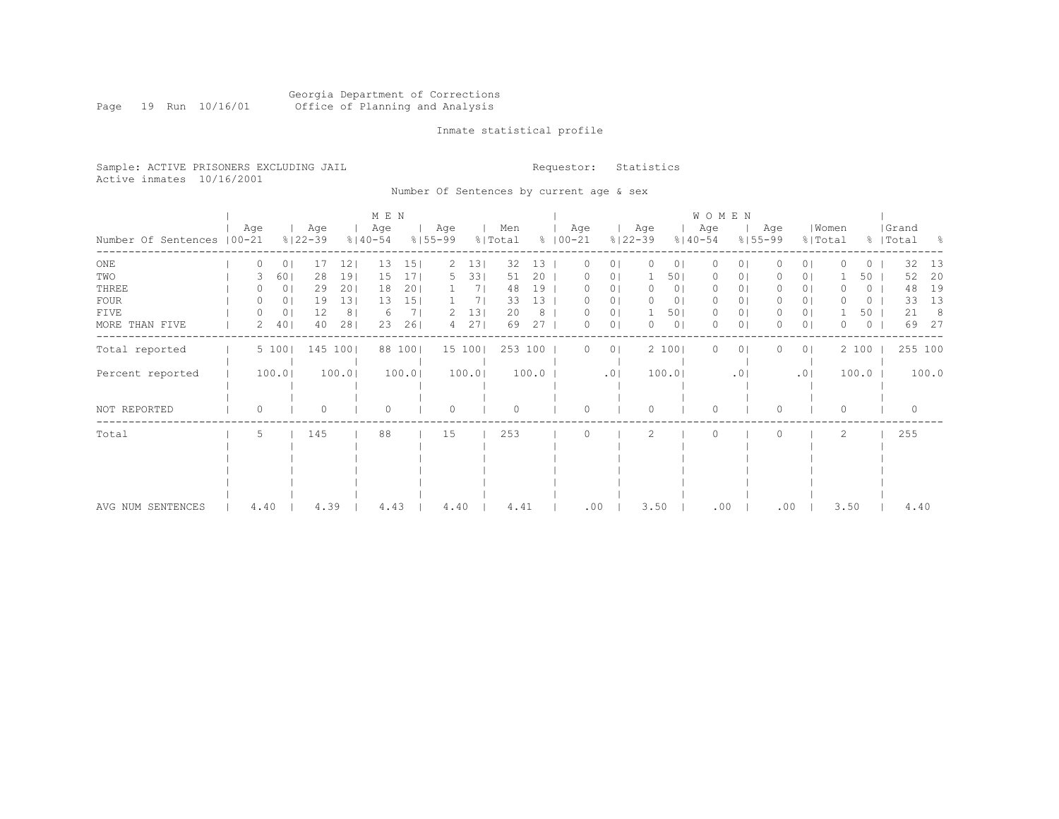Georgia Department of Corrections
Office of Planning and Analysis

Inmate statistical profile

Sample: ACTIVE PRISONERS EXCLUDING JAIL
Active inmates 10/16/2001

Requestor: Statistics

Number Of Sentences by current age & sex

| Number Of Sentences | MEN Age 00-21 | % | Age 22-39 | % | Age 40-54 | % | Age 55-99 | % | Men Total | % | WOMEN Age 00-21 | % | Age 22-39 | % | Age 40-54 | % | Age 55-99 | % | Women Total | % | Grand Total | % |
|---|---|---|---|---|---|---|---|---|---|---|---|---|---|---|---|---|---|---|---|---|---|---|
| ONE | 0 | 0 | 17 | 12 | 13 | 15 | 2 | 13 | 32 | 13 | 0 | 0 | 0 | 0 | 0 | 0 | 0 | 0 | 0 | 0 | 32 | 13 |
| TWO | 3 | 60 | 28 | 19 | 15 | 17 | 5 | 33 | 51 | 20 | 0 | 0 | 1 | 50 | 0 | 0 | 0 | 0 | 1 | 50 | 52 | 20 |
| THREE | 0 | 0 | 29 | 20 | 18 | 20 | 1 | 7 | 48 | 19 | 0 | 0 | 0 | 0 | 0 | 0 | 0 | 0 | 0 | 0 | 48 | 19 |
| FOUR | 0 | 0 | 19 | 13 | 13 | 15 | 1 | 7 | 33 | 13 | 0 | 0 | 0 | 0 | 0 | 0 | 0 | 0 | 0 | 0 | 33 | 13 |
| FIVE | 0 | 0 | 12 | 8 | 6 | 7 | 2 | 13 | 20 | 8 | 0 | 0 | 1 | 50 | 0 | 0 | 0 | 0 | 1 | 50 | 21 | 8 |
| MORE THAN FIVE | 2 | 40 | 40 | 28 | 23 | 26 | 4 | 27 | 69 | 27 | 0 | 0 | 0 | 0 | 0 | 0 | 0 | 0 | 0 | 0 | 69 | 27 |
| Total reported | 5 | 100 | 145 | 100 | 88 | 100 | 15 | 100 | 253 | 100 | 0 | 0 | 2 | 100 | 0 | 0 | 0 | 0 | 2 | 100 | 255 | 100 |
| Percent reported | | 100.0 | | 100.0 | | 100.0 | | 100.0 | | 100.0 | | .0 | | 100.0 | | .0 | | .0 | | 100.0 | | 100.0 |
| NOT REPORTED | 0 | | 0 | | 0 | | 0 | | 0 | | 0 | | 0 | | 0 | | 0 | | 0 | | 0 | |
| Total | 5 | | 145 | | 88 | | 15 | | 253 | | 0 | | 2 | | 0 | | 0 | | 2 | | 255 | |
| AVG NUM SENTENCES | 4.40 | | 4.39 | | 4.43 | | 4.40 | | 4.41 | | .00 | | 3.50 | | .00 | | .00 | | 3.50 | | 4.40 | |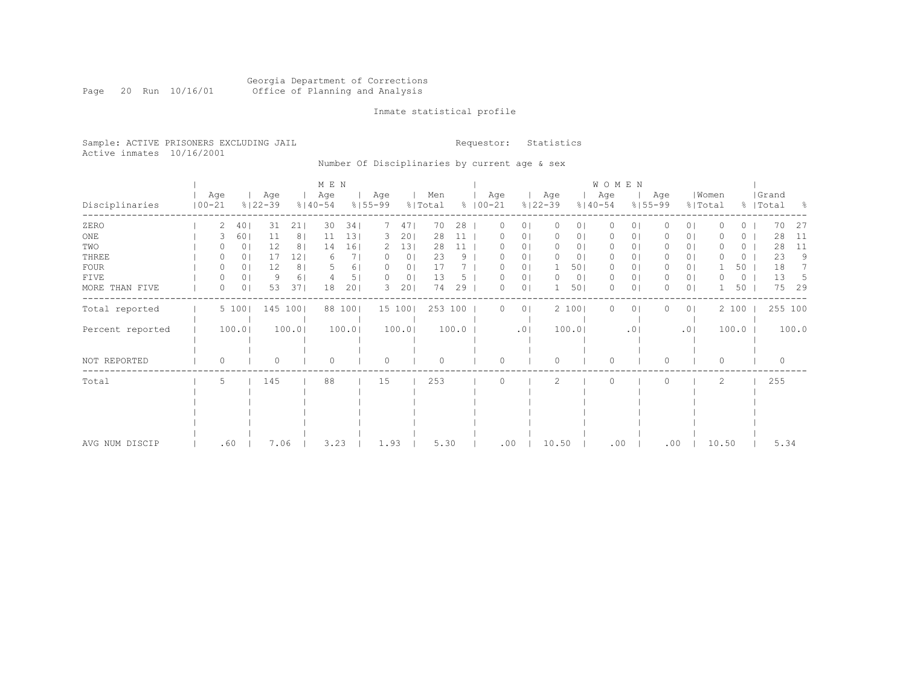Georgia Department of Corrections
Office of Planning and Analysis

Inmate statistical profile

Sample: ACTIVE PRISONERS EXCLUDING JAIL
Active inmates 10/16/2001

Requestor: Statistics

Number Of Disciplinaries by current age & sex

| Disciplinaries | MEN Age 00-21 | % | MEN Age 22-39 | % | MEN Age 40-54 | % | MEN Age 55-99 | % | Men Total | % | WOMEN Age 00-21 | % | WOMEN Age 22-39 | % | WOMEN Age 40-54 | % | WOMEN Age 55-99 | % | Women Total | % | Grand Total | % |
|---|---|---|---|---|---|---|---|---|---|---|---|---|---|---|---|---|---|---|---|---|---|---|
| ZERO | 2 | 40 | 31 | 21 | 30 | 34 | 7 | 47 | 70 | 28 | 0 | 0 | 0 | 0 | 0 | 0 | 0 | 0 | 0 | 0 | 70 | 27 |
| ONE | 3 | 60 | 11 | 8 | 11 | 13 | 3 | 20 | 28 | 11 | 0 | 0 | 0 | 0 | 0 | 0 | 0 | 0 | 0 | 0 | 28 | 11 |
| TWO | 0 | 0 | 12 | 8 | 14 | 16 | 2 | 13 | 28 | 11 | 0 | 0 | 0 | 0 | 0 | 0 | 0 | 0 | 0 | 0 | 28 | 11 |
| THREE | 0 | 0 | 17 | 12 | 6 | 7 | 0 | 0 | 23 | 9 | 0 | 0 | 0 | 0 | 0 | 0 | 0 | 0 | 0 | 0 | 23 | 9 |
| FOUR | 0 | 0 | 12 | 8 | 5 | 6 | 0 | 0 | 17 | 7 | 0 | 0 | 1 | 50 | 0 | 0 | 0 | 0 | 1 | 50 | 18 | 7 |
| FIVE | 0 | 0 | 9 | 6 | 4 | 5 | 0 | 0 | 13 | 5 | 0 | 0 | 0 | 0 | 0 | 0 | 0 | 0 | 0 | 0 | 13 | 5 |
| MORE THAN FIVE | 0 | 0 | 53 | 37 | 18 | 20 | 3 | 20 | 74 | 29 | 0 | 0 | 1 | 50 | 0 | 0 | 0 | 0 | 1 | 50 | 75 | 29 |
| Total reported | 5 | 100 | 145 | 100 | 88 | 100 | 15 | 100 | 253 | 100 | 0 | 0 | 2 | 100 | 0 | 0 | 0 | 0 | 2 | 100 | 255 | 100 |
| Percent reported | | 100.0 | | 100.0 | | 100.0 | | 100.0 | | 100.0 | | .0 | | 100.0 | | .0 | | .0 | | 100.0 | | 100.0 |
| NOT REPORTED | 0 | | 0 | | 0 | | 0 | | 0 | | 0 | | 0 | | 0 | | 0 | | 0 | | 0 | |
| Total | 5 | | 145 | | 88 | | 15 | | 253 | | 0 | | 2 | | 0 | | 0 | | 2 | | 255 | |
| AVG NUM DISCIP | .60 | | 7.06 | | 3.23 | | 1.93 | | 5.30 | | .00 | | 10.50 | | .00 | | .00 | | 10.50 | | 5.34 | |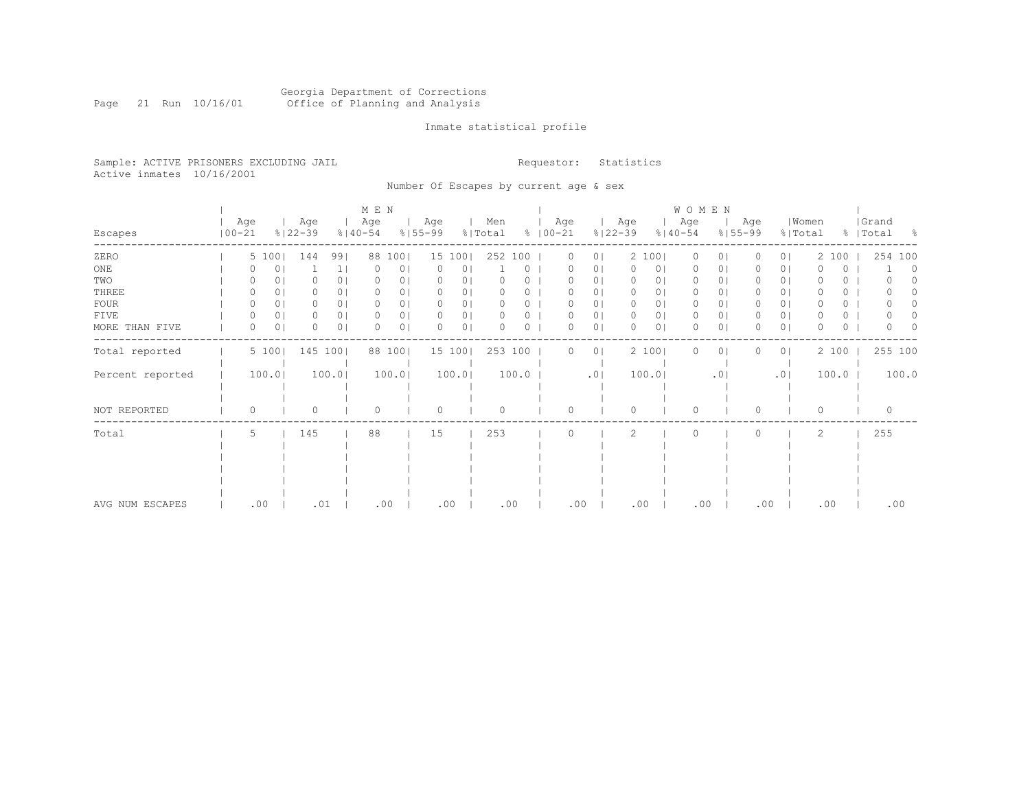Georgia Department of Corrections
Office of Planning and Analysis

Inmate statistical profile

Sample: ACTIVE PRISONERS EXCLUDING JAIL
Active inmates 10/16/2001

Requestor: Statistics

Number Of Escapes by current age & sex

| | MEN | | | | | | | | | | WOMEN | | | | | | | | | | | |
|---|---|---|---|---|---|---|---|---|---|---|---|---|---|---|---|---|---|---|---|---|---|---|
| Escapes | Age 00-21 | % | Age 22-39 | % | Age 40-54 | % | Age 55-99 | % | Men Total | % | Age 00-21 | % | Age 22-39 | % | Age 40-54 | % | Age 55-99 | % | Women Total | % | Grand Total | % |
| ZERO | 5 | 100 | 144 | 99 | 88 | 100 | 15 | 100 | 252 | 100 | 0 | 0 | 2 | 100 | 0 | 0 | 0 | 0 | 2 | 100 | 254 | 100 |
| ONE | 0 | 0 | 1 | 1 | 0 | 0 | 0 | 0 | 1 | 0 | 0 | 0 | 0 | 0 | 0 | 0 | 0 | 0 | 0 | 0 | 1 | 0 |
| TWO | 0 | 0 | 0 | 0 | 0 | 0 | 0 | 0 | 0 | 0 | 0 | 0 | 0 | 0 | 0 | 0 | 0 | 0 | 0 | 0 | 0 | 0 |
| THREE | 0 | 0 | 0 | 0 | 0 | 0 | 0 | 0 | 0 | 0 | 0 | 0 | 0 | 0 | 0 | 0 | 0 | 0 | 0 | 0 | 0 | 0 |
| FOUR | 0 | 0 | 0 | 0 | 0 | 0 | 0 | 0 | 0 | 0 | 0 | 0 | 0 | 0 | 0 | 0 | 0 | 0 | 0 | 0 | 0 | 0 |
| FIVE | 0 | 0 | 0 | 0 | 0 | 0 | 0 | 0 | 0 | 0 | 0 | 0 | 0 | 0 | 0 | 0 | 0 | 0 | 0 | 0 | 0 | 0 |
| MORE THAN FIVE | 0 | 0 | 0 | 0 | 0 | 0 | 0 | 0 | 0 | 0 | 0 | 0 | 0 | 0 | 0 | 0 | 0 | 0 | 0 | 0 | 0 | 0 |
| Total reported | 5 | 100 | 145 | 100 | 88 | 100 | 15 | 100 | 253 | 100 | 0 | 0 | 2 | 100 | 0 | 0 | 0 | 0 | 2 | 100 | 255 | 100 |
| Percent reported | 100.0 | | 100.0 | | 100.0 | | 100.0 | | 100.0 | | .0 | | 100.0 | | .0 | | .0 | | 100.0 | | 100.0 | |
| NOT REPORTED | 0 | | 0 | | 0 | | 0 | | 0 | | 0 | | 0 | | 0 | | 0 | | 0 | | 0 | |
| Total | 5 | | 145 | | 88 | | 15 | | 253 | | 0 | | 2 | | 0 | | 0 | | 2 | | 255 | |
| AVG NUM ESCAPES | .00 | | .01 | | .00 | | .00 | | .00 | | .00 | | .00 | | .00 | | .00 | | .00 | | .00 | |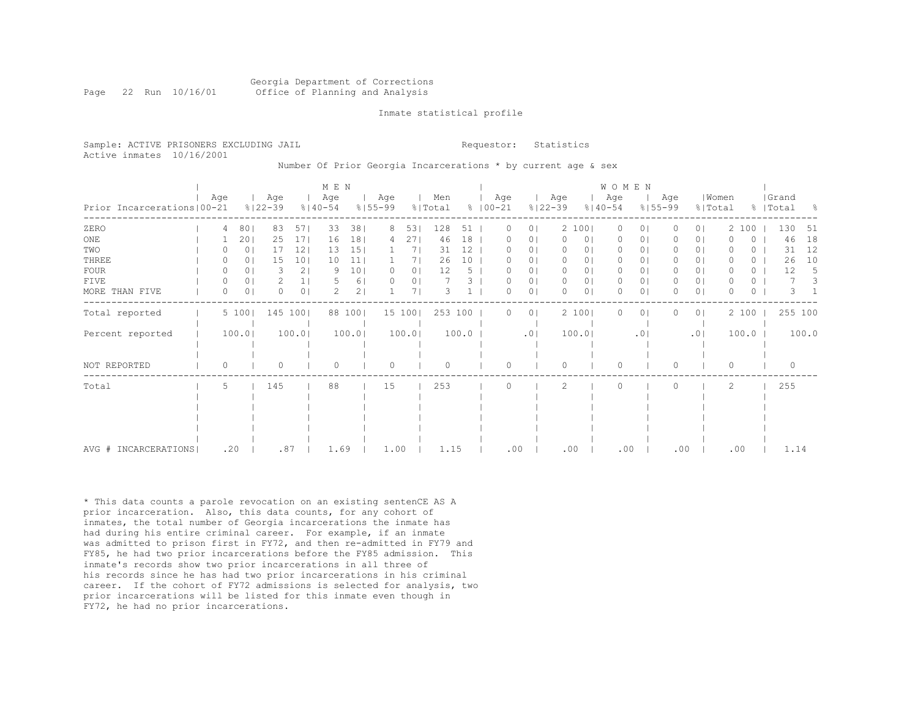Georgia Department of Corrections
Office of Planning and Analysis

Inmate statistical profile

Sample: ACTIVE PRISONERS EXCLUDING JAIL

Requestor: Statistics

Active inmates 10/16/2001

Number Of Prior Georgia Incarcerations * by current age & sex

| Prior Incarcerations | MEN Age 00-21 | % | Age 22-39 | % | Age 40-54 | % | Age 55-99 | % | Men Total | % | WOMEN Age 00-21 | % | Age 22-39 | % | Age 40-54 | % | Age 55-99 | % | Women Total | % | Grand Total | % |
|---|---|---|---|---|---|---|---|---|---|---|---|---|---|---|---|---|---|---|---|---|---|---|
| ZERO | 4 | 80 | 83 | 57 | 33 | 38 | 8 | 53 | 128 | 51 | 0 | 0 | 2 | 100 | 0 | 0 | 0 | 0 | 2 | 100 | 130 | 51 |
| ONE | 1 | 20 | 25 | 17 | 16 | 18 | 4 | 27 | 46 | 18 | 0 | 0 | 0 | 0 | 0 | 0 | 0 | 0 | 0 | 0 | 46 | 18 |
| TWO | 0 | 0 | 17 | 12 | 13 | 15 | 1 | 7 | 31 | 12 | 0 | 0 | 0 | 0 | 0 | 0 | 0 | 0 | 0 | 0 | 31 | 12 |
| THREE | 0 | 0 | 15 | 10 | 10 | 11 | 1 | 7 | 26 | 10 | 0 | 0 | 0 | 0 | 0 | 0 | 0 | 0 | 0 | 0 | 26 | 10 |
| FOUR | 0 | 0 | 3 | 2 | 9 | 10 | 0 | 0 | 12 | 5 | 0 | 0 | 0 | 0 | 0 | 0 | 0 | 0 | 0 | 0 | 12 | 5 |
| FIVE | 0 | 0 | 2 | 1 | 5 | 6 | 0 | 0 | 7 | 3 | 0 | 0 | 0 | 0 | 0 | 0 | 0 | 0 | 0 | 0 | 7 | 3 |
| MORE THAN FIVE | 0 | 0 | 0 | 0 | 2 | 2 | 1 | 7 | 3 | 1 | 0 | 0 | 0 | 0 | 0 | 0 | 0 | 0 | 0 | 0 | 3 | 1 |
| Total reported | 5 | 100 | 145 | 100 | 88 | 100 | 15 | 100 | 253 | 100 | 0 | 0 | 2 | 100 | 0 | 0 | 0 | 0 | 2 | 100 | 255 | 100 |
| Percent reported | 100.0 | | 100.0 | | 100.0 | | 100.0 | | 100.0 | | .0 | | 100.0 | | .0 | | .0 | | 100.0 | | 100.0 | |
| NOT REPORTED | 0 | | 0 | | 0 | | 0 | | 0 | | 0 | | 0 | | 0 | | 0 | | 0 | | 0 | |
| Total | 5 | | 145 | | 88 | | 15 | | 253 | | 0 | | 2 | | 0 | | 0 | | 2 | | 255 | |
| AVG # INCARCERATIONS | .20 | | .87 | | 1.69 | | 1.00 | | 1.15 | | .00 | | .00 | | .00 | | .00 | | .00 | | 1.14 | |

* This data counts a parole revocation on an existing sentenCE AS A prior incarceration. Also, this data counts, for any cohort of inmates, the total number of Georgia incarcerations the inmate has had during his entire criminal career. For example, if an inmate was admitted to prison first in FY72, and then re-admitted in FY79 and FY85, he had two prior incarcerations before the FY85 admission. This inmate's records show two prior incarcerations in all three of his records since he has had two prior incarcerations in his criminal career. If the cohort of FY72 admissions is selected for analysis, two prior incarcerations will be listed for this inmate even though in FY72, he had no prior incarcerations.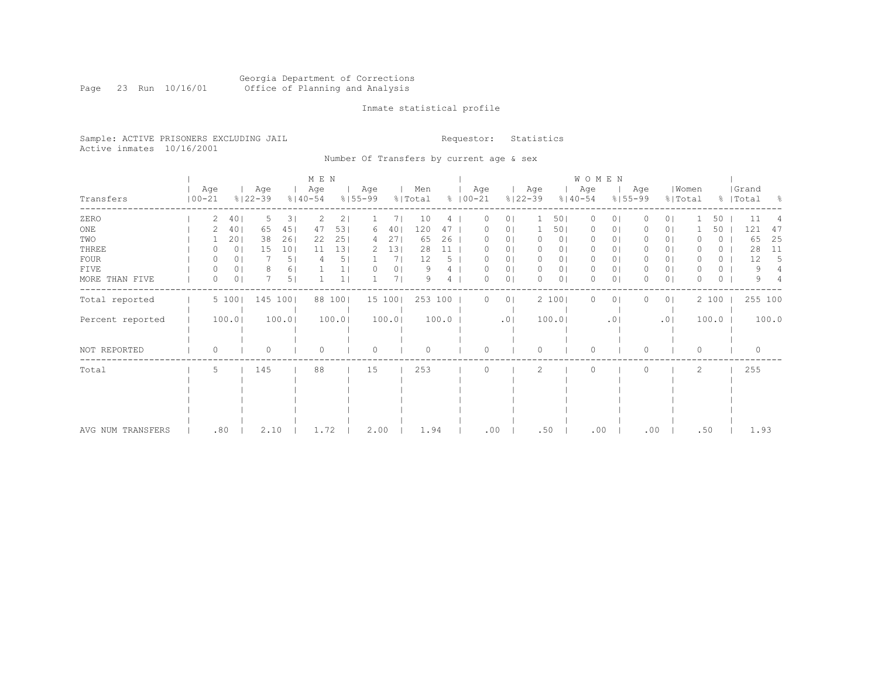Georgia Department of Corrections
Office of Planning and Analysis

Inmate statistical profile

Sample: ACTIVE PRISONERS EXCLUDING JAIL
Active inmates 10/16/2001

Requestor: Statistics

Number Of Transfers by current age & sex

| Transfers | MEN Age 00-21 | % | Age 22-39 | % | Age 40-54 | % | Age 55-99 | % | Men Total | % | WOMEN Age 00-21 | % | Age 22-39 | % | Age 40-54 | % | Age 55-99 | % | Women Total | % | Grand Total | % |
|---|---|---|---|---|---|---|---|---|---|---|---|---|---|---|---|---|---|---|---|---|---|---|
| ZERO | 2 | 40 | 5 | 3 | 2 | 2 | 1 | 7 | 10 | 4 | 0 | 0 | 1 | 50 | 0 | 0 | 0 | 0 | 1 | 50 | 11 | 4 |
| ONE | 2 | 40 | 65 | 45 | 47 | 53 | 6 | 40 | 120 | 47 | 0 | 0 | 1 | 50 | 0 | 0 | 0 | 0 | 1 | 50 | 121 | 47 |
| TWO | 1 | 20 | 38 | 26 | 22 | 25 | 4 | 27 | 65 | 26 | 0 | 0 | 0 | 0 | 0 | 0 | 0 | 0 | 0 | 0 | 65 | 25 |
| THREE | 0 | 0 | 15 | 10 | 11 | 13 | 2 | 13 | 28 | 11 | 0 | 0 | 0 | 0 | 0 | 0 | 0 | 0 | 0 | 0 | 28 | 11 |
| FOUR | 0 | 0 | 7 | 5 | 4 | 5 | 1 | 7 | 12 | 5 | 0 | 0 | 0 | 0 | 0 | 0 | 0 | 0 | 0 | 0 | 12 | 5 |
| FIVE | 0 | 0 | 8 | 6 | 1 | 1 | 0 | 0 | 9 | 4 | 0 | 0 | 0 | 0 | 0 | 0 | 0 | 0 | 0 | 0 | 9 | 4 |
| MORE THAN FIVE | 0 | 0 | 7 | 5 | 1 | 1 | 1 | 7 | 9 | 4 | 0 | 0 | 0 | 0 | 0 | 0 | 0 | 0 | 0 | 0 | 9 | 4 |
| Total reported | 5 | 100 | 145 | 100 | 88 | 100 | 15 | 100 | 253 | 100 | 0 | 0 | 2 | 100 | 0 | 0 | 0 | 0 | 2 | 100 | 255 | 100 |
| Percent reported | 100.0 | | 100.0 | | 100.0 | | 100.0 | | 100.0 | | .0 | | 100.0 | | .0 | | .0 | | 100.0 | | 100.0 | |
| NOT REPORTED | 0 | | 0 | | 0 | | 0 | | 0 | | 0 | | 0 | | 0 | | 0 | | 0 | | 0 | |
| Total | 5 | | 145 | | 88 | | 15 | | 253 | | 0 | | 2 | | 0 | | 0 | | 2 | | 255 | |
| AVG NUM TRANSFERS | .80 | | 2.10 | | 1.72 | | 2.00 | | 1.94 | | .00 | | .50 | | .00 | | .00 | | .50 | | 1.93 | |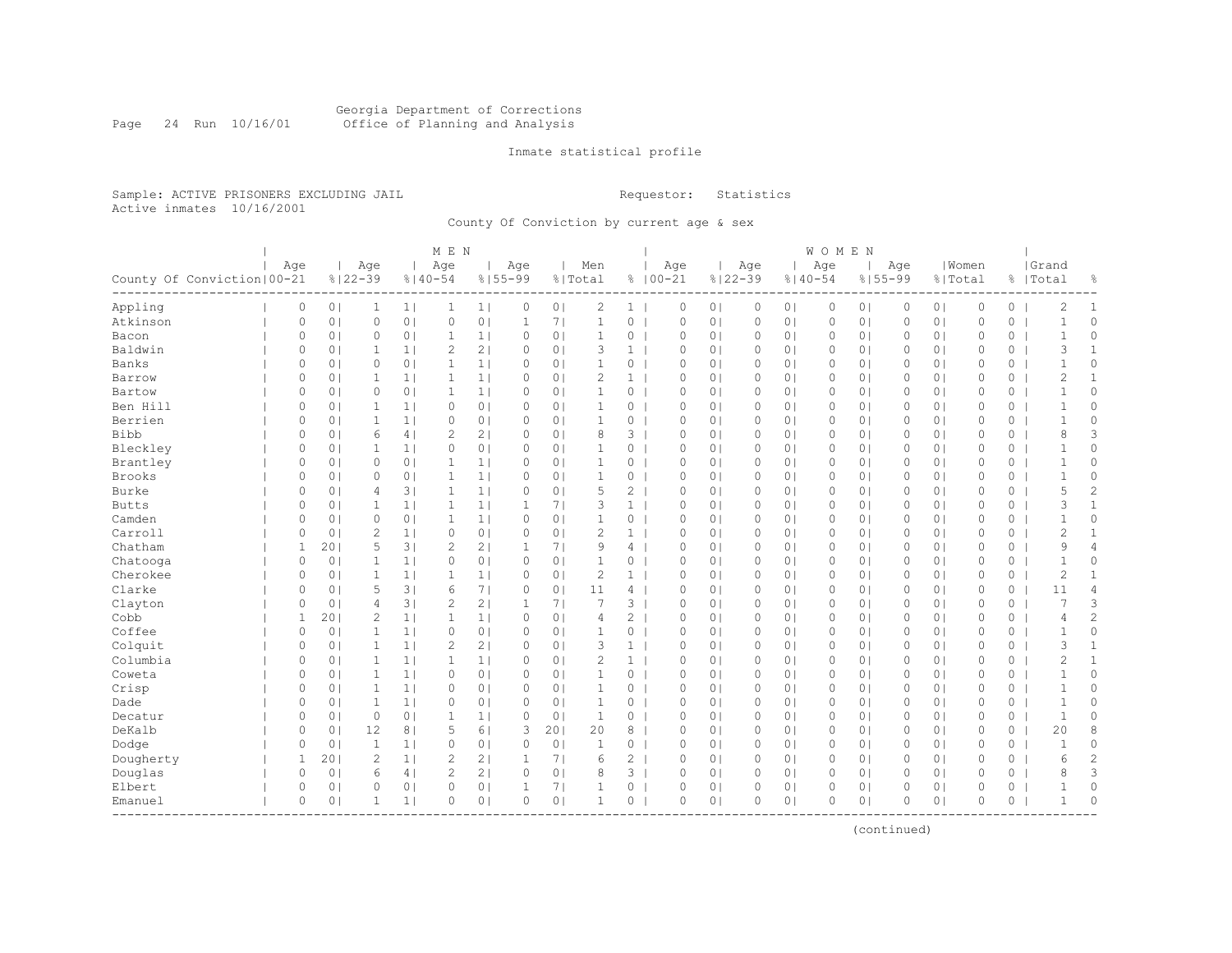Georgia Department of Corrections
Office of Planning and Analysis

Inmate statistical profile

Sample: ACTIVE PRISONERS EXCLUDING JAIL

Requestor: Statistics

Active inmates 10/16/2001

County Of Conviction by current age & sex

| County Of Conviction | MEN Age 00-21 | % | Age 22-39 | % | Age 40-54 | % | Age 55-99 | % | Men Total | % | WOMEN Age 00-21 | % | Age 22-39 | % | Age 40-54 | % | Age 55-99 | % | Women Total | % | Grand Total | % |
|---|---|---|---|---|---|---|---|---|---|---|---|---|---|---|---|---|---|---|---|---|---|---|
| Appling | 0 | 0 | 1 | 1 | 1 | 1 | 0 | 0 | 2 | 1 | 0 | 0 | 0 | 0 | 0 | 0 | 0 | 0 | 0 | 0 | 2 | 1 |
| Atkinson | 0 | 0 | 0 | 0 | 0 | 0 | 1 | 7 | 1 | 0 | 0 | 0 | 0 | 0 | 0 | 0 | 0 | 0 | 0 | 0 | 1 | 0 |
| Bacon | 0 | 0 | 0 | 0 | 1 | 1 | 0 | 0 | 1 | 0 | 0 | 0 | 0 | 0 | 0 | 0 | 0 | 0 | 0 | 0 | 1 | 0 |
| Baldwin | 0 | 0 | 1 | 1 | 2 | 2 | 0 | 0 | 3 | 1 | 0 | 0 | 0 | 0 | 0 | 0 | 0 | 0 | 0 | 0 | 3 | 1 |
| Banks | 0 | 0 | 0 | 0 | 1 | 1 | 0 | 0 | 1 | 0 | 0 | 0 | 0 | 0 | 0 | 0 | 0 | 0 | 0 | 0 | 1 | 0 |
| Barrow | 0 | 0 | 1 | 1 | 1 | 1 | 0 | 0 | 2 | 1 | 0 | 0 | 0 | 0 | 0 | 0 | 0 | 0 | 0 | 0 | 2 | 1 |
| Bartow | 0 | 0 | 0 | 0 | 1 | 1 | 0 | 0 | 1 | 0 | 0 | 0 | 0 | 0 | 0 | 0 | 0 | 0 | 0 | 0 | 1 | 0 |
| Ben Hill | 0 | 0 | 1 | 1 | 0 | 0 | 0 | 0 | 1 | 0 | 0 | 0 | 0 | 0 | 0 | 0 | 0 | 0 | 0 | 0 | 1 | 0 |
| Berrien | 0 | 0 | 1 | 1 | 0 | 0 | 0 | 0 | 1 | 0 | 0 | 0 | 0 | 0 | 0 | 0 | 0 | 0 | 0 | 0 | 1 | 0 |
| Bibb | 0 | 0 | 6 | 4 | 2 | 2 | 0 | 0 | 8 | 3 | 0 | 0 | 0 | 0 | 0 | 0 | 0 | 0 | 0 | 0 | 8 | 3 |
| Bleckley | 0 | 0 | 1 | 1 | 0 | 0 | 0 | 0 | 1 | 0 | 0 | 0 | 0 | 0 | 0 | 0 | 0 | 0 | 0 | 0 | 1 | 0 |
| Brantley | 0 | 0 | 0 | 0 | 1 | 1 | 0 | 0 | 1 | 0 | 0 | 0 | 0 | 0 | 0 | 0 | 0 | 0 | 0 | 0 | 1 | 0 |
| Brooks | 0 | 0 | 0 | 0 | 1 | 1 | 0 | 0 | 1 | 0 | 0 | 0 | 0 | 0 | 0 | 0 | 0 | 0 | 0 | 0 | 1 | 0 |
| Burke | 0 | 0 | 4 | 3 | 1 | 1 | 0 | 0 | 5 | 2 | 0 | 0 | 0 | 0 | 0 | 0 | 0 | 0 | 0 | 0 | 5 | 2 |
| Butts | 0 | 0 | 1 | 1 | 1 | 1 | 1 | 7 | 3 | 1 | 0 | 0 | 0 | 0 | 0 | 0 | 0 | 0 | 0 | 0 | 3 | 1 |
| Camden | 0 | 0 | 0 | 0 | 1 | 1 | 0 | 0 | 1 | 0 | 0 | 0 | 0 | 0 | 0 | 0 | 0 | 0 | 0 | 0 | 1 | 0 |
| Carroll | 0 | 0 | 2 | 1 | 0 | 0 | 0 | 0 | 2 | 1 | 0 | 0 | 0 | 0 | 0 | 0 | 0 | 0 | 0 | 0 | 2 | 1 |
| Chatham | 1 | 20 | 5 | 3 | 2 | 2 | 1 | 7 | 9 | 4 | 0 | 0 | 0 | 0 | 0 | 0 | 0 | 0 | 0 | 0 | 9 | 4 |
| Chatooga | 0 | 0 | 1 | 1 | 0 | 0 | 0 | 0 | 1 | 0 | 0 | 0 | 0 | 0 | 0 | 0 | 0 | 0 | 0 | 0 | 1 | 0 |
| Cherokee | 0 | 0 | 1 | 1 | 1 | 1 | 0 | 0 | 2 | 1 | 0 | 0 | 0 | 0 | 0 | 0 | 0 | 0 | 0 | 0 | 2 | 1 |
| Clarke | 0 | 0 | 5 | 3 | 6 | 7 | 0 | 0 | 11 | 4 | 0 | 0 | 0 | 0 | 0 | 0 | 0 | 0 | 0 | 0 | 11 | 4 |
| Clayton | 0 | 0 | 4 | 3 | 2 | 2 | 1 | 7 | 7 | 3 | 0 | 0 | 0 | 0 | 0 | 0 | 0 | 0 | 0 | 0 | 7 | 3 |
| Cobb | 1 | 20 | 2 | 1 | 1 | 1 | 0 | 0 | 4 | 2 | 0 | 0 | 0 | 0 | 0 | 0 | 0 | 0 | 0 | 0 | 4 | 2 |
| Coffee | 0 | 0 | 1 | 1 | 0 | 0 | 0 | 0 | 1 | 0 | 0 | 0 | 0 | 0 | 0 | 0 | 0 | 0 | 0 | 0 | 1 | 0 |
| Colquit | 0 | 0 | 1 | 1 | 2 | 2 | 0 | 0 | 3 | 1 | 0 | 0 | 0 | 0 | 0 | 0 | 0 | 0 | 0 | 0 | 3 | 1 |
| Columbia | 0 | 0 | 1 | 1 | 1 | 1 | 0 | 0 | 2 | 1 | 0 | 0 | 0 | 0 | 0 | 0 | 0 | 0 | 0 | 0 | 2 | 1 |
| Coweta | 0 | 0 | 1 | 1 | 0 | 0 | 0 | 0 | 1 | 0 | 0 | 0 | 0 | 0 | 0 | 0 | 0 | 0 | 0 | 0 | 1 | 0 |
| Crisp | 0 | 0 | 1 | 1 | 0 | 0 | 0 | 0 | 1 | 0 | 0 | 0 | 0 | 0 | 0 | 0 | 0 | 0 | 0 | 0 | 1 | 0 |
| Dade | 0 | 0 | 1 | 1 | 0 | 0 | 0 | 0 | 1 | 0 | 0 | 0 | 0 | 0 | 0 | 0 | 0 | 0 | 0 | 0 | 1 | 0 |
| Decatur | 0 | 0 | 0 | 0 | 1 | 1 | 0 | 0 | 1 | 0 | 0 | 0 | 0 | 0 | 0 | 0 | 0 | 0 | 0 | 0 | 1 | 0 |
| DeKalb | 0 | 0 | 12 | 8 | 5 | 6 | 3 | 20 | 20 | 8 | 0 | 0 | 0 | 0 | 0 | 0 | 0 | 0 | 0 | 0 | 20 | 8 |
| Dodge | 0 | 0 | 1 | 1 | 0 | 0 | 0 | 0 | 1 | 0 | 0 | 0 | 0 | 0 | 0 | 0 | 0 | 0 | 0 | 0 | 1 | 0 |
| Dougherty | 1 | 20 | 2 | 1 | 2 | 2 | 1 | 7 | 6 | 2 | 0 | 0 | 0 | 0 | 0 | 0 | 0 | 0 | 0 | 0 | 6 | 2 |
| Douglas | 0 | 0 | 6 | 4 | 2 | 2 | 0 | 0 | 8 | 3 | 0 | 0 | 0 | 0 | 0 | 0 | 0 | 0 | 0 | 0 | 8 | 3 |
| Elbert | 0 | 0 | 0 | 0 | 0 | 0 | 1 | 7 | 1 | 0 | 0 | 0 | 0 | 0 | 0 | 0 | 0 | 0 | 0 | 0 | 1 | 0 |
| Emanuel | 0 | 0 | 1 | 1 | 0 | 0 | 0 | 0 | 1 | 0 | 0 | 0 | 0 | 0 | 0 | 0 | 0 | 0 | 0 | 0 | 1 | 0 |

(continued)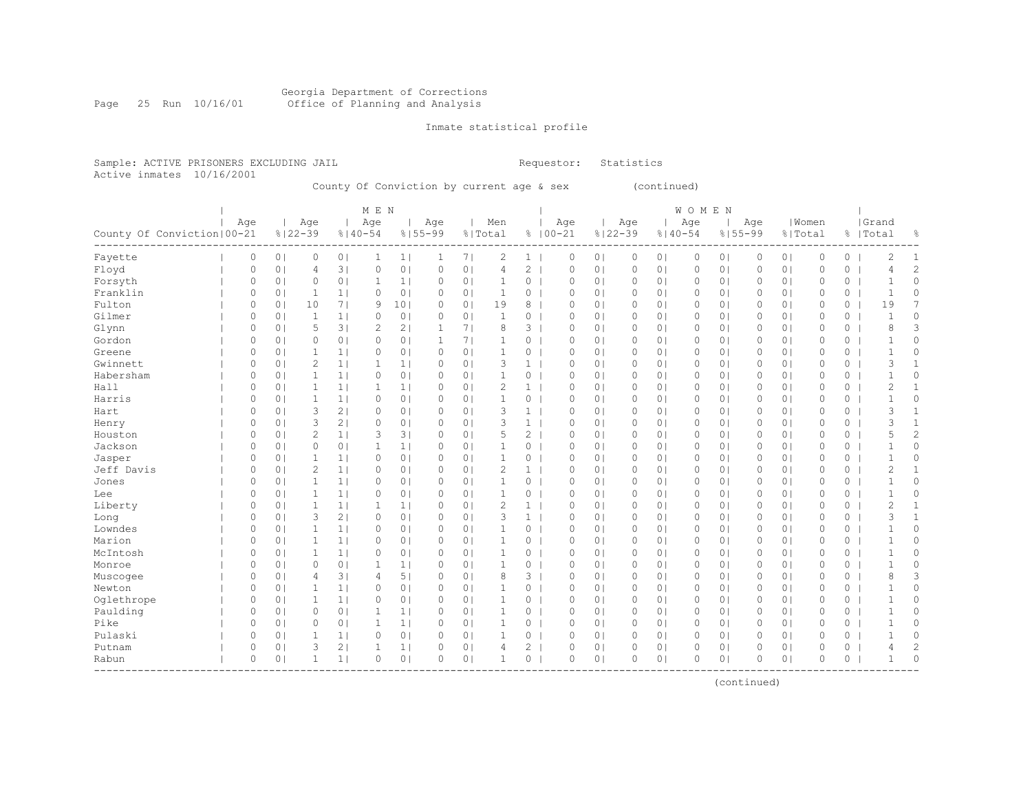Georgia Department of Corrections
Office of Planning and Analysis

Inmate statistical profile

Sample: ACTIVE PRISONERS EXCLUDING JAIL  Requestor: Statistics
Active inmates 10/16/2001

County Of Conviction by current age & sex (continued)

| County Of Conviction | MEN Age 00-21 | % | Age 22-39 | % | Age 40-54 | % | Age 55-99 | % | Men Total | % | WOMEN Age 00-21 | % | Age 22-39 | % | Age 40-54 | % | Age 55-99 | % | Women Total | % | Grand Total | % |
|---|---|---|---|---|---|---|---|---|---|---|---|---|---|---|---|---|---|---|---|---|---|---|
| Fayette | 0 | 0 | 0 | 0 | 1 | 1 | 1 | 7 | 2 | 1 | 0 | 0 | 0 | 0 | 0 | 0 | 0 | 0 | 0 | 0 | 2 | 1 |
| Floyd | 0 | 0 | 4 | 3 | 0 | 0 | 0 | 0 | 4 | 2 | 0 | 0 | 0 | 0 | 0 | 0 | 0 | 0 | 0 | 0 | 4 | 2 |
| Forsyth | 0 | 0 | 0 | 0 | 1 | 1 | 0 | 0 | 1 | 0 | 0 | 0 | 0 | 0 | 0 | 0 | 0 | 0 | 0 | 0 | 1 | 0 |
| Franklin | 0 | 0 | 1 | 1 | 0 | 0 | 0 | 0 | 1 | 0 | 0 | 0 | 0 | 0 | 0 | 0 | 0 | 0 | 0 | 0 | 1 | 0 |
| Fulton | 0 | 0 | 10 | 7 | 9 | 10 | 0 | 0 | 19 | 8 | 0 | 0 | 0 | 0 | 0 | 0 | 0 | 0 | 0 | 0 | 19 | 7 |
| Gilmer | 0 | 0 | 1 | 1 | 0 | 0 | 0 | 0 | 1 | 0 | 0 | 0 | 0 | 0 | 0 | 0 | 0 | 0 | 0 | 0 | 1 | 0 |
| Glynn | 0 | 0 | 5 | 3 | 2 | 2 | 1 | 7 | 8 | 3 | 0 | 0 | 0 | 0 | 0 | 0 | 0 | 0 | 0 | 0 | 8 | 3 |
| Gordon | 0 | 0 | 0 | 0 | 0 | 0 | 1 | 7 | 1 | 0 | 0 | 0 | 0 | 0 | 0 | 0 | 0 | 0 | 0 | 0 | 1 | 0 |
| Greene | 0 | 0 | 1 | 1 | 0 | 0 | 0 | 0 | 1 | 0 | 0 | 0 | 0 | 0 | 0 | 0 | 0 | 0 | 0 | 0 | 1 | 0 |
| Gwinnett | 0 | 0 | 2 | 1 | 1 | 1 | 0 | 0 | 3 | 1 | 0 | 0 | 0 | 0 | 0 | 0 | 0 | 0 | 0 | 0 | 3 | 1 |
| Habersham | 0 | 0 | 1 | 1 | 0 | 0 | 0 | 0 | 1 | 0 | 0 | 0 | 0 | 0 | 0 | 0 | 0 | 0 | 0 | 0 | 1 | 0 |
| Hall | 0 | 0 | 1 | 1 | 1 | 1 | 0 | 0 | 2 | 1 | 0 | 0 | 0 | 0 | 0 | 0 | 0 | 0 | 0 | 0 | 2 | 1 |
| Harris | 0 | 0 | 1 | 1 | 0 | 0 | 0 | 0 | 1 | 0 | 0 | 0 | 0 | 0 | 0 | 0 | 0 | 0 | 0 | 0 | 1 | 0 |
| Hart | 0 | 0 | 3 | 2 | 0 | 0 | 0 | 0 | 3 | 1 | 0 | 0 | 0 | 0 | 0 | 0 | 0 | 0 | 0 | 0 | 3 | 1 |
| Henry | 0 | 0 | 3 | 2 | 0 | 0 | 0 | 0 | 3 | 1 | 0 | 0 | 0 | 0 | 0 | 0 | 0 | 0 | 0 | 0 | 3 | 1 |
| Houston | 0 | 0 | 2 | 1 | 3 | 3 | 0 | 0 | 5 | 2 | 0 | 0 | 0 | 0 | 0 | 0 | 0 | 0 | 0 | 0 | 5 | 2 |
| Jackson | 0 | 0 | 0 | 0 | 1 | 1 | 0 | 0 | 1 | 0 | 0 | 0 | 0 | 0 | 0 | 0 | 0 | 0 | 0 | 0 | 1 | 0 |
| Jasper | 0 | 0 | 1 | 1 | 0 | 0 | 0 | 0 | 1 | 0 | 0 | 0 | 0 | 0 | 0 | 0 | 0 | 0 | 0 | 0 | 1 | 0 |
| Jeff Davis | 0 | 0 | 2 | 1 | 0 | 0 | 0 | 0 | 2 | 1 | 0 | 0 | 0 | 0 | 0 | 0 | 0 | 0 | 0 | 0 | 2 | 1 |
| Jones | 0 | 0 | 1 | 1 | 0 | 0 | 0 | 0 | 1 | 0 | 0 | 0 | 0 | 0 | 0 | 0 | 0 | 0 | 0 | 0 | 1 | 0 |
| Lee | 0 | 0 | 1 | 1 | 0 | 0 | 0 | 0 | 1 | 0 | 0 | 0 | 0 | 0 | 0 | 0 | 0 | 0 | 0 | 0 | 1 | 0 |
| Liberty | 0 | 0 | 1 | 1 | 1 | 1 | 0 | 0 | 2 | 1 | 0 | 0 | 0 | 0 | 0 | 0 | 0 | 0 | 0 | 0 | 2 | 1 |
| Long | 0 | 0 | 3 | 2 | 0 | 0 | 0 | 0 | 3 | 1 | 0 | 0 | 0 | 0 | 0 | 0 | 0 | 0 | 0 | 0 | 3 | 1 |
| Lowndes | 0 | 0 | 1 | 1 | 0 | 0 | 0 | 0 | 1 | 0 | 0 | 0 | 0 | 0 | 0 | 0 | 0 | 0 | 0 | 0 | 1 | 0 |
| Marion | 0 | 0 | 1 | 1 | 0 | 0 | 0 | 0 | 1 | 0 | 0 | 0 | 0 | 0 | 0 | 0 | 0 | 0 | 0 | 0 | 1 | 0 |
| McIntosh | 0 | 0 | 1 | 1 | 0 | 0 | 0 | 0 | 1 | 0 | 0 | 0 | 0 | 0 | 0 | 0 | 0 | 0 | 0 | 0 | 1 | 0 |
| Monroe | 0 | 0 | 0 | 0 | 1 | 1 | 0 | 0 | 1 | 0 | 0 | 0 | 0 | 0 | 0 | 0 | 0 | 0 | 0 | 0 | 1 | 0 |
| Muscogee | 0 | 0 | 4 | 3 | 4 | 5 | 0 | 0 | 8 | 3 | 0 | 0 | 0 | 0 | 0 | 0 | 0 | 0 | 0 | 0 | 8 | 3 |
| Newton | 0 | 0 | 1 | 1 | 0 | 0 | 0 | 0 | 1 | 0 | 0 | 0 | 0 | 0 | 0 | 0 | 0 | 0 | 0 | 0 | 1 | 0 |
| Oglethrope | 0 | 0 | 1 | 1 | 0 | 0 | 0 | 0 | 1 | 0 | 0 | 0 | 0 | 0 | 0 | 0 | 0 | 0 | 0 | 0 | 1 | 0 |
| Paulding | 0 | 0 | 0 | 0 | 1 | 1 | 0 | 0 | 1 | 0 | 0 | 0 | 0 | 0 | 0 | 0 | 0 | 0 | 0 | 0 | 1 | 0 |
| Pike | 0 | 0 | 0 | 0 | 1 | 1 | 0 | 0 | 1 | 0 | 0 | 0 | 0 | 0 | 0 | 0 | 0 | 0 | 0 | 0 | 1 | 0 |
| Pulaski | 0 | 0 | 1 | 1 | 0 | 0 | 0 | 0 | 1 | 0 | 0 | 0 | 0 | 0 | 0 | 0 | 0 | 0 | 0 | 0 | 1 | 0 |
| Putnam | 0 | 0 | 3 | 2 | 1 | 1 | 0 | 0 | 4 | 2 | 0 | 0 | 0 | 0 | 0 | 0 | 0 | 0 | 0 | 0 | 4 | 2 |
| Rabun | 0 | 0 | 1 | 1 | 0 | 0 | 0 | 0 | 1 | 0 | 0 | 0 | 0 | 0 | 0 | 0 | 0 | 0 | 0 | 0 | 1 | 0 |

(continued)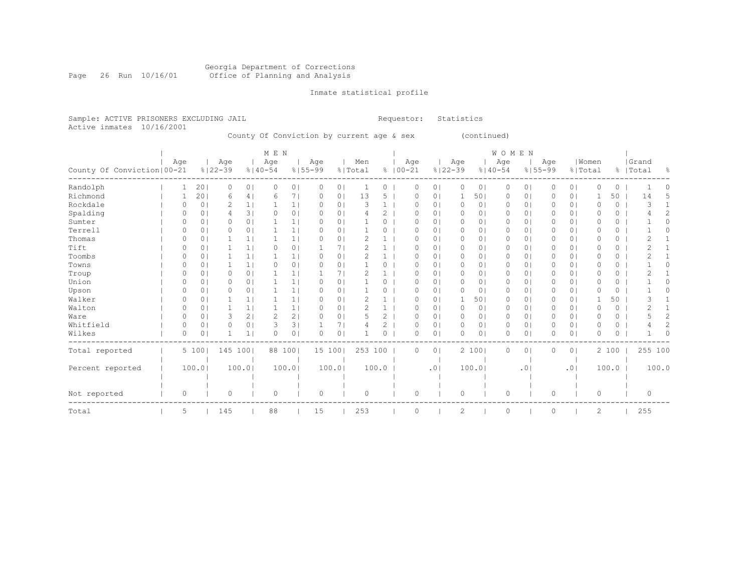Georgia Department of Corrections
Office of Planning and Analysis

Inmate statistical profile

Sample: ACTIVE PRISONERS EXCLUDING JAIL    Requestor: Statistics
Active inmates 10/16/2001

County Of Conviction by current age & sex (continued)

| County Of Conviction | MEN Age 00-21 | % | Age 22-39 | % | Age 40-54 | % | Age 55-99 | % | Men Total | % | WOMEN Age 00-21 | % | Age 22-39 | % | Age 40-54 | % | Age 55-99 | % | Women Total | % | Grand Total | % |
|---|---|---|---|---|---|---|---|---|---|---|---|---|---|---|---|---|---|---|---|---|---|---|
| Randolph | 1 | 20 | 0 | 0 | 0 | 0 | 0 | 0 | 1 | 0 | 0 | 0 | 0 | 0 | 0 | 0 | 0 | 0 | 0 | 0 | 1 | 0 |
| Richmond | 1 | 20 | 6 | 4 | 6 | 7 | 0 | 0 | 13 | 5 | 0 | 0 | 1 | 50 | 0 | 0 | 0 | 0 | 1 | 50 | 14 | 5 |
| Rockdale | 0 | 0 | 2 | 1 | 1 | 1 | 0 | 0 | 3 | 1 | 0 | 0 | 0 | 0 | 0 | 0 | 0 | 0 | 0 | 0 | 3 | 1 |
| Spalding | 0 | 0 | 4 | 3 | 0 | 0 | 0 | 0 | 4 | 2 | 0 | 0 | 0 | 0 | 0 | 0 | 0 | 0 | 0 | 0 | 4 | 2 |
| Sumter | 0 | 0 | 0 | 0 | 1 | 1 | 0 | 0 | 1 | 0 | 0 | 0 | 0 | 0 | 0 | 0 | 0 | 0 | 0 | 0 | 1 | 0 |
| Terrell | 0 | 0 | 0 | 0 | 1 | 1 | 0 | 0 | 1 | 0 | 0 | 0 | 0 | 0 | 0 | 0 | 0 | 0 | 0 | 0 | 1 | 0 |
| Thomas | 0 | 0 | 1 | 1 | 1 | 1 | 0 | 0 | 2 | 1 | 0 | 0 | 0 | 0 | 0 | 0 | 0 | 0 | 0 | 0 | 2 | 1 |
| Tift | 0 | 0 | 1 | 1 | 0 | 0 | 1 | 7 | 2 | 1 | 0 | 0 | 0 | 0 | 0 | 0 | 0 | 0 | 0 | 0 | 2 | 1 |
| Toombs | 0 | 0 | 1 | 1 | 1 | 1 | 0 | 0 | 2 | 1 | 0 | 0 | 0 | 0 | 0 | 0 | 0 | 0 | 0 | 0 | 2 | 1 |
| Towns | 0 | 0 | 1 | 1 | 0 | 0 | 0 | 0 | 1 | 0 | 0 | 0 | 0 | 0 | 0 | 0 | 0 | 0 | 0 | 0 | 1 | 0 |
| Troup | 0 | 0 | 0 | 0 | 1 | 1 | 1 | 7 | 2 | 1 | 0 | 0 | 0 | 0 | 0 | 0 | 0 | 0 | 0 | 0 | 2 | 1 |
| Union | 0 | 0 | 0 | 0 | 1 | 1 | 0 | 0 | 1 | 0 | 0 | 0 | 0 | 0 | 0 | 0 | 0 | 0 | 0 | 0 | 1 | 0 |
| Upson | 0 | 0 | 0 | 0 | 1 | 1 | 0 | 0 | 1 | 0 | 0 | 0 | 0 | 0 | 0 | 0 | 0 | 0 | 0 | 0 | 1 | 0 |
| Walker | 0 | 0 | 1 | 1 | 1 | 1 | 0 | 0 | 2 | 1 | 0 | 0 | 1 | 50 | 0 | 0 | 0 | 0 | 1 | 50 | 3 | 1 |
| Walton | 0 | 0 | 1 | 1 | 1 | 1 | 0 | 0 | 2 | 1 | 0 | 0 | 0 | 0 | 0 | 0 | 0 | 0 | 0 | 0 | 2 | 1 |
| Ware | 0 | 0 | 3 | 2 | 2 | 2 | 0 | 0 | 5 | 2 | 0 | 0 | 0 | 0 | 0 | 0 | 0 | 0 | 0 | 0 | 5 | 2 |
| Whitfield | 0 | 0 | 0 | 0 | 3 | 3 | 1 | 7 | 4 | 2 | 0 | 0 | 0 | 0 | 0 | 0 | 0 | 0 | 0 | 0 | 4 | 2 |
| Wilkes | 0 | 0 | 1 | 1 | 0 | 0 | 0 | 0 | 1 | 0 | 0 | 0 | 0 | 0 | 0 | 0 | 0 | 0 | 0 | 0 | 1 | 0 |
| Total reported | 5 | 100 | 145 | 100 | 88 | 100 | 15 | 100 | 253 | 100 | 0 | 0 | 2 | 100 | 0 | 0 | 0 | 0 | 2 | 100 | 255 | 100 |
| Percent reported | | 100.0 | | 100.0 | | 100.0 | | 100.0 | | 100.0 | | .0 | | 100.0 | | .0 | | .0 | | 100.0 | | 100.0 |
| Not reported | 0 | | 0 | | 0 | | 0 | | 0 | | 0 | | 0 | | 0 | | 0 | | 0 | | 0 | |
| Total | 5 | | 145 | | 88 | | 15 | | 253 | | 0 | | 2 | | 0 | | 0 | | 2 | | 255 | |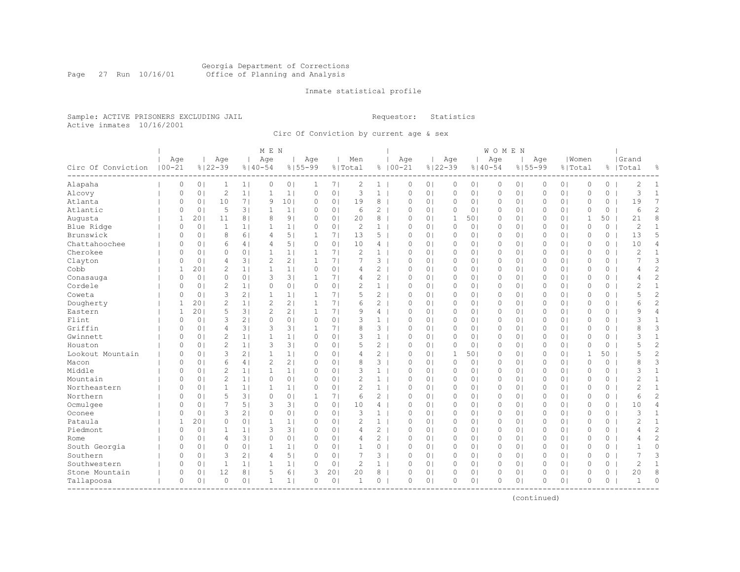Georgia Department of Corrections
Office of Planning and Analysis

Inmate statistical profile

Sample: ACTIVE PRISONERS EXCLUDING JAIL

Requestor: Statistics

Active inmates 10/16/2001

Circ Of Conviction by current age & sex

| Circ Of Conviction | MEN Age 00-21 | % | Age 22-39 | % | Age 40-54 | % | Age 55-99 | % | Men Total | % | WOMEN Age 00-21 | % | Age 22-39 | % | Age 40-54 | % | Age 55-99 | % | Women Total | % | Grand Total | % |
|---|---|---|---|---|---|---|---|---|---|---|---|---|---|---|---|---|---|---|---|---|---|---|
| Alapaha | 0 | 0 | 1 | 1 | 0 | 0 | 1 | 7 | 2 | 1 | 0 | 0 | 0 | 0 | 0 | 0 | 0 | 0 | 0 | 0 | 2 | 1 |
| Alcovy | 0 | 0 | 2 | 1 | 1 | 1 | 0 | 0 | 3 | 1 | 0 | 0 | 0 | 0 | 0 | 0 | 0 | 0 | 0 | 0 | 3 | 1 |
| Atlanta | 0 | 0 | 10 | 7 | 9 | 10 | 0 | 0 | 19 | 8 | 0 | 0 | 0 | 0 | 0 | 0 | 0 | 0 | 0 | 0 | 19 | 7 |
| Atlantic | 0 | 0 | 5 | 3 | 1 | 1 | 0 | 0 | 6 | 2 | 0 | 0 | 0 | 0 | 0 | 0 | 0 | 0 | 0 | 0 | 6 | 2 |
| Augusta | 1 | 20 | 11 | 8 | 8 | 9 | 0 | 0 | 20 | 8 | 0 | 0 | 1 | 50 | 0 | 0 | 0 | 0 | 1 | 50 | 21 | 8 |
| Blue Ridge | 0 | 0 | 1 | 1 | 1 | 1 | 0 | 0 | 2 | 1 | 0 | 0 | 0 | 0 | 0 | 0 | 0 | 0 | 0 | 0 | 2 | 1 |
| Brunswick | 0 | 0 | 8 | 6 | 4 | 5 | 1 | 7 | 13 | 5 | 0 | 0 | 0 | 0 | 0 | 0 | 0 | 0 | 0 | 0 | 13 | 5 |
| Chattahoochee | 0 | 0 | 6 | 4 | 4 | 5 | 0 | 0 | 10 | 4 | 0 | 0 | 0 | 0 | 0 | 0 | 0 | 0 | 0 | 0 | 10 | 4 |
| Cherokee | 0 | 0 | 0 | 0 | 1 | 1 | 1 | 7 | 2 | 1 | 0 | 0 | 0 | 0 | 0 | 0 | 0 | 0 | 0 | 0 | 2 | 1 |
| Clayton | 0 | 0 | 4 | 3 | 2 | 2 | 1 | 7 | 7 | 3 | 0 | 0 | 0 | 0 | 0 | 0 | 0 | 0 | 0 | 0 | 7 | 3 |
| Cobb | 1 | 20 | 2 | 1 | 1 | 1 | 0 | 0 | 4 | 2 | 0 | 0 | 0 | 0 | 0 | 0 | 0 | 0 | 0 | 0 | 4 | 2 |
| Conasauga | 0 | 0 | 0 | 0 | 3 | 3 | 1 | 7 | 4 | 2 | 0 | 0 | 0 | 0 | 0 | 0 | 0 | 0 | 0 | 0 | 4 | 2 |
| Cordele | 0 | 0 | 2 | 1 | 0 | 0 | 0 | 0 | 2 | 1 | 0 | 0 | 0 | 0 | 0 | 0 | 0 | 0 | 0 | 0 | 2 | 1 |
| Coweta | 0 | 0 | 3 | 2 | 1 | 1 | 1 | 7 | 5 | 2 | 0 | 0 | 0 | 0 | 0 | 0 | 0 | 0 | 0 | 0 | 5 | 2 |
| Dougherty | 1 | 20 | 2 | 1 | 2 | 2 | 1 | 7 | 6 | 2 | 0 | 0 | 0 | 0 | 0 | 0 | 0 | 0 | 0 | 0 | 6 | 2 |
| Eastern | 1 | 20 | 5 | 3 | 2 | 2 | 1 | 7 | 9 | 4 | 0 | 0 | 0 | 0 | 0 | 0 | 0 | 0 | 0 | 0 | 9 | 4 |
| Flint | 0 | 0 | 3 | 2 | 0 | 0 | 0 | 0 | 3 | 1 | 0 | 0 | 0 | 0 | 0 | 0 | 0 | 0 | 0 | 0 | 3 | 1 |
| Griffin | 0 | 0 | 4 | 3 | 3 | 3 | 1 | 7 | 8 | 3 | 0 | 0 | 0 | 0 | 0 | 0 | 0 | 0 | 0 | 0 | 8 | 3 |
| Gwinnett | 0 | 0 | 2 | 1 | 1 | 1 | 0 | 0 | 3 | 1 | 0 | 0 | 0 | 0 | 0 | 0 | 0 | 0 | 0 | 0 | 3 | 1 |
| Houston | 0 | 0 | 2 | 1 | 3 | 3 | 0 | 0 | 5 | 2 | 0 | 0 | 0 | 0 | 0 | 0 | 0 | 0 | 0 | 0 | 5 | 2 |
| Lookout Mountain | 0 | 0 | 3 | 2 | 1 | 1 | 0 | 0 | 4 | 2 | 0 | 0 | 1 | 50 | 0 | 0 | 0 | 0 | 1 | 50 | 5 | 2 |
| Macon | 0 | 0 | 6 | 4 | 2 | 2 | 0 | 0 | 8 | 3 | 0 | 0 | 0 | 0 | 0 | 0 | 0 | 0 | 0 | 0 | 8 | 3 |
| Middle | 0 | 0 | 2 | 1 | 1 | 1 | 0 | 0 | 3 | 1 | 0 | 0 | 0 | 0 | 0 | 0 | 0 | 0 | 0 | 0 | 3 | 1 |
| Mountain | 0 | 0 | 2 | 1 | 0 | 0 | 0 | 0 | 2 | 1 | 0 | 0 | 0 | 0 | 0 | 0 | 0 | 0 | 0 | 0 | 2 | 1 |
| Northeastern | 0 | 0 | 1 | 1 | 1 | 1 | 0 | 0 | 2 | 1 | 0 | 0 | 0 | 0 | 0 | 0 | 0 | 0 | 0 | 0 | 2 | 1 |
| Northern | 0 | 0 | 5 | 3 | 0 | 0 | 1 | 7 | 6 | 2 | 0 | 0 | 0 | 0 | 0 | 0 | 0 | 0 | 0 | 0 | 6 | 2 |
| Ocmulgee | 0 | 0 | 7 | 5 | 3 | 3 | 0 | 0 | 10 | 4 | 0 | 0 | 0 | 0 | 0 | 0 | 0 | 0 | 0 | 0 | 10 | 4 |
| Oconee | 0 | 0 | 3 | 2 | 0 | 0 | 0 | 0 | 3 | 1 | 0 | 0 | 0 | 0 | 0 | 0 | 0 | 0 | 0 | 0 | 3 | 1 |
| Pataula | 1 | 20 | 0 | 0 | 1 | 1 | 0 | 0 | 2 | 1 | 0 | 0 | 0 | 0 | 0 | 0 | 0 | 0 | 0 | 0 | 2 | 1 |
| Piedmont | 0 | 0 | 1 | 1 | 3 | 3 | 0 | 0 | 4 | 2 | 0 | 0 | 0 | 0 | 0 | 0 | 0 | 0 | 0 | 0 | 4 | 2 |
| Rome | 0 | 0 | 4 | 3 | 0 | 0 | 0 | 0 | 4 | 2 | 0 | 0 | 0 | 0 | 0 | 0 | 0 | 0 | 0 | 0 | 4 | 2 |
| South Georgia | 0 | 0 | 0 | 0 | 1 | 1 | 0 | 0 | 1 | 0 | 0 | 0 | 0 | 0 | 0 | 0 | 0 | 0 | 0 | 0 | 1 | 0 |
| Southern | 0 | 0 | 3 | 2 | 4 | 5 | 0 | 0 | 7 | 3 | 0 | 0 | 0 | 0 | 0 | 0 | 0 | 0 | 0 | 0 | 7 | 3 |
| Southwestern | 0 | 0 | 1 | 1 | 1 | 1 | 0 | 0 | 2 | 1 | 0 | 0 | 0 | 0 | 0 | 0 | 0 | 0 | 0 | 0 | 2 | 1 |
| Stone Mountain | 0 | 0 | 12 | 8 | 5 | 6 | 3 | 20 | 20 | 8 | 0 | 0 | 0 | 0 | 0 | 0 | 0 | 0 | 0 | 0 | 20 | 8 |
| Tallapoosa | 0 | 0 | 0 | 0 | 1 | 1 | 0 | 0 | 1 | 0 | 0 | 0 | 0 | 0 | 0 | 0 | 0 | 0 | 0 | 0 | 1 | 0 |

(continued)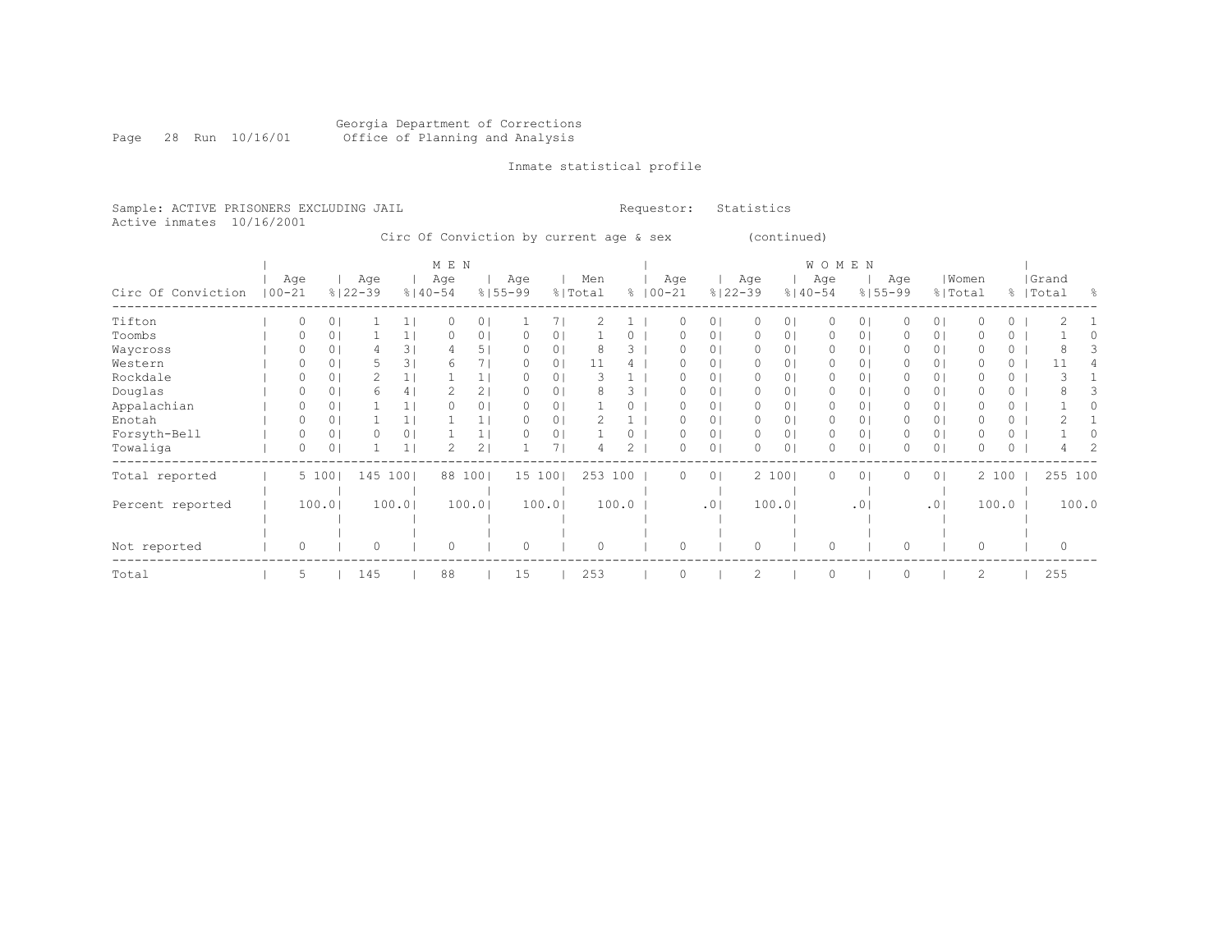Georgia Department of Corrections
Office of Planning and Analysis

Inmate statistical profile

Sample: ACTIVE PRISONERS EXCLUDING JAIL    Requestor: Statistics
Active inmates 10/16/2001

Circ Of Conviction by current age & sex (continued)

| Circ Of Conviction | MEN Age 00-21 | % | MEN Age 22-39 | % | MEN Age 40-54 | % | MEN Age 55-99 | % | Men Total | % | WOMEN Age 00-21 | % | WOMEN Age 22-39 | % | WOMEN Age 40-54 | % | WOMEN Age 55-99 | % | Women Total | % | Grand Total | % |
|---|---|---|---|---|---|---|---|---|---|---|---|---|---|---|---|---|---|---|---|---|---|---|
| Tifton | 0 | 0 | 1 | 1 | 0 | 0 | 1 | 7 | 2 | 1 | 0 | 0 | 0 | 0 | 0 | 0 | 0 | 0 | 0 | 0 | 2 | 1 |
| Toombs | 0 | 0 | 1 | 1 | 0 | 0 | 0 | 0 | 1 | 0 | 0 | 0 | 0 | 0 | 0 | 0 | 0 | 0 | 0 | 0 | 1 | 0 |
| Waycross | 0 | 0 | 4 | 3 | 4 | 5 | 0 | 0 | 8 | 3 | 0 | 0 | 0 | 0 | 0 | 0 | 0 | 0 | 0 | 0 | 8 | 3 |
| Western | 0 | 0 | 5 | 3 | 6 | 7 | 0 | 0 | 11 | 4 | 0 | 0 | 0 | 0 | 0 | 0 | 0 | 0 | 0 | 0 | 11 | 4 |
| Rockdale | 0 | 0 | 2 | 1 | 1 | 1 | 0 | 0 | 3 | 1 | 0 | 0 | 0 | 0 | 0 | 0 | 0 | 0 | 0 | 0 | 3 | 1 |
| Douglas | 0 | 0 | 6 | 4 | 2 | 2 | 0 | 0 | 8 | 3 | 0 | 0 | 0 | 0 | 0 | 0 | 0 | 0 | 0 | 0 | 8 | 3 |
| Appalachian | 0 | 0 | 1 | 1 | 0 | 0 | 0 | 0 | 1 | 0 | 0 | 0 | 0 | 0 | 0 | 0 | 0 | 0 | 0 | 0 | 1 | 0 |
| Enotah | 0 | 0 | 1 | 1 | 1 | 1 | 0 | 0 | 2 | 1 | 0 | 0 | 0 | 0 | 0 | 0 | 0 | 0 | 0 | 0 | 2 | 1 |
| Forsyth-Bell | 0 | 0 | 0 | 0 | 1 | 1 | 0 | 0 | 1 | 0 | 0 | 0 | 0 | 0 | 0 | 0 | 0 | 0 | 0 | 0 | 1 | 0 |
| Towaliga | 0 | 0 | 1 | 1 | 2 | 2 | 1 | 7 | 4 | 2 | 0 | 0 | 0 | 0 | 0 | 0 | 0 | 0 | 0 | 0 | 4 | 2 |
| Total reported | 5 | 100 | 145 | 100 | 88 | 100 | 15 | 100 | 253 | 100 | 0 | 0 | 2 | 100 | 0 | 0 | 0 | 0 | 2 | 100 | 255 | 100 |
| Percent reported | | 100.0 | | 100.0 | | 100.0 | | 100.0 | | 100.0 | | .0 | | 100.0 | | .0 | | .0 | | 100.0 | | 100.0 |
| Not reported | 0 | | 0 | | 0 | | 0 | | 0 | | 0 | | 0 | | 0 | | 0 | | 0 | | 0 | |
| Total | 5 | | 145 | | 88 | | 15 | | 253 | | 0 | | 2 | | 0 | | 0 | | 2 | | 255 | |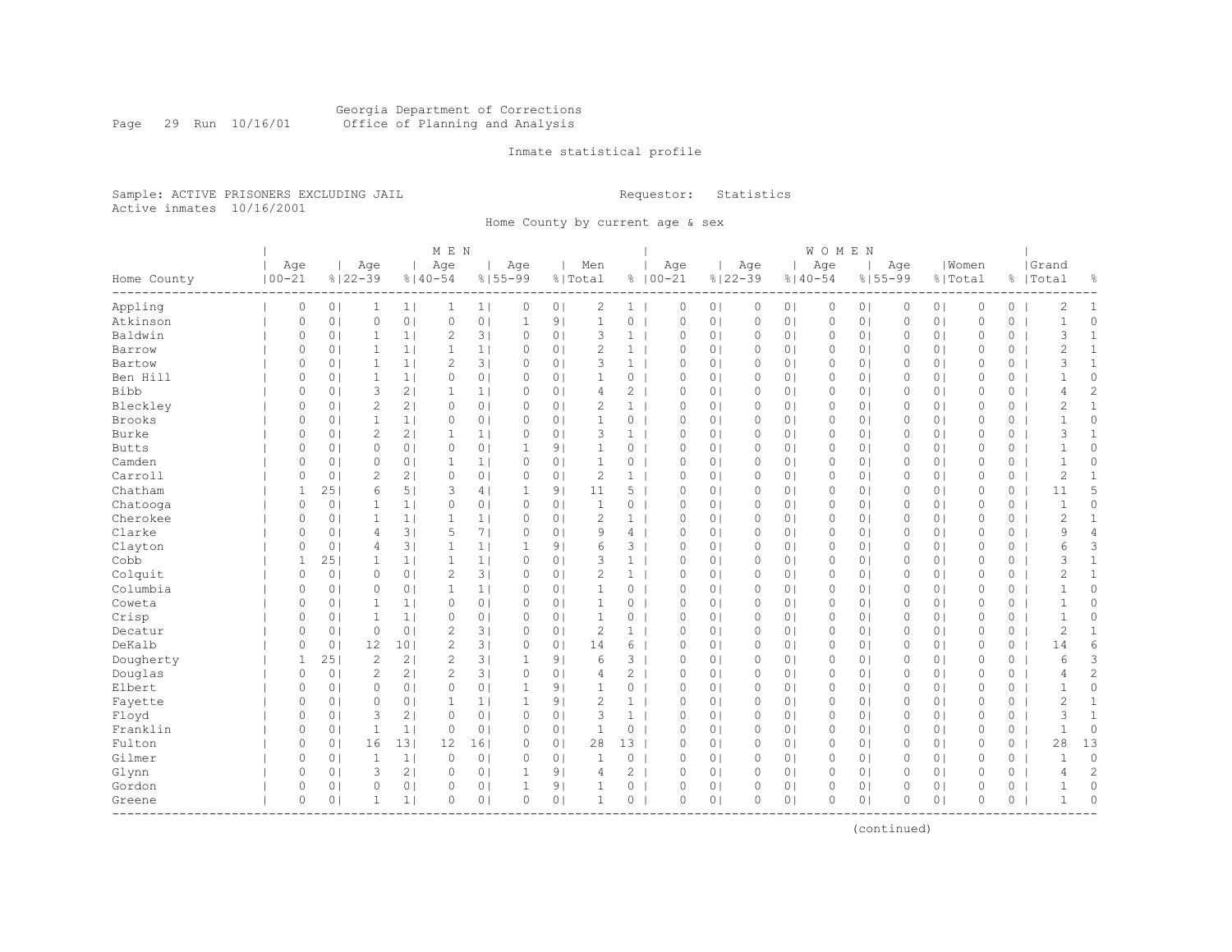Georgia Department of Corrections
Office of Planning and Analysis

Inmate statistical profile

Sample: ACTIVE PRISONERS EXCLUDING JAIL

Requestor: Statistics

Active inmates 10/16/2001

Home County by current age & sex

| | MEN | | | | | | | | | | WOMEN | | | | | | | | | | | |
|---|---|---|---|---|---|---|---|---|---|---|---|---|---|---|---|---|---|---|---|---|---|---|
| Home County | Age 00-21 | % | Age 22-39 | % | Age 40-54 | % | Age 55-99 | % | Men Total | % | Age 00-21 | % | Age 22-39 | % | Age 40-54 | % | Age 55-99 | % | Women Total | % | Grand Total | % |
| Appling | 0 | 0 | 1 | 1 | 1 | 1 | 0 | 0 | 2 | 1 | 0 | 0 | 0 | 0 | 0 | 0 | 0 | 0 | 0 | 0 | 2 | 1 |
| Atkinson | 0 | 0 | 0 | 0 | 0 | 0 | 1 | 9 | 1 | 0 | 0 | 0 | 0 | 0 | 0 | 0 | 0 | 0 | 0 | 0 | 1 | 0 |
| Baldwin | 0 | 0 | 1 | 1 | 2 | 3 | 0 | 0 | 3 | 1 | 0 | 0 | 0 | 0 | 0 | 0 | 0 | 0 | 0 | 0 | 3 | 1 |
| Barrow | 0 | 0 | 1 | 1 | 1 | 1 | 0 | 0 | 2 | 1 | 0 | 0 | 0 | 0 | 0 | 0 | 0 | 0 | 0 | 0 | 2 | 1 |
| Bartow | 0 | 0 | 1 | 1 | 2 | 3 | 0 | 0 | 3 | 1 | 0 | 0 | 0 | 0 | 0 | 0 | 0 | 0 | 0 | 0 | 3 | 1 |
| Ben Hill | 0 | 0 | 1 | 1 | 0 | 0 | 0 | 0 | 1 | 0 | 0 | 0 | 0 | 0 | 0 | 0 | 0 | 0 | 0 | 0 | 1 | 0 |
| Bibb | 0 | 0 | 3 | 2 | 1 | 1 | 0 | 0 | 4 | 2 | 0 | 0 | 0 | 0 | 0 | 0 | 0 | 0 | 0 | 0 | 4 | 2 |
| Bleckley | 0 | 0 | 2 | 2 | 0 | 0 | 0 | 0 | 2 | 1 | 0 | 0 | 0 | 0 | 0 | 0 | 0 | 0 | 0 | 0 | 2 | 1 |
| Brooks | 0 | 0 | 1 | 1 | 0 | 0 | 0 | 0 | 1 | 0 | 0 | 0 | 0 | 0 | 0 | 0 | 0 | 0 | 0 | 0 | 1 | 0 |
| Burke | 0 | 0 | 2 | 2 | 1 | 1 | 0 | 0 | 3 | 1 | 0 | 0 | 0 | 0 | 0 | 0 | 0 | 0 | 0 | 0 | 3 | 1 |
| Butts | 0 | 0 | 0 | 0 | 0 | 0 | 1 | 9 | 1 | 0 | 0 | 0 | 0 | 0 | 0 | 0 | 0 | 0 | 0 | 0 | 1 | 0 |
| Camden | 0 | 0 | 0 | 0 | 1 | 1 | 0 | 0 | 1 | 0 | 0 | 0 | 0 | 0 | 0 | 0 | 0 | 0 | 0 | 0 | 1 | 0 |
| Carroll | 0 | 0 | 2 | 2 | 0 | 0 | 0 | 0 | 2 | 1 | 0 | 0 | 0 | 0 | 0 | 0 | 0 | 0 | 0 | 0 | 2 | 1 |
| Chatham | 1 | 25 | 6 | 5 | 3 | 4 | 1 | 9 | 11 | 5 | 0 | 0 | 0 | 0 | 0 | 0 | 0 | 0 | 0 | 0 | 11 | 5 |
| Chatooga | 0 | 0 | 1 | 1 | 0 | 0 | 0 | 0 | 1 | 0 | 0 | 0 | 0 | 0 | 0 | 0 | 0 | 0 | 0 | 0 | 1 | 0 |
| Cherokee | 0 | 0 | 1 | 1 | 1 | 1 | 0 | 0 | 2 | 1 | 0 | 0 | 0 | 0 | 0 | 0 | 0 | 0 | 0 | 0 | 2 | 1 |
| Clarke | 0 | 0 | 4 | 3 | 5 | 7 | 0 | 0 | 9 | 4 | 0 | 0 | 0 | 0 | 0 | 0 | 0 | 0 | 0 | 0 | 9 | 4 |
| Clayton | 0 | 0 | 4 | 3 | 1 | 1 | 1 | 9 | 6 | 3 | 0 | 0 | 0 | 0 | 0 | 0 | 0 | 0 | 0 | 0 | 6 | 3 |
| Cobb | 1 | 25 | 1 | 1 | 1 | 1 | 0 | 0 | 3 | 1 | 0 | 0 | 0 | 0 | 0 | 0 | 0 | 0 | 0 | 0 | 3 | 1 |
| Colquit | 0 | 0 | 0 | 0 | 2 | 3 | 0 | 0 | 2 | 1 | 0 | 0 | 0 | 0 | 0 | 0 | 0 | 0 | 0 | 0 | 2 | 1 |
| Columbia | 0 | 0 | 0 | 0 | 1 | 1 | 0 | 0 | 1 | 0 | 0 | 0 | 0 | 0 | 0 | 0 | 0 | 0 | 0 | 0 | 1 | 0 |
| Coweta | 0 | 0 | 1 | 1 | 0 | 0 | 0 | 0 | 1 | 0 | 0 | 0 | 0 | 0 | 0 | 0 | 0 | 0 | 0 | 0 | 1 | 0 |
| Crisp | 0 | 0 | 1 | 1 | 0 | 0 | 0 | 0 | 1 | 0 | 0 | 0 | 0 | 0 | 0 | 0 | 0 | 0 | 0 | 0 | 1 | 0 |
| Decatur | 0 | 0 | 0 | 0 | 2 | 3 | 0 | 0 | 2 | 1 | 0 | 0 | 0 | 0 | 0 | 0 | 0 | 0 | 0 | 0 | 2 | 1 |
| DeKalb | 0 | 0 | 12 | 10 | 2 | 3 | 0 | 0 | 14 | 6 | 0 | 0 | 0 | 0 | 0 | 0 | 0 | 0 | 0 | 0 | 14 | 6 |
| Dougherty | 1 | 25 | 2 | 2 | 2 | 3 | 1 | 9 | 6 | 3 | 0 | 0 | 0 | 0 | 0 | 0 | 0 | 0 | 0 | 0 | 6 | 3 |
| Douglas | 0 | 0 | 2 | 2 | 2 | 3 | 0 | 0 | 4 | 2 | 0 | 0 | 0 | 0 | 0 | 0 | 0 | 0 | 0 | 0 | 4 | 2 |
| Elbert | 0 | 0 | 0 | 0 | 0 | 0 | 1 | 9 | 1 | 0 | 0 | 0 | 0 | 0 | 0 | 0 | 0 | 0 | 0 | 0 | 1 | 0 |
| Fayette | 0 | 0 | 0 | 0 | 1 | 1 | 1 | 9 | 2 | 1 | 0 | 0 | 0 | 0 | 0 | 0 | 0 | 0 | 0 | 0 | 2 | 1 |
| Floyd | 0 | 0 | 3 | 2 | 0 | 0 | 0 | 0 | 3 | 1 | 0 | 0 | 0 | 0 | 0 | 0 | 0 | 0 | 0 | 0 | 3 | 1 |
| Franklin | 0 | 0 | 1 | 1 | 0 | 0 | 0 | 0 | 1 | 0 | 0 | 0 | 0 | 0 | 0 | 0 | 0 | 0 | 0 | 0 | 1 | 0 |
| Fulton | 0 | 0 | 16 | 13 | 12 | 16 | 0 | 0 | 28 | 13 | 0 | 0 | 0 | 0 | 0 | 0 | 0 | 0 | 0 | 0 | 28 | 13 |
| Gilmer | 0 | 0 | 1 | 1 | 0 | 0 | 0 | 0 | 1 | 0 | 0 | 0 | 0 | 0 | 0 | 0 | 0 | 0 | 0 | 0 | 1 | 0 |
| Glynn | 0 | 0 | 3 | 2 | 0 | 0 | 1 | 9 | 4 | 2 | 0 | 0 | 0 | 0 | 0 | 0 | 0 | 0 | 0 | 0 | 4 | 2 |
| Gordon | 0 | 0 | 0 | 0 | 0 | 0 | 1 | 9 | 1 | 0 | 0 | 0 | 0 | 0 | 0 | 0 | 0 | 0 | 0 | 0 | 1 | 0 |
| Greene | 0 | 0 | 1 | 1 | 0 | 0 | 0 | 0 | 1 | 0 | 0 | 0 | 0 | 0 | 0 | 0 | 0 | 0 | 0 | 0 | 1 | 0 |

(continued)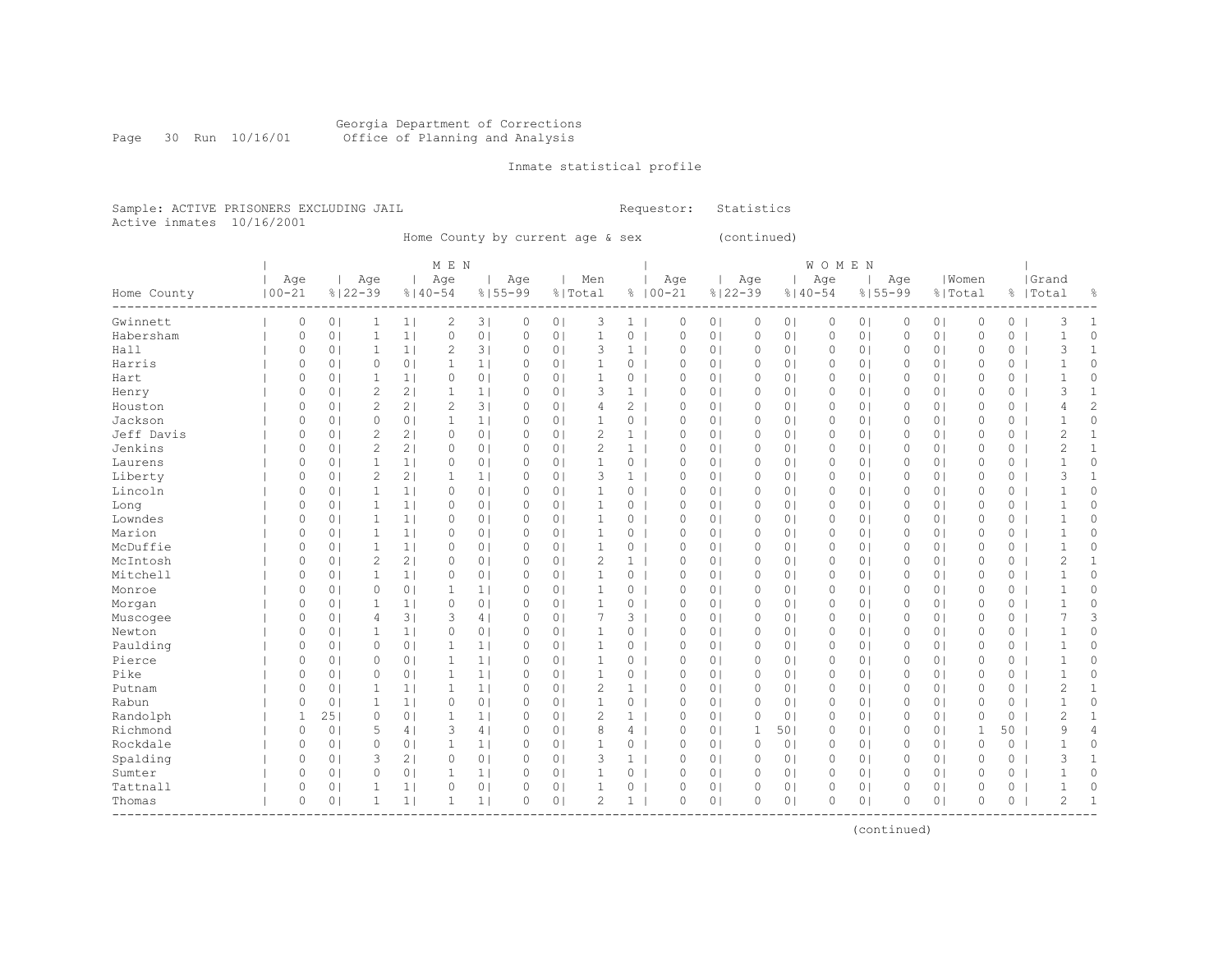Georgia Department of Corrections
Office of Planning and Analysis

Inmate statistical profile

Sample: ACTIVE PRISONERS EXCLUDING JAIL          Requestor: Statistics
Active inmates 10/16/2001

Home County by current age & sex (continued)

| Home County | MEN Age 00-21 | % | Age 22-39 | % | Age 40-54 | % | Age 55-99 | % | Men Total | % | WOMEN Age 00-21 | % | Age 22-39 | % | Age 40-54 | % | Age 55-99 | % | Women Total | % | Grand Total | % |
|---|---|---|---|---|---|---|---|---|---|---|---|---|---|---|---|---|---|---|---|---|---|---|
| Gwinnett | 0 | 0 | 1 | 1 | 2 | 3 | 0 | 0 | 3 | 1 | 0 | 0 | 0 | 0 | 0 | 0 | 0 | 0 | 0 | 0 | 3 | 1 |
| Habersham | 0 | 0 | 1 | 1 | 0 | 0 | 0 | 0 | 1 | 0 | 0 | 0 | 0 | 0 | 0 | 0 | 0 | 0 | 0 | 0 | 1 | 0 |
| Hall | 0 | 0 | 1 | 1 | 2 | 3 | 0 | 0 | 3 | 1 | 0 | 0 | 0 | 0 | 0 | 0 | 0 | 0 | 0 | 0 | 3 | 1 |
| Harris | 0 | 0 | 0 | 0 | 1 | 1 | 0 | 0 | 1 | 0 | 0 | 0 | 0 | 0 | 0 | 0 | 0 | 0 | 0 | 0 | 1 | 0 |
| Hart | 0 | 0 | 1 | 1 | 0 | 0 | 0 | 0 | 1 | 0 | 0 | 0 | 0 | 0 | 0 | 0 | 0 | 0 | 0 | 0 | 1 | 0 |
| Henry | 0 | 0 | 2 | 2 | 1 | 1 | 0 | 0 | 3 | 1 | 0 | 0 | 0 | 0 | 0 | 0 | 0 | 0 | 0 | 0 | 3 | 1 |
| Houston | 0 | 0 | 2 | 2 | 2 | 3 | 0 | 0 | 4 | 2 | 0 | 0 | 0 | 0 | 0 | 0 | 0 | 0 | 0 | 0 | 4 | 2 |
| Jackson | 0 | 0 | 0 | 0 | 1 | 1 | 0 | 0 | 1 | 0 | 0 | 0 | 0 | 0 | 0 | 0 | 0 | 0 | 0 | 0 | 1 | 0 |
| Jeff Davis | 0 | 0 | 2 | 2 | 0 | 0 | 0 | 0 | 2 | 1 | 0 | 0 | 0 | 0 | 0 | 0 | 0 | 0 | 0 | 0 | 2 | 1 |
| Jenkins | 0 | 0 | 2 | 2 | 0 | 0 | 0 | 0 | 2 | 1 | 0 | 0 | 0 | 0 | 0 | 0 | 0 | 0 | 0 | 0 | 2 | 1 |
| Laurens | 0 | 0 | 1 | 1 | 0 | 0 | 0 | 0 | 1 | 0 | 0 | 0 | 0 | 0 | 0 | 0 | 0 | 0 | 0 | 0 | 1 | 0 |
| Liberty | 0 | 0 | 2 | 2 | 1 | 1 | 0 | 0 | 3 | 1 | 0 | 0 | 0 | 0 | 0 | 0 | 0 | 0 | 0 | 0 | 3 | 1 |
| Lincoln | 0 | 0 | 1 | 1 | 0 | 0 | 0 | 0 | 1 | 0 | 0 | 0 | 0 | 0 | 0 | 0 | 0 | 0 | 0 | 0 | 1 | 0 |
| Long | 0 | 0 | 1 | 1 | 0 | 0 | 0 | 0 | 1 | 0 | 0 | 0 | 0 | 0 | 0 | 0 | 0 | 0 | 0 | 0 | 1 | 0 |
| Lowndes | 0 | 0 | 1 | 1 | 0 | 0 | 0 | 0 | 1 | 0 | 0 | 0 | 0 | 0 | 0 | 0 | 0 | 0 | 0 | 0 | 1 | 0 |
| Marion | 0 | 0 | 1 | 1 | 0 | 0 | 0 | 0 | 1 | 0 | 0 | 0 | 0 | 0 | 0 | 0 | 0 | 0 | 0 | 0 | 1 | 0 |
| McDuffie | 0 | 0 | 1 | 1 | 0 | 0 | 0 | 0 | 1 | 0 | 0 | 0 | 0 | 0 | 0 | 0 | 0 | 0 | 0 | 0 | 1 | 0 |
| McIntosh | 0 | 0 | 2 | 2 | 0 | 0 | 0 | 0 | 2 | 1 | 0 | 0 | 0 | 0 | 0 | 0 | 0 | 0 | 0 | 0 | 2 | 1 |
| Mitchell | 0 | 0 | 1 | 1 | 0 | 0 | 0 | 0 | 1 | 0 | 0 | 0 | 0 | 0 | 0 | 0 | 0 | 0 | 0 | 0 | 1 | 0 |
| Monroe | 0 | 0 | 0 | 0 | 1 | 1 | 0 | 0 | 1 | 0 | 0 | 0 | 0 | 0 | 0 | 0 | 0 | 0 | 0 | 0 | 1 | 0 |
| Morgan | 0 | 0 | 1 | 1 | 0 | 0 | 0 | 0 | 1 | 0 | 0 | 0 | 0 | 0 | 0 | 0 | 0 | 0 | 0 | 0 | 1 | 0 |
| Muscogee | 0 | 0 | 4 | 3 | 3 | 4 | 0 | 0 | 7 | 3 | 0 | 0 | 0 | 0 | 0 | 0 | 0 | 0 | 0 | 0 | 7 | 3 |
| Newton | 0 | 0 | 1 | 1 | 0 | 0 | 0 | 0 | 1 | 0 | 0 | 0 | 0 | 0 | 0 | 0 | 0 | 0 | 0 | 0 | 1 | 0 |
| Paulding | 0 | 0 | 0 | 0 | 1 | 1 | 0 | 0 | 1 | 0 | 0 | 0 | 0 | 0 | 0 | 0 | 0 | 0 | 0 | 0 | 1 | 0 |
| Pierce | 0 | 0 | 0 | 0 | 1 | 1 | 0 | 0 | 1 | 0 | 0 | 0 | 0 | 0 | 0 | 0 | 0 | 0 | 0 | 0 | 1 | 0 |
| Pike | 0 | 0 | 0 | 0 | 1 | 1 | 0 | 0 | 1 | 0 | 0 | 0 | 0 | 0 | 0 | 0 | 0 | 0 | 0 | 0 | 1 | 0 |
| Putnam | 0 | 0 | 1 | 1 | 1 | 1 | 0 | 0 | 2 | 1 | 0 | 0 | 0 | 0 | 0 | 0 | 0 | 0 | 0 | 0 | 2 | 1 |
| Rabun | 0 | 0 | 1 | 1 | 0 | 0 | 0 | 0 | 1 | 0 | 0 | 0 | 0 | 0 | 0 | 0 | 0 | 0 | 0 | 0 | 1 | 0 |
| Randolph | 1 | 25 | 0 | 0 | 1 | 1 | 0 | 0 | 2 | 1 | 0 | 0 | 0 | 0 | 0 | 0 | 0 | 0 | 0 | 0 | 2 | 1 |
| Richmond | 0 | 0 | 5 | 4 | 3 | 4 | 0 | 0 | 8 | 4 | 0 | 0 | 1 | 50 | 0 | 0 | 0 | 0 | 1 | 50 | 9 | 4 |
| Rockdale | 0 | 0 | 0 | 0 | 1 | 1 | 0 | 0 | 1 | 0 | 0 | 0 | 0 | 0 | 0 | 0 | 0 | 0 | 0 | 0 | 1 | 0 |
| Spalding | 0 | 0 | 3 | 2 | 0 | 0 | 0 | 0 | 3 | 1 | 0 | 0 | 0 | 0 | 0 | 0 | 0 | 0 | 0 | 0 | 3 | 1 |
| Sumter | 0 | 0 | 0 | 0 | 1 | 1 | 0 | 0 | 1 | 0 | 0 | 0 | 0 | 0 | 0 | 0 | 0 | 0 | 0 | 0 | 1 | 0 |
| Tattnall | 0 | 0 | 1 | 1 | 0 | 0 | 0 | 0 | 1 | 0 | 0 | 0 | 0 | 0 | 0 | 0 | 0 | 0 | 0 | 0 | 1 | 0 |
| Thomas | 0 | 0 | 1 | 1 | 1 | 1 | 0 | 0 | 2 | 1 | 0 | 0 | 0 | 0 | 0 | 0 | 0 | 0 | 0 | 0 | 2 | 1 |

(continued)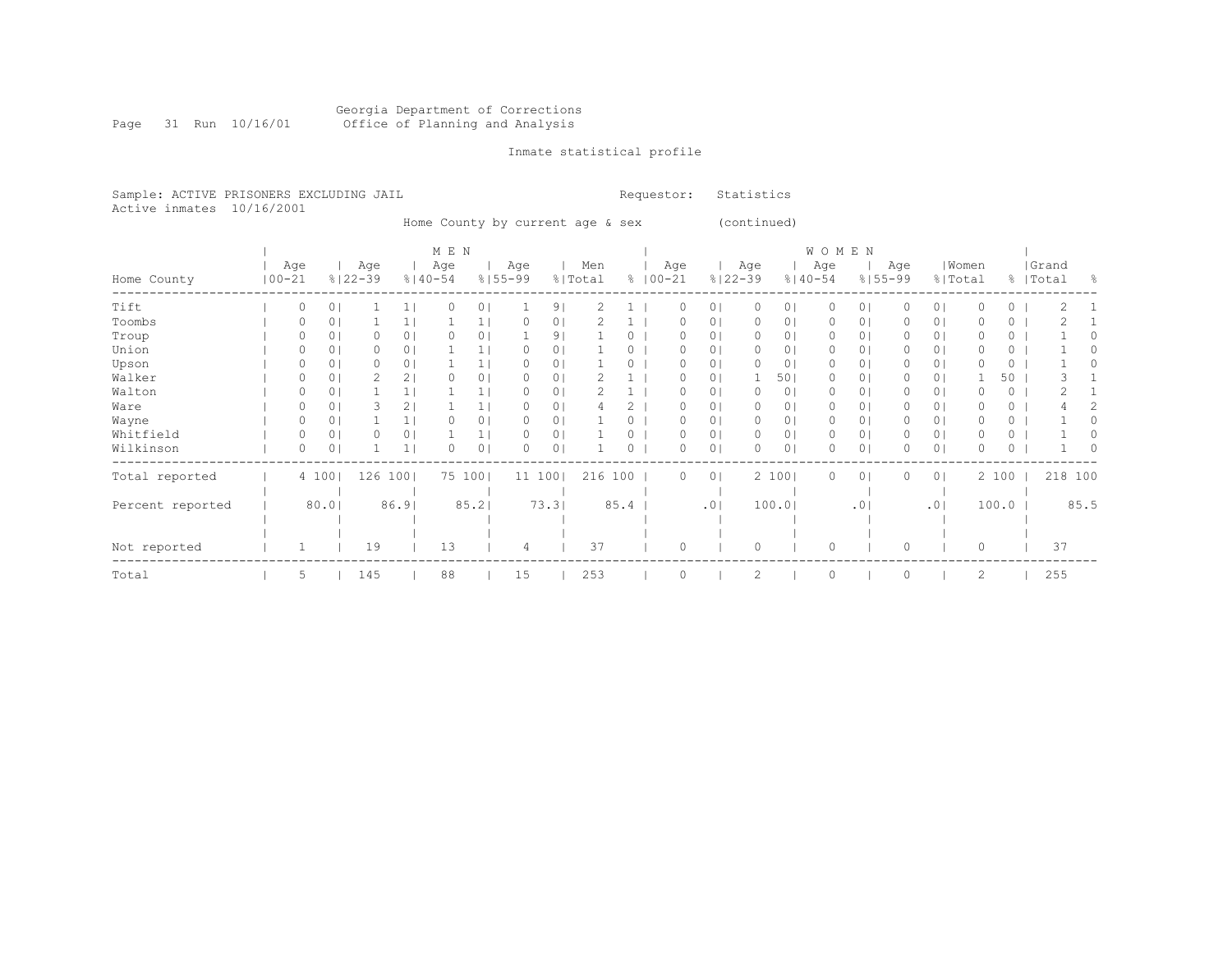Georgia Department of Corrections
Office of Planning and Analysis

Inmate statistical profile

Sample: ACTIVE PRISONERS EXCLUDING JAIL

Requestor: Statistics

Active inmates 10/16/2001

Home County by current age & sex (continued)

| Home County | MEN Age 00-21 | % | Age 22-39 | % | Age 40-54 | % | Age 55-99 | % | Men Total | % | WOMEN Age 00-21 | % | Age 22-39 | % | Age 40-54 | % | Age 55-99 | % | Women Total | % | Grand Total | % |
|---|---|---|---|---|---|---|---|---|---|---|---|---|---|---|---|---|---|---|---|---|---|---|
| Tift | 0 | 0 | 1 | 1 | 0 | 0 | 1 | 9 | 2 | 1 | 0 | 0 | 0 | 0 | 0 | 0 | 0 | 0 | 0 | 0 | 2 | 1 |
| Toombs | 0 | 0 | 1 | 1 | 1 | 1 | 0 | 0 | 2 | 1 | 0 | 0 | 0 | 0 | 0 | 0 | 0 | 0 | 0 | 0 | 2 | 1 |
| Troup | 0 | 0 | 0 | 0 | 0 | 0 | 1 | 9 | 1 | 0 | 0 | 0 | 0 | 0 | 0 | 0 | 0 | 0 | 0 | 0 | 1 | 0 |
| Union | 0 | 0 | 0 | 0 | 1 | 1 | 0 | 0 | 1 | 0 | 0 | 0 | 0 | 0 | 0 | 0 | 0 | 0 | 0 | 0 | 1 | 0 |
| Upson | 0 | 0 | 0 | 0 | 1 | 1 | 0 | 0 | 1 | 0 | 0 | 0 | 0 | 0 | 0 | 0 | 0 | 0 | 0 | 0 | 1 | 0 |
| Walker | 0 | 0 | 2 | 2 | 0 | 0 | 0 | 0 | 2 | 1 | 0 | 0 | 1 | 50 | 0 | 0 | 0 | 0 | 1 | 50 | 3 | 1 |
| Walton | 0 | 0 | 1 | 1 | 1 | 1 | 0 | 0 | 2 | 1 | 0 | 0 | 0 | 0 | 0 | 0 | 0 | 0 | 0 | 0 | 2 | 1 |
| Ware | 0 | 0 | 3 | 2 | 1 | 1 | 0 | 0 | 4 | 2 | 0 | 0 | 0 | 0 | 0 | 0 | 0 | 0 | 0 | 0 | 4 | 2 |
| Wayne | 0 | 0 | 1 | 1 | 0 | 0 | 0 | 0 | 1 | 0 | 0 | 0 | 0 | 0 | 0 | 0 | 0 | 0 | 0 | 0 | 1 | 0 |
| Whitfield | 0 | 0 | 0 | 0 | 1 | 1 | 0 | 0 | 1 | 0 | 0 | 0 | 0 | 0 | 0 | 0 | 0 | 0 | 0 | 0 | 1 | 0 |
| Wilkinson | 0 | 0 | 1 | 1 | 0 | 0 | 0 | 0 | 1 | 0 | 0 | 0 | 0 | 0 | 0 | 0 | 0 | 0 | 0 | 0 | 1 | 0 |
| Total reported | 4 | 100 | 126 | 100 | 75 | 100 | 11 | 100 | 216 | 100 | 0 | 0 | 2 | 100 | 0 | 0 | 0 | 0 | 2 | 100 | 218 | 100 |
| Percent reported | | 80.0 | | 86.9 | | 85.2 | | 73.3 | | 85.4 | | .0 | | 100.0 | | .0 | | .0 | | 100.0 | | 85.5 |
| Not reported | 1 | | 19 | | 13 | | 4 | | 37 | | 0 | | 0 | | 0 | | 0 | | 0 | | 37 | |
| Total | 5 | | 145 | | 88 | | 15 | | 253 | | 0 | | 2 | | 0 | | 0 | | 2 | | 255 | |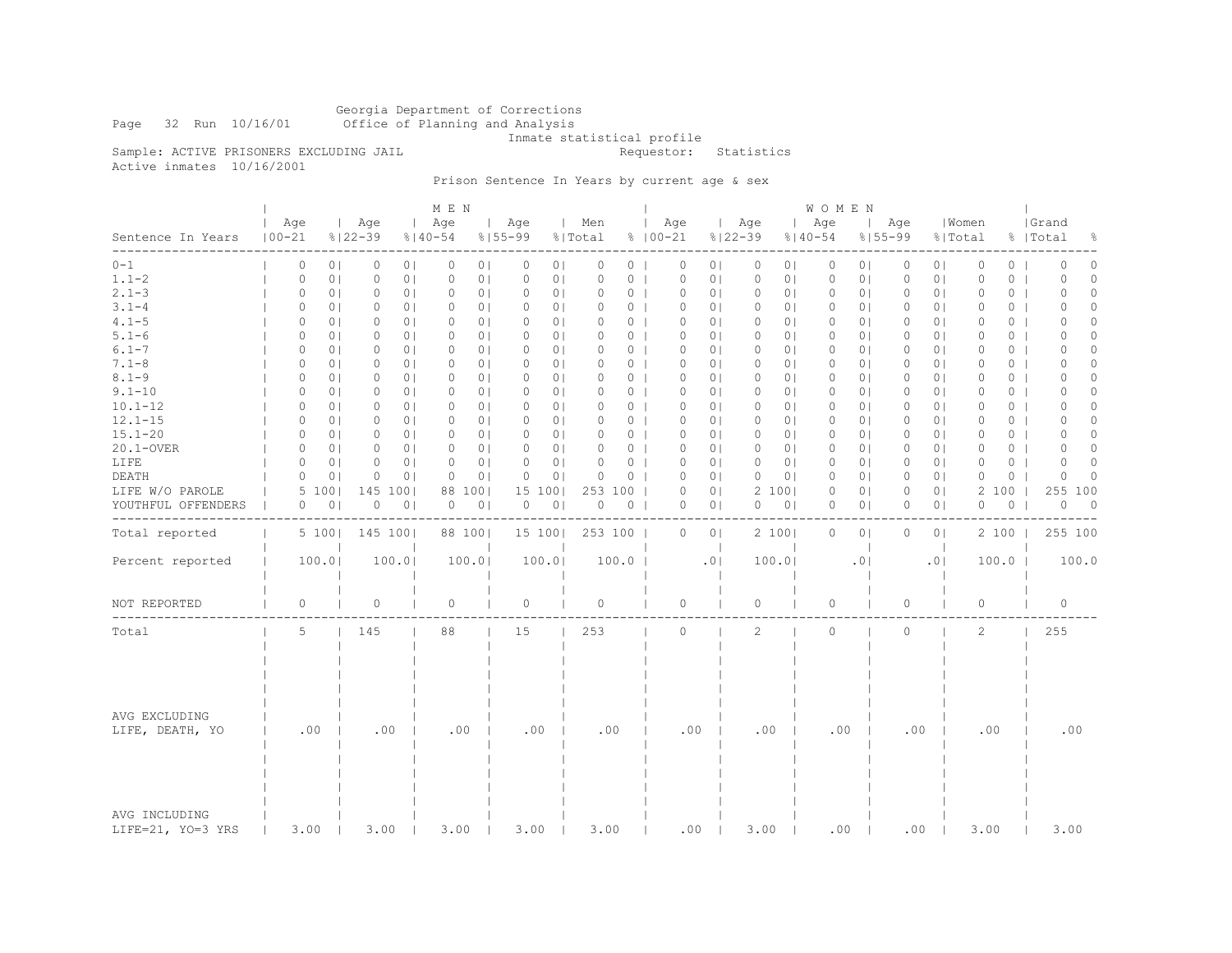Georgia Department of Corrections
Office of Planning and Analysis
Inmate statistical profile

Run 10/16/01

Sample: ACTIVE PRISONERS EXCLUDING JAIL

Requestor: Statistics

Active inmates 10/16/2001

Prison Sentence In Years by current age & sex

| Sentence In Years | MEN Age 00-21 | % | Age 22-39 | % | Age 40-54 | % | Age 55-99 | % | Men Total | % | WOMEN Age 00-21 | % | Age 22-39 | % | Age 40-54 | % | Age 55-99 | % | Women Total | % | Grand Total | % |
|---|---|---|---|---|---|---|---|---|---|---|---|---|---|---|---|---|---|---|---|---|---|---|
| 0-1 | 0 | 0 | 0 | 0 | 0 | 0 | 0 | 0 | 0 | 0 | 0 | 0 | 0 | 0 | 0 | 0 | 0 | 0 | 0 | 0 | 0 | 0 |
| 1.1-2 | 0 | 0 | 0 | 0 | 0 | 0 | 0 | 0 | 0 | 0 | 0 | 0 | 0 | 0 | 0 | 0 | 0 | 0 | 0 | 0 | 0 | 0 |
| 2.1-3 | 0 | 0 | 0 | 0 | 0 | 0 | 0 | 0 | 0 | 0 | 0 | 0 | 0 | 0 | 0 | 0 | 0 | 0 | 0 | 0 | 0 | 0 |
| 3.1-4 | 0 | 0 | 0 | 0 | 0 | 0 | 0 | 0 | 0 | 0 | 0 | 0 | 0 | 0 | 0 | 0 | 0 | 0 | 0 | 0 | 0 | 0 |
| 4.1-5 | 0 | 0 | 0 | 0 | 0 | 0 | 0 | 0 | 0 | 0 | 0 | 0 | 0 | 0 | 0 | 0 | 0 | 0 | 0 | 0 | 0 | 0 |
| 5.1-6 | 0 | 0 | 0 | 0 | 0 | 0 | 0 | 0 | 0 | 0 | 0 | 0 | 0 | 0 | 0 | 0 | 0 | 0 | 0 | 0 | 0 | 0 |
| 6.1-7 | 0 | 0 | 0 | 0 | 0 | 0 | 0 | 0 | 0 | 0 | 0 | 0 | 0 | 0 | 0 | 0 | 0 | 0 | 0 | 0 | 0 | 0 |
| 7.1-8 | 0 | 0 | 0 | 0 | 0 | 0 | 0 | 0 | 0 | 0 | 0 | 0 | 0 | 0 | 0 | 0 | 0 | 0 | 0 | 0 | 0 | 0 |
| 8.1-9 | 0 | 0 | 0 | 0 | 0 | 0 | 0 | 0 | 0 | 0 | 0 | 0 | 0 | 0 | 0 | 0 | 0 | 0 | 0 | 0 | 0 | 0 |
| 9.1-10 | 0 | 0 | 0 | 0 | 0 | 0 | 0 | 0 | 0 | 0 | 0 | 0 | 0 | 0 | 0 | 0 | 0 | 0 | 0 | 0 | 0 | 0 |
| 10.1-12 | 0 | 0 | 0 | 0 | 0 | 0 | 0 | 0 | 0 | 0 | 0 | 0 | 0 | 0 | 0 | 0 | 0 | 0 | 0 | 0 | 0 | 0 |
| 12.1-15 | 0 | 0 | 0 | 0 | 0 | 0 | 0 | 0 | 0 | 0 | 0 | 0 | 0 | 0 | 0 | 0 | 0 | 0 | 0 | 0 | 0 | 0 |
| 15.1-20 | 0 | 0 | 0 | 0 | 0 | 0 | 0 | 0 | 0 | 0 | 0 | 0 | 0 | 0 | 0 | 0 | 0 | 0 | 0 | 0 | 0 | 0 |
| 20.1-OVER | 0 | 0 | 0 | 0 | 0 | 0 | 0 | 0 | 0 | 0 | 0 | 0 | 0 | 0 | 0 | 0 | 0 | 0 | 0 | 0 | 0 | 0 |
| LIFE | 0 | 0 | 0 | 0 | 0 | 0 | 0 | 0 | 0 | 0 | 0 | 0 | 0 | 0 | 0 | 0 | 0 | 0 | 0 | 0 | 0 | 0 |
| DEATH | 0 | 0 | 0 | 0 | 0 | 0 | 0 | 0 | 0 | 0 | 0 | 0 | 0 | 0 | 0 | 0 | 0 | 0 | 0 | 0 | 0 | 0 |
| LIFE W/O PAROLE | 5 | 100 | 145 | 100 | 88 | 100 | 15 | 100 | 253 | 100 | 0 | 0 | 2 | 100 | 0 | 0 | 0 | 0 | 2 | 100 | 255 | 100 |
| YOUTHFUL OFFENDERS | 0 | 0 | 0 | 0 | 0 | 0 | 0 | 0 | 0 | 0 | 0 | 0 | 0 | 0 | 0 | 0 | 0 | 0 | 0 | 0 | 0 | 0 |
| Total reported | 5 | 100 | 145 | 100 | 88 | 100 | 15 | 100 | 253 | 100 | 0 | 0 | 2 | 100 | 0 | 0 | 0 | 0 | 2 | 100 | 255 | 100 |
| Percent reported | 100.0 | | 100.0 | | 100.0 | | 100.0 | | 100.0 | | .0 | | 100.0 | | .0 | | .0 | | 100.0 | | 100.0 | |
| NOT REPORTED | 0 | | 0 | | 0 | | 0 | | 0 | | 0 | | 0 | | 0 | | 0 | | 0 | | 0 | |
| Total | 5 | | 145 | | 88 | | 15 | | 253 | | 0 | | 2 | | 0 | | 0 | | 2 | | 255 | |
| AVG EXCLUDING LIFE, DEATH, YO | .00 | | .00 | | .00 | | .00 | | .00 | | .00 | | .00 | | .00 | | .00 | | .00 | | .00 | |
| AVG INCLUDING LIFE=21, YO=3 YRS | 3.00 | | 3.00 | | 3.00 | | 3.00 | | 3.00 | | .00 | | 3.00 | | .00 | | .00 | | 3.00 | | 3.00 | |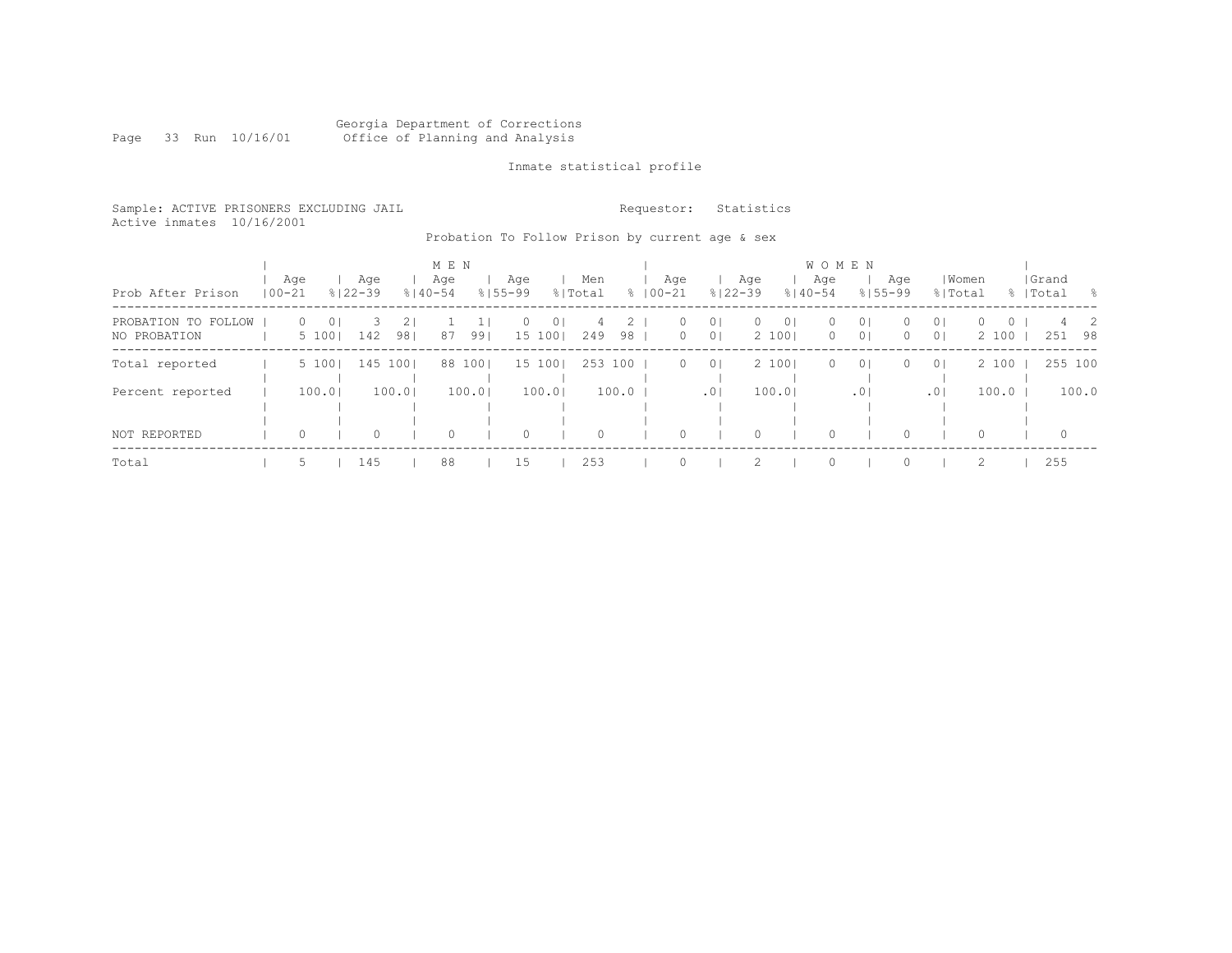Georgia Department of Corrections
Office of Planning and Analysis

Inmate statistical profile

Sample: ACTIVE PRISONERS EXCLUDING JAIL

Requestor: Statistics

Active inmates 10/16/2001

Probation To Follow Prison by current age & sex

| Prob After Prison | MEN Age 00-21 | % | Age 22-39 | % | Age 40-54 | % | Age 55-99 | % | Men Total | % | WOMEN Age 00-21 | % | Age 22-39 | % | Age 40-54 | % | Age 55-99 | % | Women Total | % | Grand Total | % |
|---|---|---|---|---|---|---|---|---|---|---|---|---|---|---|---|---|---|---|---|---|---|---|
| PROBATION TO FOLLOW | 0 | 0 | 3 | 2 | 1 | 1 | 0 | 0 | 4 | 2 | 0 | 0 | 0 | 0 | 0 | 0 | 0 | 0 | 0 | 0 | 4 | 2 |
| NO PROBATION | 5 | 100 | 142 | 98 | 87 | 99 | 15 | 100 | 249 | 98 | 0 | 0 | 2 | 100 | 0 | 0 | 0 | 0 | 2 | 100 | 251 | 98 |
| Total reported | 5 | 100 | 145 | 100 | 88 | 100 | 15 | 100 | 253 | 100 | 0 | 0 | 2 | 100 | 0 | 0 | 0 | 0 | 2 | 100 | 255 | 100 |
| Percent reported | | 100.0 | | 100.0 | | 100.0 | | 100.0 | | 100.0 | | .0 | | 100.0 | | .0 | | .0 | | 100.0 | | 100.0 |
| NOT REPORTED | 0 | | 0 | | 0 | | 0 | | 0 | | 0 | | 0 | | 0 | | 0 | | 0 | | 0 | |
| Total | 5 | | 145 | | 88 | | 15 | | 253 | | 0 | | 2 | | 0 | | 0 | | 2 | | 255 | |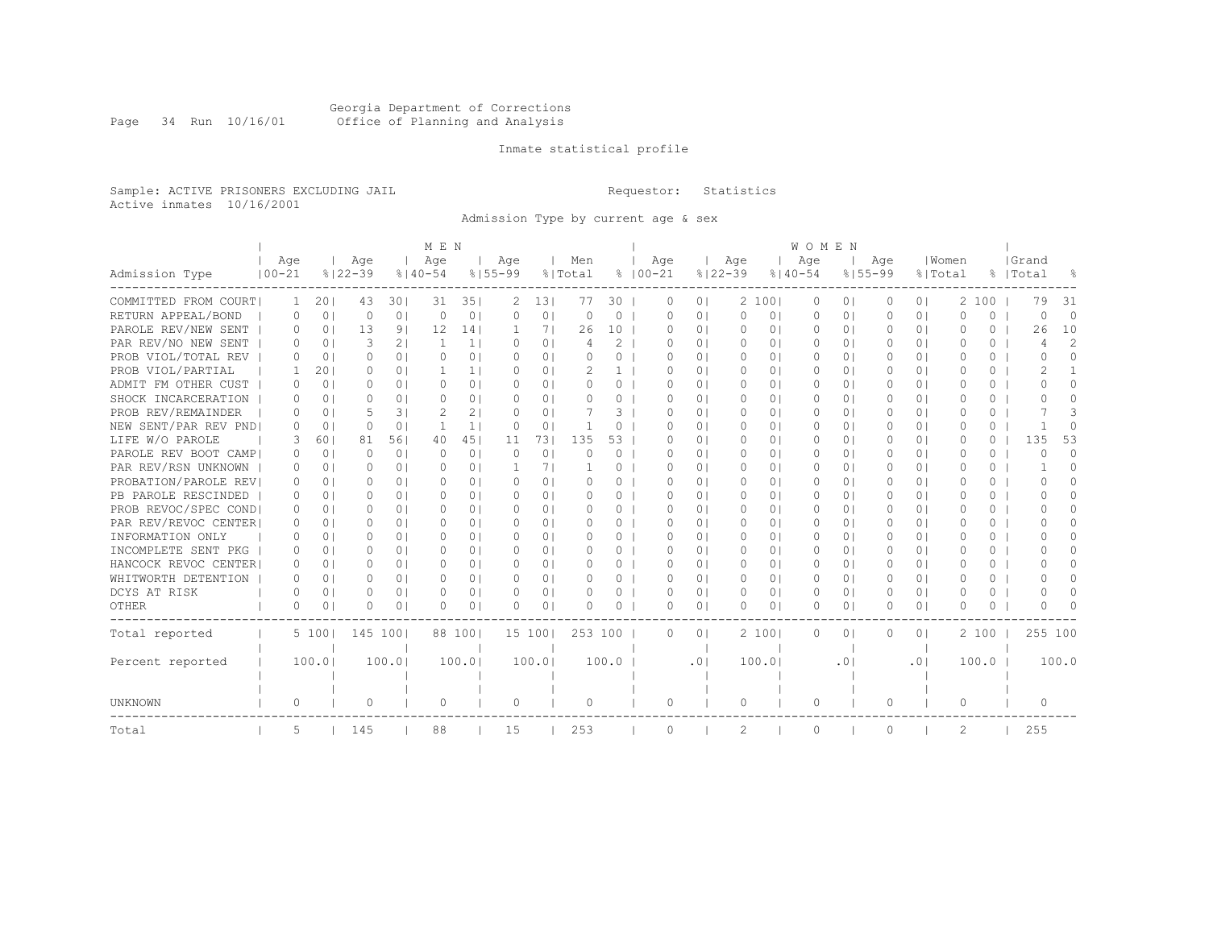Georgia Department of Corrections
Office of Planning and Analysis

Inmate statistical profile

Sample: ACTIVE PRISONERS EXCLUDING JAIL    Requestor: Statistics
Active inmates 10/16/2001

Admission Type by current age & sex

| Admission Type | MEN Age 00-21 | % | Age 22-39 | % | Age 40-54 | % | Age 55-99 | % | Men Total | % | WOMEN Age 00-21 | % | Age 22-39 | % | Age 40-54 | % | Age 55-99 | % | Women Total | % | Grand Total | % |
|---|---|---|---|---|---|---|---|---|---|---|---|---|---|---|---|---|---|---|---|---|---|---|
| COMMITTED FROM COURT | 1 | 20 | 43 | 30 | 31 | 35 | 2 | 13 | 77 | 30 | 0 | 0 | 2 | 100 | 0 | 0 | 0 | 0 | 2 | 100 | 79 | 31 |
| RETURN APPEAL/BOND | 0 | 0 | 0 | 0 | 0 | 0 | 0 | 0 | 0 | 0 | 0 | 0 | 0 | 0 | 0 | 0 | 0 | 0 | 0 | 0 | 0 | 0 |
| PAROLE REV/NEW SENT | 0 | 0 | 13 | 9 | 12 | 14 | 1 | 7 | 26 | 10 | 0 | 0 | 0 | 0 | 0 | 0 | 0 | 0 | 0 | 0 | 26 | 10 |
| PAR REV/NO NEW SENT | 0 | 0 | 3 | 2 | 1 | 1 | 0 | 0 | 4 | 2 | 0 | 0 | 0 | 0 | 0 | 0 | 0 | 0 | 0 | 0 | 4 | 2 |
| PROB VIOL/TOTAL REV | 0 | 0 | 0 | 0 | 0 | 0 | 0 | 0 | 0 | 0 | 0 | 0 | 0 | 0 | 0 | 0 | 0 | 0 | 0 | 0 | 0 | 0 |
| PROB VIOL/PARTIAL | 1 | 20 | 0 | 0 | 1 | 1 | 0 | 0 | 2 | 1 | 0 | 0 | 0 | 0 | 0 | 0 | 0 | 0 | 0 | 0 | 2 | 1 |
| ADMIT FM OTHER CUST | 0 | 0 | 0 | 0 | 0 | 0 | 0 | 0 | 0 | 0 | 0 | 0 | 0 | 0 | 0 | 0 | 0 | 0 | 0 | 0 | 0 | 0 |
| SHOCK INCARCERATION | 0 | 0 | 0 | 0 | 0 | 0 | 0 | 0 | 0 | 0 | 0 | 0 | 0 | 0 | 0 | 0 | 0 | 0 | 0 | 0 | 0 | 0 |
| PROB REV/REMAINDER | 0 | 0 | 5 | 3 | 2 | 2 | 0 | 0 | 7 | 3 | 0 | 0 | 0 | 0 | 0 | 0 | 0 | 0 | 0 | 0 | 7 | 3 |
| NEW SENT/PAR REV PND | 0 | 0 | 0 | 0 | 1 | 1 | 0 | 0 | 1 | 0 | 0 | 0 | 0 | 0 | 0 | 0 | 0 | 0 | 0 | 0 | 1 | 0 |
| LIFE W/O PAROLE | 3 | 60 | 81 | 56 | 40 | 45 | 11 | 73 | 135 | 53 | 0 | 0 | 0 | 0 | 0 | 0 | 0 | 0 | 0 | 0 | 135 | 53 |
| PAROLE REV BOOT CAMP | 0 | 0 | 0 | 0 | 0 | 0 | 0 | 0 | 0 | 0 | 0 | 0 | 0 | 0 | 0 | 0 | 0 | 0 | 0 | 0 | 0 | 0 |
| PAR REV/RSN UNKNOWN | 0 | 0 | 0 | 0 | 0 | 0 | 1 | 7 | 1 | 0 | 0 | 0 | 0 | 0 | 0 | 0 | 0 | 0 | 0 | 0 | 1 | 0 |
| PROBATION/PAROLE REV | 0 | 0 | 0 | 0 | 0 | 0 | 0 | 0 | 0 | 0 | 0 | 0 | 0 | 0 | 0 | 0 | 0 | 0 | 0 | 0 | 0 | 0 |
| PB PAROLE RESCINDED | 0 | 0 | 0 | 0 | 0 | 0 | 0 | 0 | 0 | 0 | 0 | 0 | 0 | 0 | 0 | 0 | 0 | 0 | 0 | 0 | 0 | 0 |
| PROB REVOC/SPEC COND | 0 | 0 | 0 | 0 | 0 | 0 | 0 | 0 | 0 | 0 | 0 | 0 | 0 | 0 | 0 | 0 | 0 | 0 | 0 | 0 | 0 | 0 |
| PAR REV/REVOC CENTER | 0 | 0 | 0 | 0 | 0 | 0 | 0 | 0 | 0 | 0 | 0 | 0 | 0 | 0 | 0 | 0 | 0 | 0 | 0 | 0 | 0 | 0 |
| INFORMATION ONLY | 0 | 0 | 0 | 0 | 0 | 0 | 0 | 0 | 0 | 0 | 0 | 0 | 0 | 0 | 0 | 0 | 0 | 0 | 0 | 0 | 0 | 0 |
| INCOMPLETE SENT PKG | 0 | 0 | 0 | 0 | 0 | 0 | 0 | 0 | 0 | 0 | 0 | 0 | 0 | 0 | 0 | 0 | 0 | 0 | 0 | 0 | 0 | 0 |
| HANCOCK REVOC CENTER | 0 | 0 | 0 | 0 | 0 | 0 | 0 | 0 | 0 | 0 | 0 | 0 | 0 | 0 | 0 | 0 | 0 | 0 | 0 | 0 | 0 | 0 |
| WHITWORTH DETENTION | 0 | 0 | 0 | 0 | 0 | 0 | 0 | 0 | 0 | 0 | 0 | 0 | 0 | 0 | 0 | 0 | 0 | 0 | 0 | 0 | 0 | 0 |
| DCYS AT RISK | 0 | 0 | 0 | 0 | 0 | 0 | 0 | 0 | 0 | 0 | 0 | 0 | 0 | 0 | 0 | 0 | 0 | 0 | 0 | 0 | 0 | 0 |
| OTHER | 0 | 0 | 0 | 0 | 0 | 0 | 0 | 0 | 0 | 0 | 0 | 0 | 0 | 0 | 0 | 0 | 0 | 0 | 0 | 0 | 0 | 0 |
| Total reported | 5 | 100 | 145 | 100 | 88 | 100 | 15 | 100 | 253 | 100 | 0 | 0 | 2 | 100 | 0 | 0 | 0 | 0 | 2 | 100 | 255 | 100 |
| Percent reported | | 100.0 | | 100.0 | | 100.0 | | 100.0 | | 100.0 | | .0 | | 100.0 | | .0 | | .0 | | 100.0 | | 100.0 |
| UNKNOWN | 0 | | 0 | | 0 | | 0 | | 0 | | 0 | | 0 | | 0 | | 0 | | 0 | | 0 | |
| Total | 5 | | 145 | | 88 | | 15 | | 253 | | 0 | | 2 | | 0 | | 0 | | 2 | | 255 | |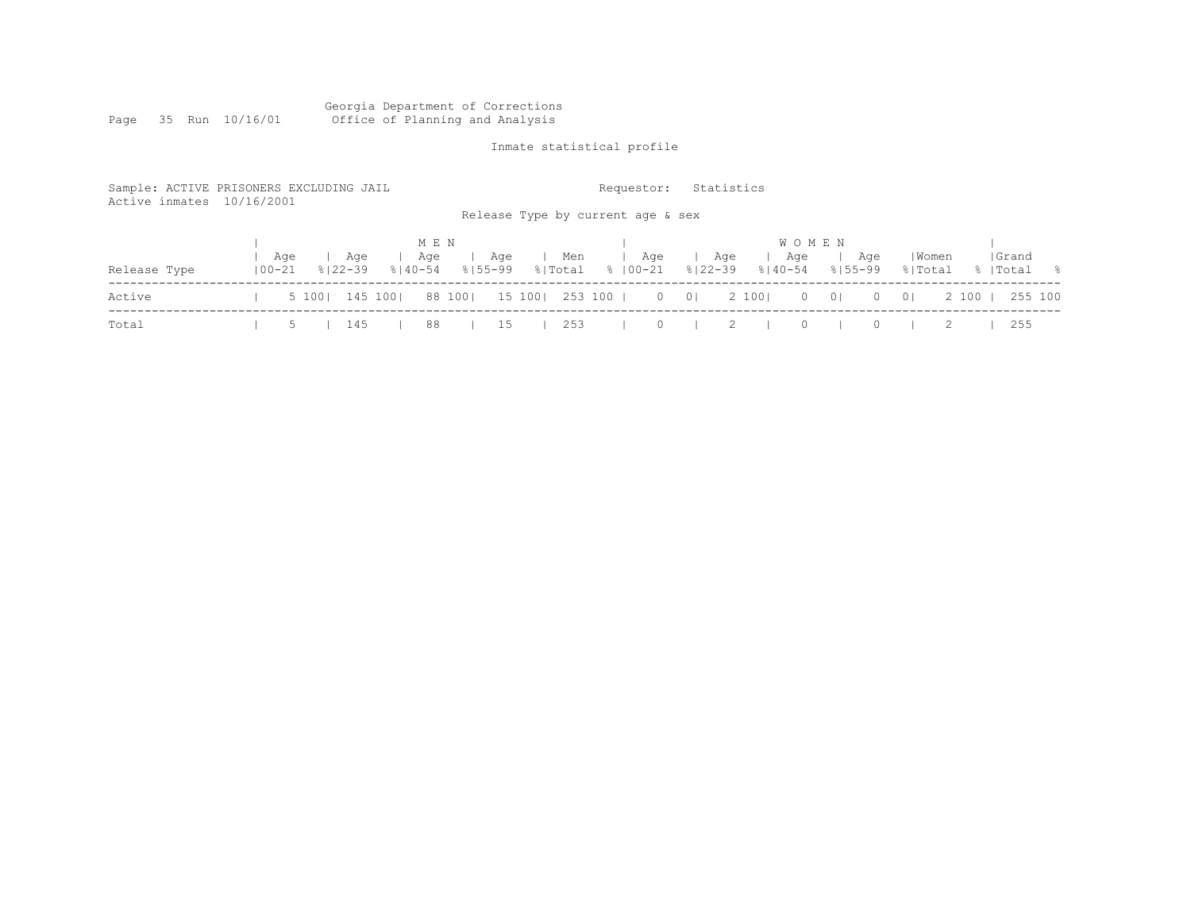Georgia Department of Corrections
Office of Planning and Analysis

Inmate statistical profile

Sample: ACTIVE PRISONERS EXCLUDING JAIL
Active inmates 10/16/2001

Requestor: Statistics

Release Type by current age & sex

| Release Type | MEN Age 00-21 | % | Age 22-39 | % | Age 40-54 | % | Age 55-99 | % | Men Total | % | WOMEN Age 00-21 | % | Age 22-39 | % | Age 40-54 | % | Age 55-99 | % | Women Total | % | Grand Total | % |
|---|---|---|---|---|---|---|---|---|---|---|---|---|---|---|---|---|---|---|---|---|---|---|
| Active | 5 | 100 | 145 | 100 | 88 | 100 | 15 | 100 | 253 | 100 | 0 | 0 | 2 | 100 | 0 | 0 | 0 | 0 | 2 | 100 | 255 | 100 |
| Total | 5 | | 145 | | 88 | | 15 | | 253 | | 0 | | 2 | | 0 | | 0 | | 2 | | 255 | |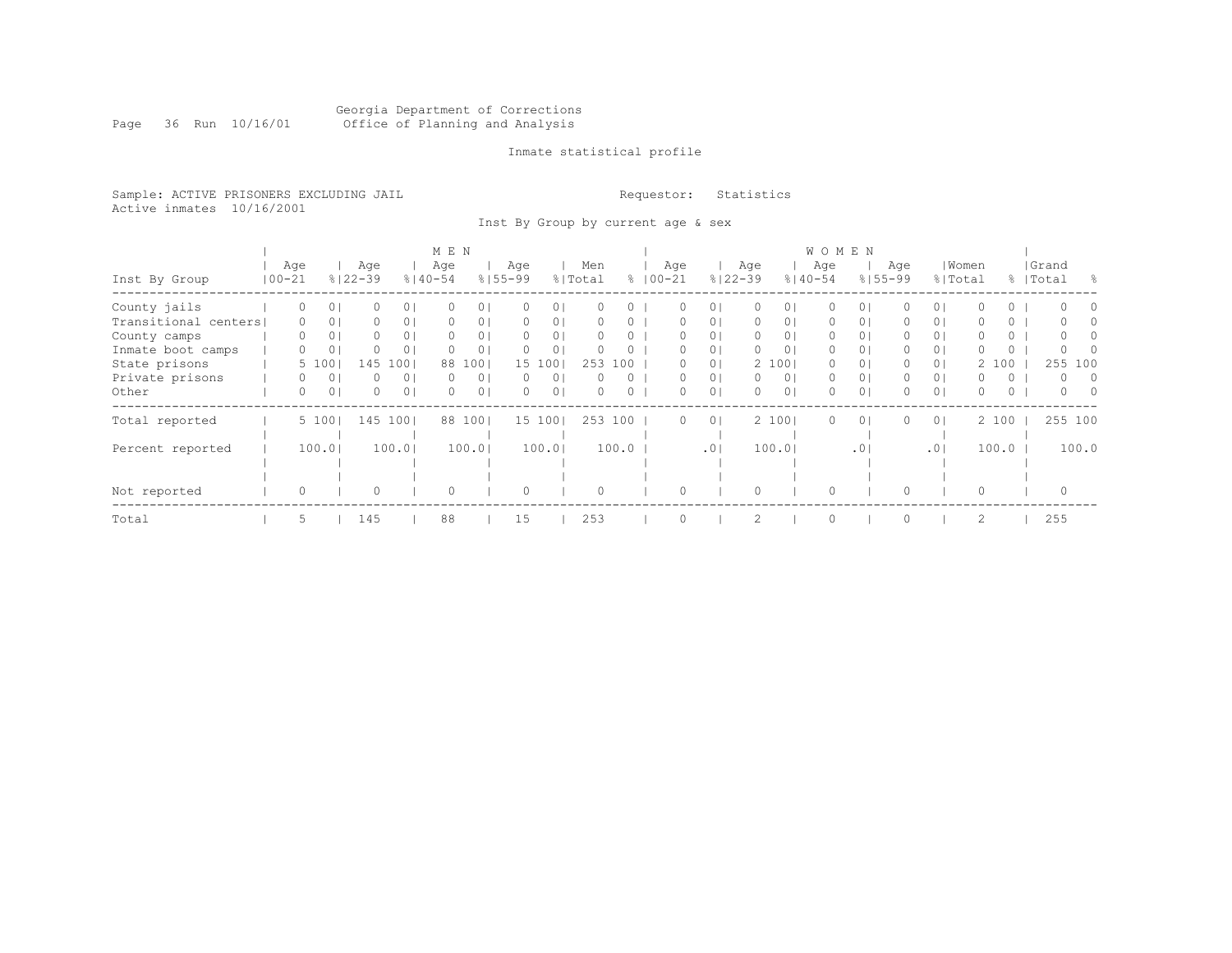Georgia Department of Corrections
Office of Planning and Analysis

Inmate statistical profile

Sample: ACTIVE PRISONERS EXCLUDING JAIL

Requestor: Statistics

Active inmates 10/16/2001

Inst By Group by current age & sex

| | MEN | | | | | | | | | | WOMEN | | | | | | | | | | Grand | |
|---|---|---|---|---|---|---|---|---|---|---|---|---|---|---|---|---|---|---|---|---|---|---|
| Inst By Group | Age 00-21 | % | Age 22-39 | % | Age 40-54 | % | Age 55-99 | % | Men Total | % | Age 00-21 | % | Age 22-39 | % | Age 40-54 | % | Age 55-99 | % | Women Total | % | Grand Total | % |
| County jails | 0 | 0 | 0 | 0 | 0 | 0 | 0 | 0 | 0 | 0 | 0 | 0 | 0 | 0 | 0 | 0 | 0 | 0 | 0 | 0 | 0 | 0 |
| Transitional centers | 0 | 0 | 0 | 0 | 0 | 0 | 0 | 0 | 0 | 0 | 0 | 0 | 0 | 0 | 0 | 0 | 0 | 0 | 0 | 0 | 0 | 0 |
| County camps | 0 | 0 | 0 | 0 | 0 | 0 | 0 | 0 | 0 | 0 | 0 | 0 | 0 | 0 | 0 | 0 | 0 | 0 | 0 | 0 | 0 | 0 |
| Inmate boot camps | 0 | 0 | 0 | 0 | 0 | 0 | 0 | 0 | 0 | 0 | 0 | 0 | 0 | 0 | 0 | 0 | 0 | 0 | 0 | 0 | 0 | 0 |
| State prisons | 5 | 100 | 145 | 100 | 88 | 100 | 15 | 100 | 253 | 100 | 0 | 0 | 2 | 100 | 0 | 0 | 0 | 0 | 2 | 100 | 255 | 100 |
| Private prisons | 0 | 0 | 0 | 0 | 0 | 0 | 0 | 0 | 0 | 0 | 0 | 0 | 0 | 0 | 0 | 0 | 0 | 0 | 0 | 0 | 0 | 0 |
| Other | 0 | 0 | 0 | 0 | 0 | 0 | 0 | 0 | 0 | 0 | 0 | 0 | 0 | 0 | 0 | 0 | 0 | 0 | 0 | 0 | 0 | 0 |
| Total reported | 5 | 100 | 145 | 100 | 88 | 100 | 15 | 100 | 253 | 100 | 0 | 0 | 2 | 100 | 0 | 0 | 0 | 0 | 2 | 100 | 255 | 100 |
| Percent reported | | 100.0 | | 100.0 | | 100.0 | | 100.0 | | 100.0 | | .0 | | 100.0 | | .0 | | .0 | | 100.0 | | 100.0 |
| Not reported | 0 | | 0 | | 0 | | 0 | | 0 | | 0 | | 0 | | 0 | | 0 | | 0 | | 0 | |
| Total | 5 | | 145 | | 88 | | 15 | | 253 | | 0 | | 2 | | 0 | | 0 | | 2 | | 255 | |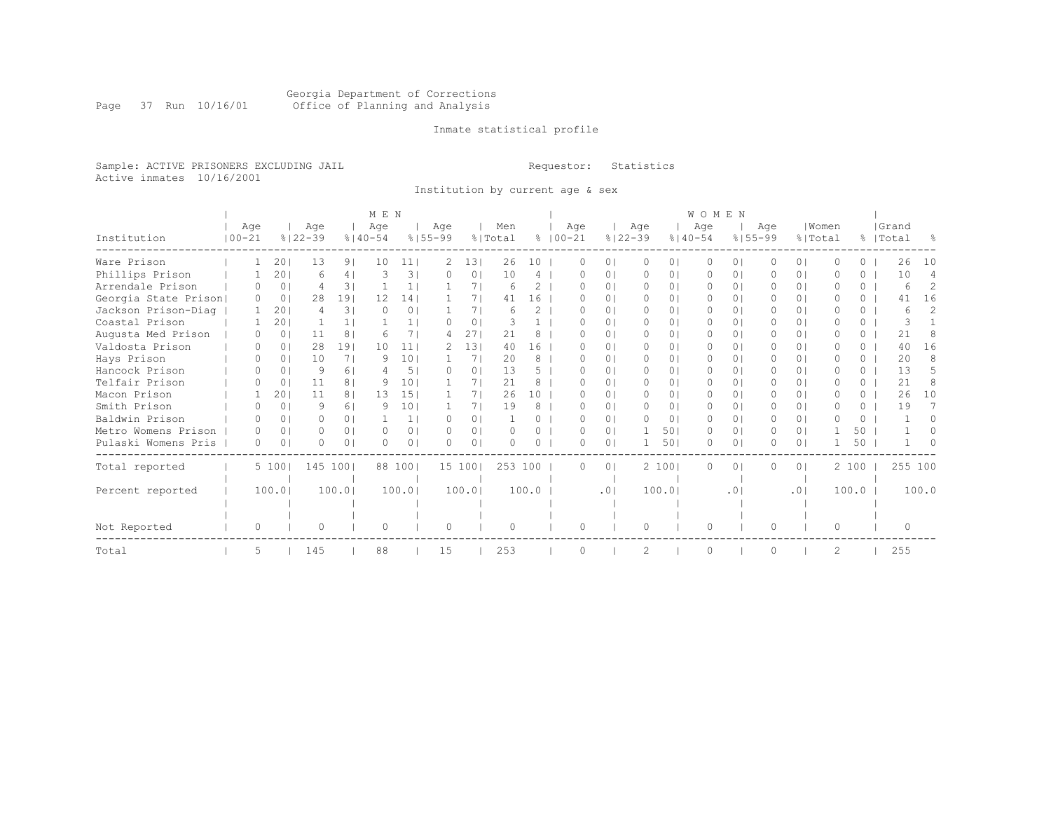Georgia Department of Corrections
Office of Planning and Analysis

Inmate statistical profile

Sample: ACTIVE PRISONERS EXCLUDING JAIL
Active inmates 10/16/2001

Requestor: Statistics

Institution by current age & sex

| Institution | MEN Age 00-21 | % | Age 22-39 | % | Age 40-54 | % | Age 55-99 | % | Men Total | % | WOMEN Age 00-21 | % | Age 22-39 | % | Age 40-54 | % | Age 55-99 | % | Women Total | % | Grand Total | % |
|---|---|---|---|---|---|---|---|---|---|---|---|---|---|---|---|---|---|---|---|---|---|---|
| Ware Prison | 1 | 20 | 13 | 9 | 10 | 11 | 2 | 13 | 26 | 10 | 0 | 0 | 0 | 0 | 0 | 0 | 0 | 0 | 0 | 0 | 26 | 10 |
| Phillips Prison | 1 | 20 | 6 | 4 | 3 | 3 | 0 | 0 | 10 | 4 | 0 | 0 | 0 | 0 | 0 | 0 | 0 | 0 | 0 | 0 | 10 | 4 |
| Arrendale Prison | 0 | 0 | 4 | 3 | 1 | 1 | 1 | 7 | 6 | 2 | 0 | 0 | 0 | 0 | 0 | 0 | 0 | 0 | 0 | 0 | 6 | 2 |
| Georgia State Prison | 0 | 0 | 28 | 19 | 12 | 14 | 1 | 7 | 41 | 16 | 0 | 0 | 0 | 0 | 0 | 0 | 0 | 0 | 0 | 0 | 41 | 16 |
| Jackson Prison-Diag | 1 | 20 | 4 | 3 | 0 | 0 | 1 | 7 | 6 | 2 | 0 | 0 | 0 | 0 | 0 | 0 | 0 | 0 | 0 | 0 | 6 | 2 |
| Coastal Prison | 1 | 20 | 1 | 1 | 1 | 1 | 0 | 0 | 3 | 1 | 0 | 0 | 0 | 0 | 0 | 0 | 0 | 0 | 0 | 0 | 3 | 1 |
| Augusta Med Prison | 0 | 0 | 11 | 8 | 6 | 7 | 4 | 27 | 21 | 8 | 0 | 0 | 0 | 0 | 0 | 0 | 0 | 0 | 0 | 0 | 21 | 8 |
| Valdosta Prison | 0 | 0 | 28 | 19 | 10 | 11 | 2 | 13 | 40 | 16 | 0 | 0 | 0 | 0 | 0 | 0 | 0 | 0 | 0 | 0 | 40 | 16 |
| Hays Prison | 0 | 0 | 10 | 7 | 9 | 10 | 1 | 7 | 20 | 8 | 0 | 0 | 0 | 0 | 0 | 0 | 0 | 0 | 0 | 0 | 20 | 8 |
| Hancock Prison | 0 | 0 | 9 | 6 | 4 | 5 | 0 | 0 | 13 | 5 | 0 | 0 | 0 | 0 | 0 | 0 | 0 | 0 | 0 | 0 | 13 | 5 |
| Telfair Prison | 0 | 0 | 11 | 8 | 9 | 10 | 1 | 7 | 21 | 8 | 0 | 0 | 0 | 0 | 0 | 0 | 0 | 0 | 0 | 0 | 21 | 8 |
| Macon Prison | 1 | 20 | 11 | 8 | 13 | 15 | 1 | 7 | 26 | 10 | 0 | 0 | 0 | 0 | 0 | 0 | 0 | 0 | 0 | 0 | 26 | 10 |
| Smith Prison | 0 | 0 | 9 | 6 | 9 | 10 | 1 | 7 | 19 | 8 | 0 | 0 | 0 | 0 | 0 | 0 | 0 | 0 | 0 | 0 | 19 | 7 |
| Baldwin Prison | 0 | 0 | 0 | 0 | 1 | 1 | 0 | 0 | 1 | 0 | 0 | 0 | 0 | 0 | 0 | 0 | 0 | 0 | 0 | 0 | 1 | 0 |
| Metro Womens Prison | 0 | 0 | 0 | 0 | 0 | 0 | 0 | 0 | 0 | 0 | 0 | 0 | 1 | 50 | 0 | 0 | 0 | 0 | 1 | 50 | 1 | 0 |
| Pulaski Womens Pris | 0 | 0 | 0 | 0 | 0 | 0 | 0 | 0 | 0 | 0 | 0 | 0 | 1 | 50 | 0 | 0 | 0 | 0 | 1 | 50 | 1 | 0 |
| Total reported | 5 | 100 | 145 | 100 | 88 | 100 | 15 | 100 | 253 | 100 | 0 | 0 | 2 | 100 | 0 | 0 | 0 | 0 | 2 | 100 | 255 | 100 |
| Percent reported | | 100.0 | | 100.0 | | 100.0 | | 100.0 | | 100.0 | | .0 | | 100.0 | | .0 | | .0 | | 100.0 | | 100.0 |
| Not Reported | 0 | | 0 | | 0 | | 0 | | 0 | | 0 | | 0 | | 0 | | 0 | | 0 | | 0 | |
| Total | 5 | | 145 | | 88 | | 15 | | 253 | | 0 | | 2 | | 0 | | 0 | | 2 | | 255 | |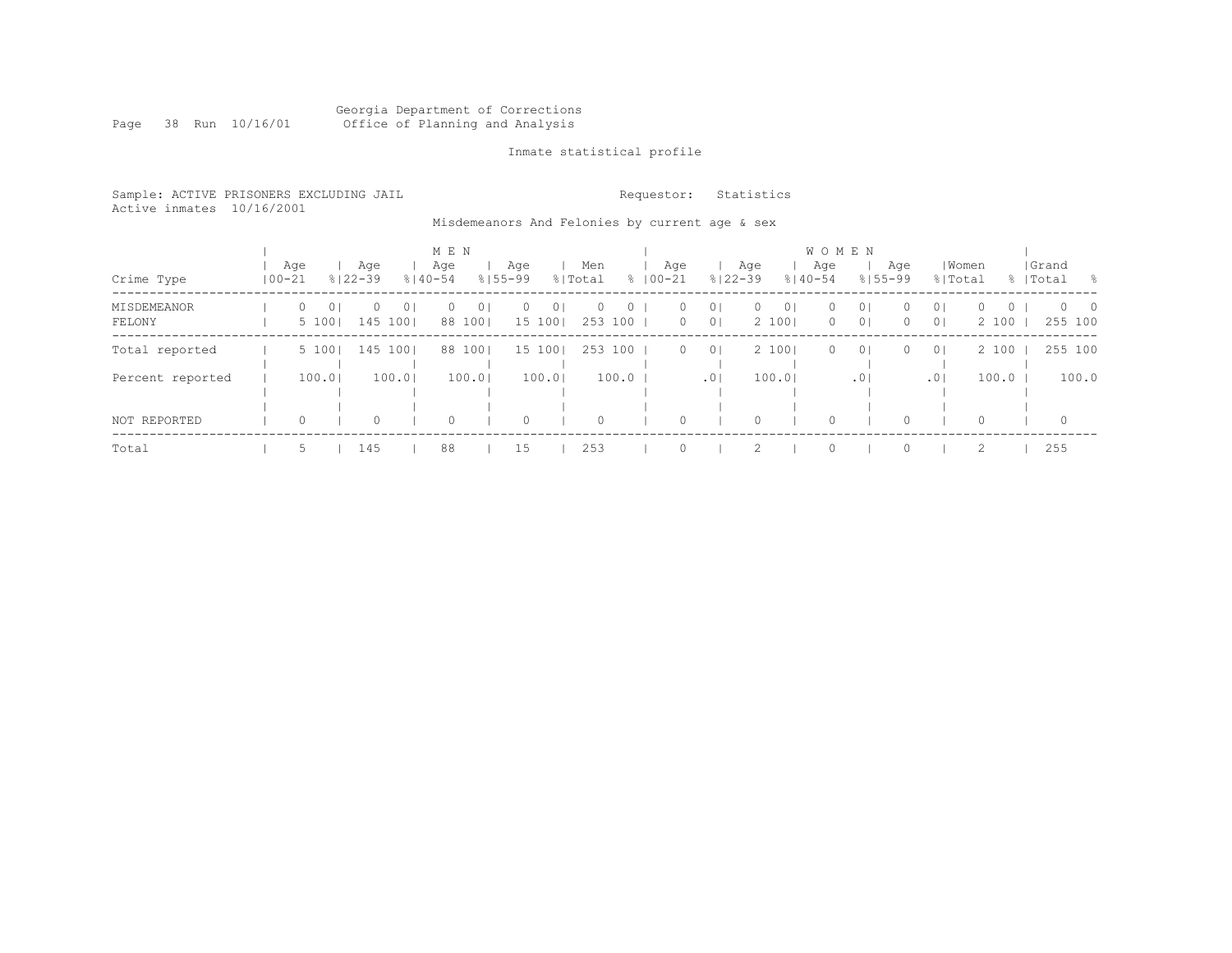Georgia Department of Corrections
Office of Planning and Analysis

Inmate statistical profile

Sample: ACTIVE PRISONERS EXCLUDING JAIL
Active inmates 10/16/2001

Requestor: Statistics

Misdemeanors And Felonies by current age & sex

| Crime Type | MEN Age 00-21 | % | Age 22-39 | % | Age 40-54 | % | Age 55-99 | % | Men Total | % | WOMEN Age 00-21 | % | Age 22-39 | % | Age 40-54 | % | Age 55-99 | % | Women Total | % | Grand Total | % |
|---|---|---|---|---|---|---|---|---|---|---|---|---|---|---|---|---|---|---|---|---|---|---|
| MISDEMEANOR | 0 | 0 | 0 | 0 | 0 | 0 | 0 | 0 | 0 | 0 | 0 | 0 | 0 | 0 | 0 | 0 | 0 | 0 | 0 | 0 | 0 | 0 |
| FELONY | 5 | 100 | 145 | 100 | 88 | 100 | 15 | 100 | 253 | 100 | 0 | 0 | 2 | 100 | 0 | 0 | 0 | 0 | 2 | 100 | 255 | 100 |
| Total reported | 5 | 100 | 145 | 100 | 88 | 100 | 15 | 100 | 253 | 100 | 0 | 0 | 2 | 100 | 0 | 0 | 0 | 0 | 2 | 100 | 255 | 100 |
| Percent reported | 100.0 | | 100.0 | | 100.0 | | 100.0 | | 100.0 | | .0 | | 100.0 | | .0 | | .0 | | 100.0 | | 100.0 | |
| NOT REPORTED | 0 | | 0 | | 0 | | 0 | | 0 | | 0 | | 0 | | 0 | | 0 | | 0 | | 0 | |
| Total | 5 | | 145 | | 88 | | 15 | | 253 | | 0 | | 2 | | 0 | | 0 | | 2 | | 255 | |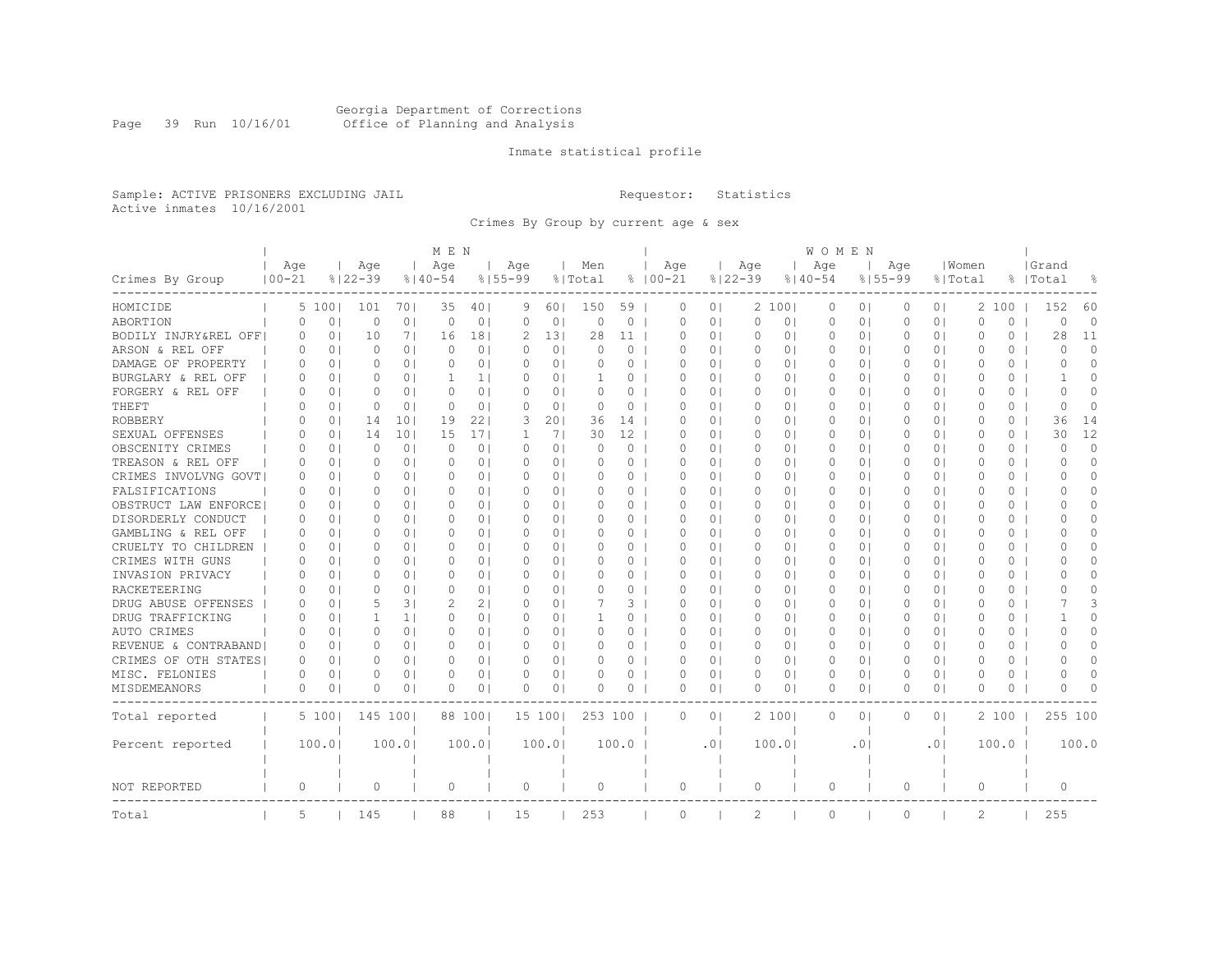Georgia Department of Corrections
Office of Planning and Analysis

Inmate statistical profile

Sample: ACTIVE PRISONERS EXCLUDING JAIL

Requestor: Statistics

Active inmates 10/16/2001

Crimes By Group by current age & sex

| Crimes By Group | MEN Age 00-21 | % | Age 22-39 | % | Age 40-54 | % | Age 55-99 | % | Men Total | % | WOMEN Age 00-21 | % | Age 22-39 | % | Age 40-54 | % | Age 55-99 | % | Women Total | % | Grand Total | % |
|---|---|---|---|---|---|---|---|---|---|---|---|---|---|---|---|---|---|---|---|---|---|---|
| HOMICIDE | 5 | 100 | 101 | 70 | 35 | 40 | 9 | 60 | 150 | 59 | 0 | 0 | 2 | 100 | 0 | 0 | 0 | 0 | 2 | 100 | 152 | 60 |
| ABORTION | 0 | 0 | 0 | 0 | 0 | 0 | 0 | 0 | 0 | 0 | 0 | 0 | 0 | 0 | 0 | 0 | 0 | 0 | 0 | 0 | 0 | 0 |
| BODILY INJRY&REL OFF | 0 | 0 | 10 | 7 | 16 | 18 | 2 | 13 | 28 | 11 | 0 | 0 | 0 | 0 | 0 | 0 | 0 | 0 | 0 | 0 | 28 | 11 |
| ARSON & REL OFF | 0 | 0 | 0 | 0 | 0 | 0 | 0 | 0 | 0 | 0 | 0 | 0 | 0 | 0 | 0 | 0 | 0 | 0 | 0 | 0 | 0 | 0 |
| DAMAGE OF PROPERTY | 0 | 0 | 0 | 0 | 0 | 0 | 0 | 0 | 0 | 0 | 0 | 0 | 0 | 0 | 0 | 0 | 0 | 0 | 0 | 0 | 0 | 0 |
| BURGLARY & REL OFF | 0 | 0 | 0 | 0 | 1 | 1 | 0 | 0 | 1 | 0 | 0 | 0 | 0 | 0 | 0 | 0 | 0 | 0 | 0 | 0 | 1 | 0 |
| FORGERY & REL OFF | 0 | 0 | 0 | 0 | 0 | 0 | 0 | 0 | 0 | 0 | 0 | 0 | 0 | 0 | 0 | 0 | 0 | 0 | 0 | 0 | 0 | 0 |
| THEFT | 0 | 0 | 0 | 0 | 0 | 0 | 0 | 0 | 0 | 0 | 0 | 0 | 0 | 0 | 0 | 0 | 0 | 0 | 0 | 0 | 0 | 0 |
| ROBBERY | 0 | 0 | 14 | 10 | 19 | 22 | 3 | 20 | 36 | 14 | 0 | 0 | 0 | 0 | 0 | 0 | 0 | 0 | 0 | 0 | 36 | 14 |
| SEXUAL OFFENSES | 0 | 0 | 14 | 10 | 15 | 17 | 1 | 7 | 30 | 12 | 0 | 0 | 0 | 0 | 0 | 0 | 0 | 0 | 0 | 0 | 30 | 12 |
| OBSCENITY CRIMES | 0 | 0 | 0 | 0 | 0 | 0 | 0 | 0 | 0 | 0 | 0 | 0 | 0 | 0 | 0 | 0 | 0 | 0 | 0 | 0 | 0 | 0 |
| TREASON & REL OFF | 0 | 0 | 0 | 0 | 0 | 0 | 0 | 0 | 0 | 0 | 0 | 0 | 0 | 0 | 0 | 0 | 0 | 0 | 0 | 0 | 0 | 0 |
| CRIMES INVOLVNG GOVT | 0 | 0 | 0 | 0 | 0 | 0 | 0 | 0 | 0 | 0 | 0 | 0 | 0 | 0 | 0 | 0 | 0 | 0 | 0 | 0 | 0 | 0 |
| FALSIFICATIONS | 0 | 0 | 0 | 0 | 0 | 0 | 0 | 0 | 0 | 0 | 0 | 0 | 0 | 0 | 0 | 0 | 0 | 0 | 0 | 0 | 0 | 0 |
| OBSTRUCT LAW ENFORCE | 0 | 0 | 0 | 0 | 0 | 0 | 0 | 0 | 0 | 0 | 0 | 0 | 0 | 0 | 0 | 0 | 0 | 0 | 0 | 0 | 0 | 0 |
| DISORDERLY CONDUCT | 0 | 0 | 0 | 0 | 0 | 0 | 0 | 0 | 0 | 0 | 0 | 0 | 0 | 0 | 0 | 0 | 0 | 0 | 0 | 0 | 0 | 0 |
| GAMBLING & REL OFF | 0 | 0 | 0 | 0 | 0 | 0 | 0 | 0 | 0 | 0 | 0 | 0 | 0 | 0 | 0 | 0 | 0 | 0 | 0 | 0 | 0 | 0 |
| CRUELTY TO CHILDREN | 0 | 0 | 0 | 0 | 0 | 0 | 0 | 0 | 0 | 0 | 0 | 0 | 0 | 0 | 0 | 0 | 0 | 0 | 0 | 0 | 0 | 0 |
| CRIMES WITH GUNS | 0 | 0 | 0 | 0 | 0 | 0 | 0 | 0 | 0 | 0 | 0 | 0 | 0 | 0 | 0 | 0 | 0 | 0 | 0 | 0 | 0 | 0 |
| INVASION PRIVACY | 0 | 0 | 0 | 0 | 0 | 0 | 0 | 0 | 0 | 0 | 0 | 0 | 0 | 0 | 0 | 0 | 0 | 0 | 0 | 0 | 0 | 0 |
| RACKETEERING | 0 | 0 | 0 | 0 | 0 | 0 | 0 | 0 | 0 | 0 | 0 | 0 | 0 | 0 | 0 | 0 | 0 | 0 | 0 | 0 | 0 | 0 |
| DRUG ABUSE OFFENSES | 0 | 0 | 5 | 3 | 2 | 2 | 0 | 0 | 7 | 3 | 0 | 0 | 0 | 0 | 0 | 0 | 0 | 0 | 0 | 0 | 7 | 3 |
| DRUG TRAFFICKING | 0 | 0 | 1 | 1 | 0 | 0 | 0 | 0 | 1 | 0 | 0 | 0 | 0 | 0 | 0 | 0 | 0 | 0 | 0 | 0 | 1 | 0 |
| AUTO CRIMES | 0 | 0 | 0 | 0 | 0 | 0 | 0 | 0 | 0 | 0 | 0 | 0 | 0 | 0 | 0 | 0 | 0 | 0 | 0 | 0 | 0 | 0 |
| REVENUE & CONTRABAND | 0 | 0 | 0 | 0 | 0 | 0 | 0 | 0 | 0 | 0 | 0 | 0 | 0 | 0 | 0 | 0 | 0 | 0 | 0 | 0 | 0 | 0 |
| CRIMES OF OTH STATES | 0 | 0 | 0 | 0 | 0 | 0 | 0 | 0 | 0 | 0 | 0 | 0 | 0 | 0 | 0 | 0 | 0 | 0 | 0 | 0 | 0 | 0 |
| MISC. FELONIES | 0 | 0 | 0 | 0 | 0 | 0 | 0 | 0 | 0 | 0 | 0 | 0 | 0 | 0 | 0 | 0 | 0 | 0 | 0 | 0 | 0 | 0 |
| MISDEMEANORS | 0 | 0 | 0 | 0 | 0 | 0 | 0 | 0 | 0 | 0 | 0 | 0 | 0 | 0 | 0 | 0 | 0 | 0 | 0 | 0 | 0 | 0 |
| Total reported | 5 | 100 | 145 | 100 | 88 | 100 | 15 | 100 | 253 | 100 | 0 | 0 | 2 | 100 | 0 | 0 | 0 | 0 | 2 | 100 | 255 | 100 |
| Percent reported | 100.0 | | 100.0 | | 100.0 | | 100.0 | | 100.0 | | .0 | | 100.0 | | .0 | | .0 | | 100.0 | | 100.0 | |
| NOT REPORTED | 0 | | 0 | | 0 | | 0 | | 0 | | 0 | | 0 | | 0 | | 0 | | 0 | | 0 | |
| Total | 5 | | 145 | | 88 | | 15 | | 253 | | 0 | | 2 | | 0 | | 0 | | 2 | | 255 | |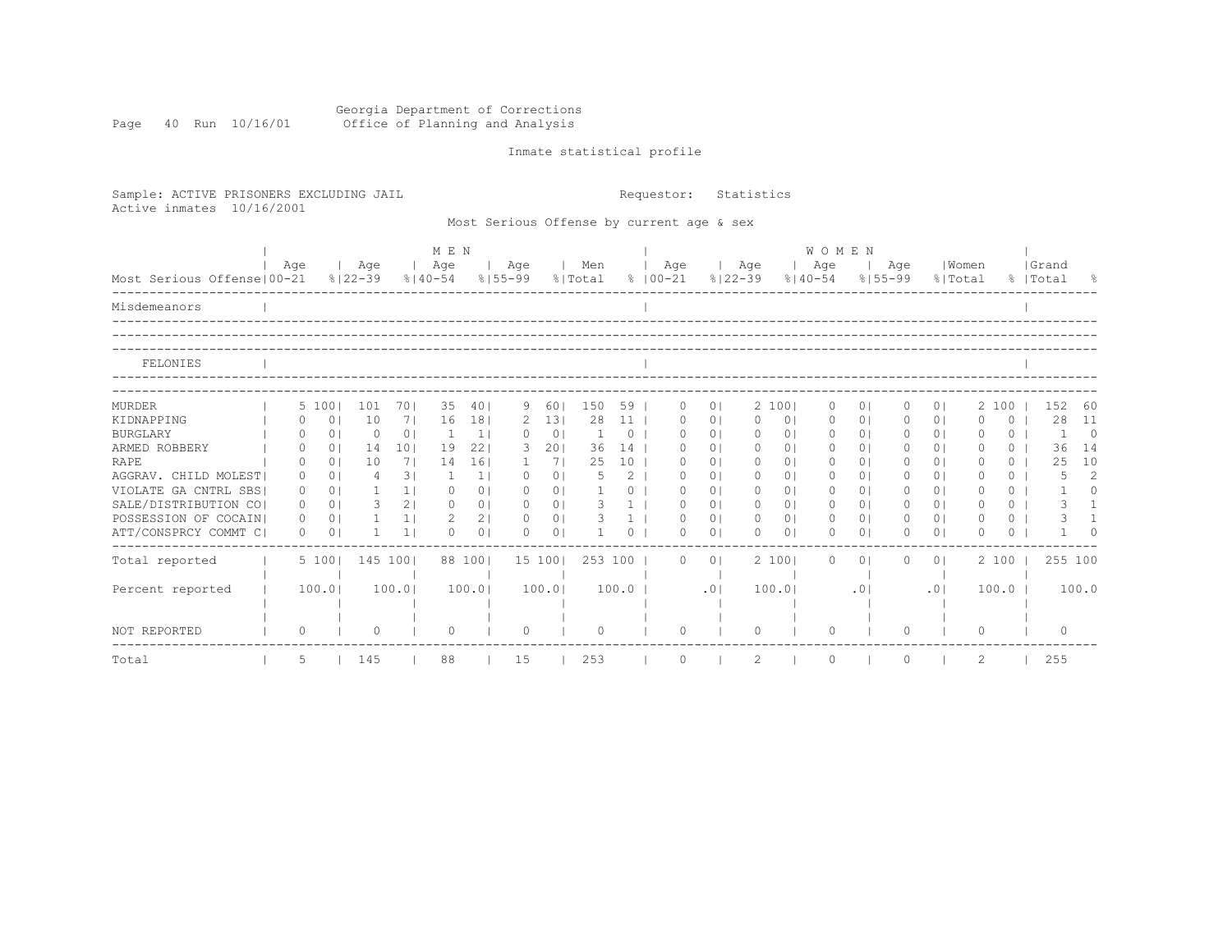Georgia Department of Corrections
Office of Planning and Analysis

Inmate statistical profile

Sample: ACTIVE PRISONERS EXCLUDING JAIL

Requestor: Statistics

Active inmates 10/16/2001

Most Serious Offense by current age & sex

| Most Serious Offense | MEN Age 00-21 | % | Age 22-39 | % | Age 40-54 | % | Age 55-99 | % | Men Total | % | WOMEN Age 00-21 | % | Age 22-39 | % | Age 40-54 | % | Age 55-99 | % | Women Total | % | Grand Total | % |
|---|---|---|---|---|---|---|---|---|---|---|---|---|---|---|---|---|---|---|---|---|---|---|
| Misdemeanors | | | | | | | | | | | | | | | | | | | | | | |
| FELONIES | | | | | | | | | | | | | | | | | | | | | | |
| MURDER | 5 | 100 | 101 | 70 | 35 | 40 | 9 | 60 | 150 | 59 | 0 | 0 | 2 | 100 | 0 | 0 | 0 | 0 | 2 | 100 | 152 | 60 |
| KIDNAPPING | 0 | 0 | 10 | 7 | 16 | 18 | 2 | 13 | 28 | 11 | 0 | 0 | 0 | 0 | 0 | 0 | 0 | 0 | 0 | 0 | 28 | 11 |
| BURGLARY | 0 | 0 | 0 | 0 | 1 | 1 | 0 | 0 | 1 | 0 | 0 | 0 | 0 | 0 | 0 | 0 | 0 | 0 | 0 | 0 | 1 | 0 |
| ARMED ROBBERY | 0 | 0 | 14 | 10 | 19 | 22 | 3 | 20 | 36 | 14 | 0 | 0 | 0 | 0 | 0 | 0 | 0 | 0 | 0 | 0 | 36 | 14 |
| RAPE | 0 | 0 | 10 | 7 | 14 | 16 | 1 | 7 | 25 | 10 | 0 | 0 | 0 | 0 | 0 | 0 | 0 | 0 | 0 | 0 | 25 | 10 |
| AGGRAV. CHILD MOLEST | 0 | 0 | 4 | 3 | 1 | 1 | 0 | 0 | 5 | 2 | 0 | 0 | 0 | 0 | 0 | 0 | 0 | 0 | 0 | 0 | 5 | 2 |
| VIOLATE GA CNTRL SBS | 0 | 0 | 1 | 1 | 0 | 0 | 0 | 0 | 1 | 0 | 0 | 0 | 0 | 0 | 0 | 0 | 0 | 0 | 0 | 0 | 1 | 0 |
| SALE/DISTRIBUTION CO | 0 | 0 | 3 | 2 | 0 | 0 | 0 | 0 | 3 | 1 | 0 | 0 | 0 | 0 | 0 | 0 | 0 | 0 | 0 | 0 | 3 | 1 |
| POSSESSION OF COCAIN | 0 | 0 | 1 | 1 | 2 | 2 | 0 | 0 | 3 | 1 | 0 | 0 | 0 | 0 | 0 | 0 | 0 | 0 | 0 | 0 | 3 | 1 |
| ATT/CONSPRCY COMMT C | 0 | 0 | 1 | 1 | 0 | 0 | 0 | 0 | 1 | 0 | 0 | 0 | 0 | 0 | 0 | 0 | 0 | 0 | 0 | 0 | 1 | 0 |
| Total reported | 5 | 100 | 145 | 100 | 88 | 100 | 15 | 100 | 253 | 100 | 0 | 0 | 2 | 100 | 0 | 0 | 0 | 0 | 2 | 100 | 255 | 100 |
| Percent reported | | 100.0 | | 100.0 | | 100.0 | | 100.0 | | 100.0 | | .0 | | 100.0 | | .0 | | .0 | | 100.0 | | 100.0 |
| NOT REPORTED | 0 | | 0 | | 0 | | 0 | | 0 | | 0 | | 0 | | 0 | | 0 | | 0 | | 0 | |
| Total | 5 | | 145 | | 88 | | 15 | | 253 | | 0 | | 2 | | 0 | | 0 | | 2 | | 255 | |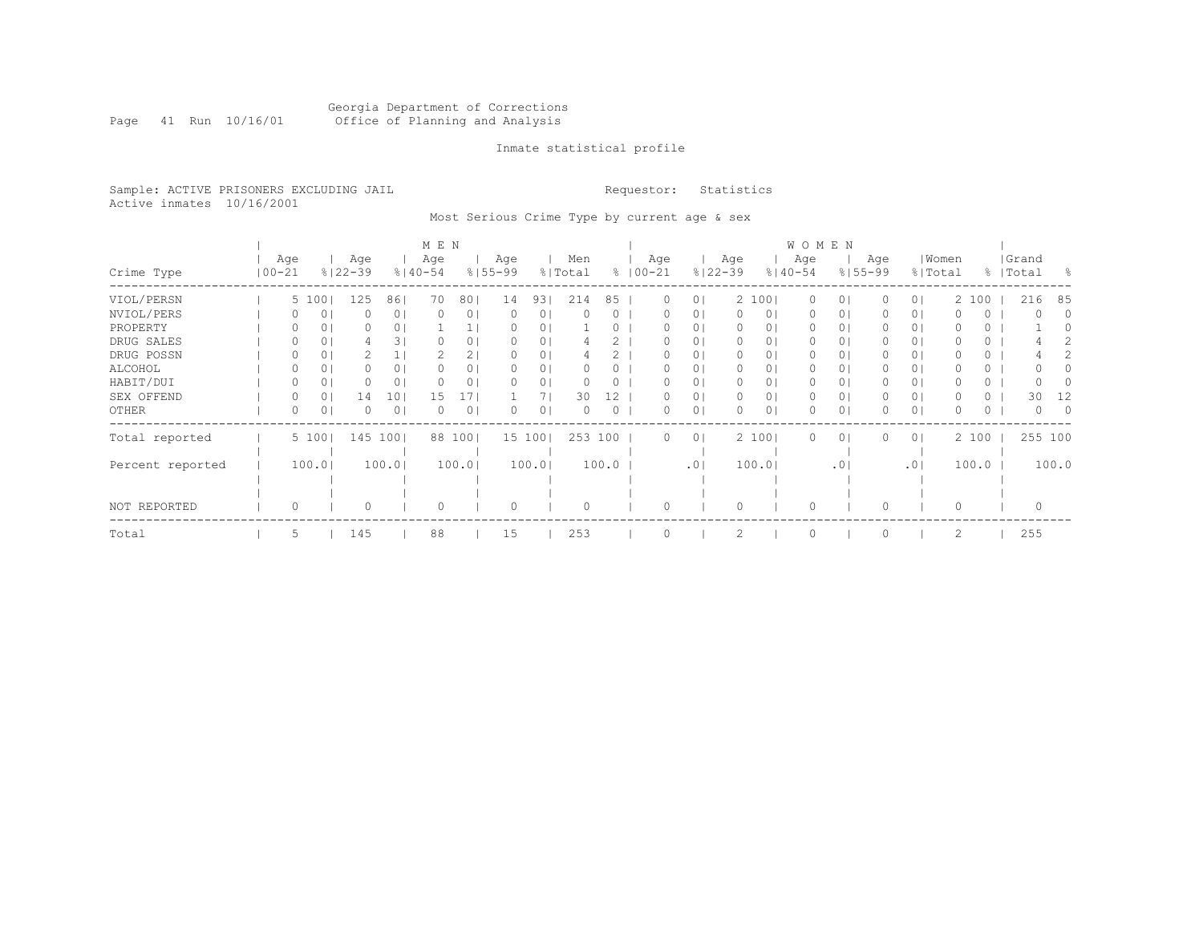Georgia Department of Corrections
Office of Planning and Analysis

Inmate statistical profile

Sample: ACTIVE PRISONERS EXCLUDING JAIL
Active inmates 10/16/2001

Requestor: Statistics

Most Serious Crime Type by current age & sex

| Crime Type | MEN Age 00-21 | % | Age 22-39 | % | Age 40-54 | % | Age 55-99 | % | Men Total | % | WOMEN Age 00-21 | % | Age 22-39 | % | Age 40-54 | % | Age 55-99 | % | Women Total | % | Grand Total | % |
|---|---|---|---|---|---|---|---|---|---|---|---|---|---|---|---|---|---|---|---|---|---|---|
| VIOL/PERSN | 5 | 100 | 125 | 86 | 70 | 80 | 14 | 93 | 214 | 85 | 0 | 0 | 2 | 100 | 0 | 0 | 0 | 0 | 2 | 100 | 216 | 85 |
| NVIOL/PERS | 0 | 0 | 0 | 0 | 0 | 0 | 0 | 0 | 0 | 0 | 0 | 0 | 0 | 0 | 0 | 0 | 0 | 0 | 0 | 0 | 0 | 0 |
| PROPERTY | 0 | 0 | 0 | 0 | 1 | 1 | 0 | 0 | 1 | 0 | 0 | 0 | 0 | 0 | 0 | 0 | 0 | 0 | 0 | 0 | 1 | 0 |
| DRUG SALES | 0 | 0 | 4 | 3 | 0 | 0 | 0 | 0 | 4 | 2 | 0 | 0 | 0 | 0 | 0 | 0 | 0 | 0 | 0 | 0 | 4 | 2 |
| DRUG POSSN | 0 | 0 | 2 | 1 | 2 | 2 | 0 | 0 | 4 | 2 | 0 | 0 | 0 | 0 | 0 | 0 | 0 | 0 | 0 | 0 | 4 | 2 |
| ALCOHOL | 0 | 0 | 0 | 0 | 0 | 0 | 0 | 0 | 0 | 0 | 0 | 0 | 0 | 0 | 0 | 0 | 0 | 0 | 0 | 0 | 0 | 0 |
| HABIT/DUI | 0 | 0 | 0 | 0 | 0 | 0 | 0 | 0 | 0 | 0 | 0 | 0 | 0 | 0 | 0 | 0 | 0 | 0 | 0 | 0 | 0 | 0 |
| SEX OFFEND | 0 | 0 | 14 | 10 | 15 | 17 | 1 | 7 | 30 | 12 | 0 | 0 | 0 | 0 | 0 | 0 | 0 | 0 | 0 | 0 | 30 | 12 |
| OTHER | 0 | 0 | 0 | 0 | 0 | 0 | 0 | 0 | 0 | 0 | 0 | 0 | 0 | 0 | 0 | 0 | 0 | 0 | 0 | 0 | 0 | 0 |
| Total reported | 5 | 100 | 145 | 100 | 88 | 100 | 15 | 100 | 253 | 100 | 0 | 0 | 2 | 100 | 0 | 0 | 0 | 0 | 2 | 100 | 255 | 100 |
| Percent reported | | 100.0 | | 100.0 | | 100.0 | | 100.0 | | 100.0 | | .0 | | 100.0 | | .0 | | .0 | | 100.0 | | 100.0 |
| NOT REPORTED | 0 | | 0 | | 0 | | 0 | | 0 | | 0 | | 0 | | 0 | | 0 | | 0 | | 0 | |
| Total | 5 | | 145 | | 88 | | 15 | | 253 | | 0 | | 2 | | 0 | | 0 | | 2 | | 255 | |